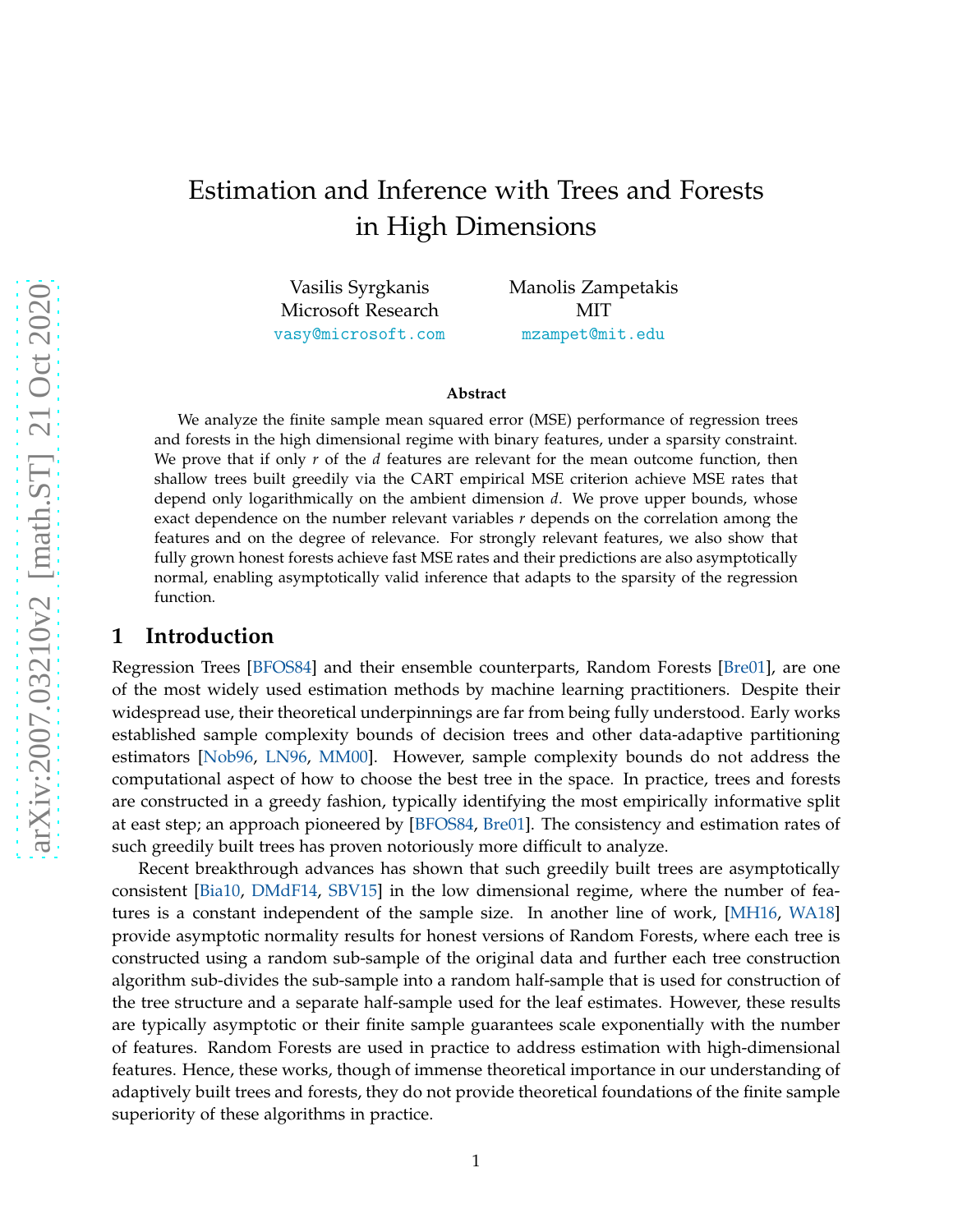# Estimation and Inference with Trees and Forests in High Dimensions

Vasilis Syrgkanis
Microsoft Research
vasy@microsoft.com

Manolis Zampetakis
MIT
mzampet@mit.edu

### Abstract

We analyze the finite sample mean squared error (MSE) performance of regression trees and forests in the high dimensional regime with binary features, under a sparsity constraint. We prove that if only $r$ of the $d$ features are relevant for the mean outcome function, then shallow trees built greedily via the CART empirical MSE criterion achieve MSE rates that depend only logarithmically on the ambient dimension $d$. We prove upper bounds, whose exact dependence on the number relevant variables $r$ depends on the correlation among the features and on the degree of relevance. For strongly relevant features, we also show that fully grown honest forests achieve fast MSE rates and their predictions are also asymptotically normal, enabling asymptotically valid inference that adapts to the sparsity of the regression function.

## 1 Introduction

Regression Trees [BFOS84] and their ensemble counterparts, Random Forests [Bre01], are one of the most widely used estimation methods by machine learning practitioners. Despite their widespread use, their theoretical underpinnings are far from being fully understood. Early works established sample complexity bounds of decision trees and other data-adaptive partitioning estimators [Nob96, LN96, MM00]. However, sample complexity bounds do not address the computational aspect of how to choose the best tree in the space. In practice, trees and forests are constructed in a greedy fashion, typically identifying the most empirically informative split at east step; an approach pioneered by [BFOS84, Bre01]. The consistency and estimation rates of such greedily built trees has proven notoriously more difficult to analyze.

Recent breakthrough advances has shown that such greedily built trees are asymptotically consistent [Bia10, DMdF14, SBV15] in the low dimensional regime, where the number of features is a constant independent of the sample size. In another line of work, [MH16, WA18] provide asymptotic normality results for honest versions of Random Forests, where each tree is constructed using a random sub-sample of the original data and further each tree construction algorithm sub-divides the sub-sample into a random half-sample that is used for construction of the tree structure and a separate half-sample used for the leaf estimates. However, these results are typically asymptotic or their finite sample guarantees scale exponentially with the number of features. Random Forests are used in practice to address estimation with high-dimensional features. Hence, these works, though of immense theoretical importance in our understanding of adaptively built trees and forests, they do not provide theoretical foundations of the finite sample superiority of these algorithms in practice.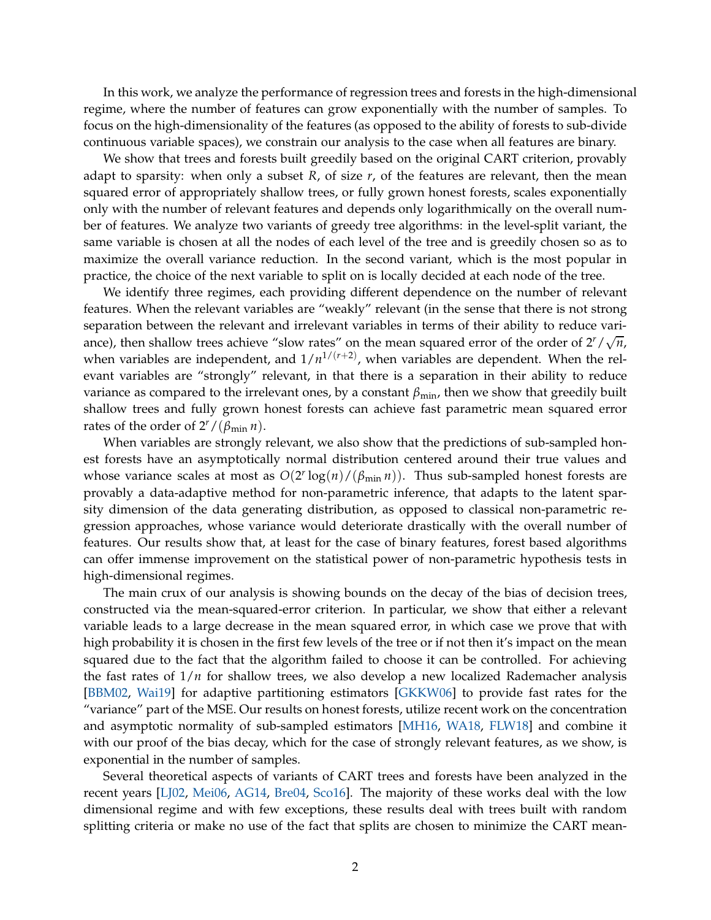In this work, we analyze the performance of regression trees and forests in the high-dimensional regime, where the number of features can grow exponentially with the number of samples. To focus on the high-dimensionality of the features (as opposed to the ability of forests to sub-divide continuous variable spaces), we constrain our analysis to the case when all features are binary.

We show that trees and forests built greedily based on the original CART criterion, provably adapt to sparsity: when only a subset $R$, of size $r$, of the features are relevant, then the mean squared error of appropriately shallow trees, or fully grown honest forests, scales exponentially only with the number of relevant features and depends only logarithmically on the overall number of features. We analyze two variants of greedy tree algorithms: in the level-split variant, the same variable is chosen at all the nodes of each level of the tree and is greedily chosen so as to maximize the overall variance reduction. In the second variant, which is the most popular in practice, the choice of the next variable to split on is locally decided at each node of the tree.

We identify three regimes, each providing different dependence on the number of relevant features. When the relevant variables are "weakly" relevant (in the sense that there is not strong separation between the relevant and irrelevant variables in terms of their ability to reduce variance), then shallow trees achieve "slow rates" on the mean squared error of the order of $2^r/\sqrt{n}$, when variables are independent, and $1/n^{1/(r+2)}$, when variables are dependent. When the relevant variables are "strongly" relevant, in that there is a separation in their ability to reduce variance as compared to the irrelevant ones, by a constant $\beta_{\min}$, then we show that greedily built shallow trees and fully grown honest forests can achieve fast parametric mean squared error rates of the order of $2^r/(\beta_{\min}\, n)$.

When variables are strongly relevant, we also show that the predictions of sub-sampled honest forests have an asymptotically normal distribution centered around their true values and whose variance scales at most as $O(2^r \log(n)/(\beta_{\min}\, n))$. Thus sub-sampled honest forests are provably a data-adaptive method for non-parametric inference, that adapts to the latent sparsity dimension of the data generating distribution, as opposed to classical non-parametric regression approaches, whose variance would deteriorate drastically with the overall number of features. Our results show that, at least for the case of binary features, forest based algorithms can offer immense improvement on the statistical power of non-parametric hypothesis tests in high-dimensional regimes.

The main crux of our analysis is showing bounds on the decay of the bias of decision trees, constructed via the mean-squared-error criterion. In particular, we show that either a relevant variable leads to a large decrease in the mean squared error, in which case we prove that with high probability it is chosen in the first few levels of the tree or if not then it's impact on the mean squared due to the fact that the algorithm failed to choose it can be controlled. For achieving the fast rates of $1/n$ for shallow trees, we also develop a new localized Rademacher analysis [BBM02, Wai19] for adaptive partitioning estimators [GKKW06] to provide fast rates for the "variance" part of the MSE. Our results on honest forests, utilize recent work on the concentration and asymptotic normality of sub-sampled estimators [MH16, WA18, FLW18] and combine it with our proof of the bias decay, which for the case of strongly relevant features, as we show, is exponential in the number of samples.

Several theoretical aspects of variants of CART trees and forests have been analyzed in the recent years [LJ02, Mei06, AG14, Bre04, Sco16]. The majority of these works deal with the low dimensional regime and with few exceptions, these results deal with trees built with random splitting criteria or make no use of the fact that splits are chosen to minimize the CART mean-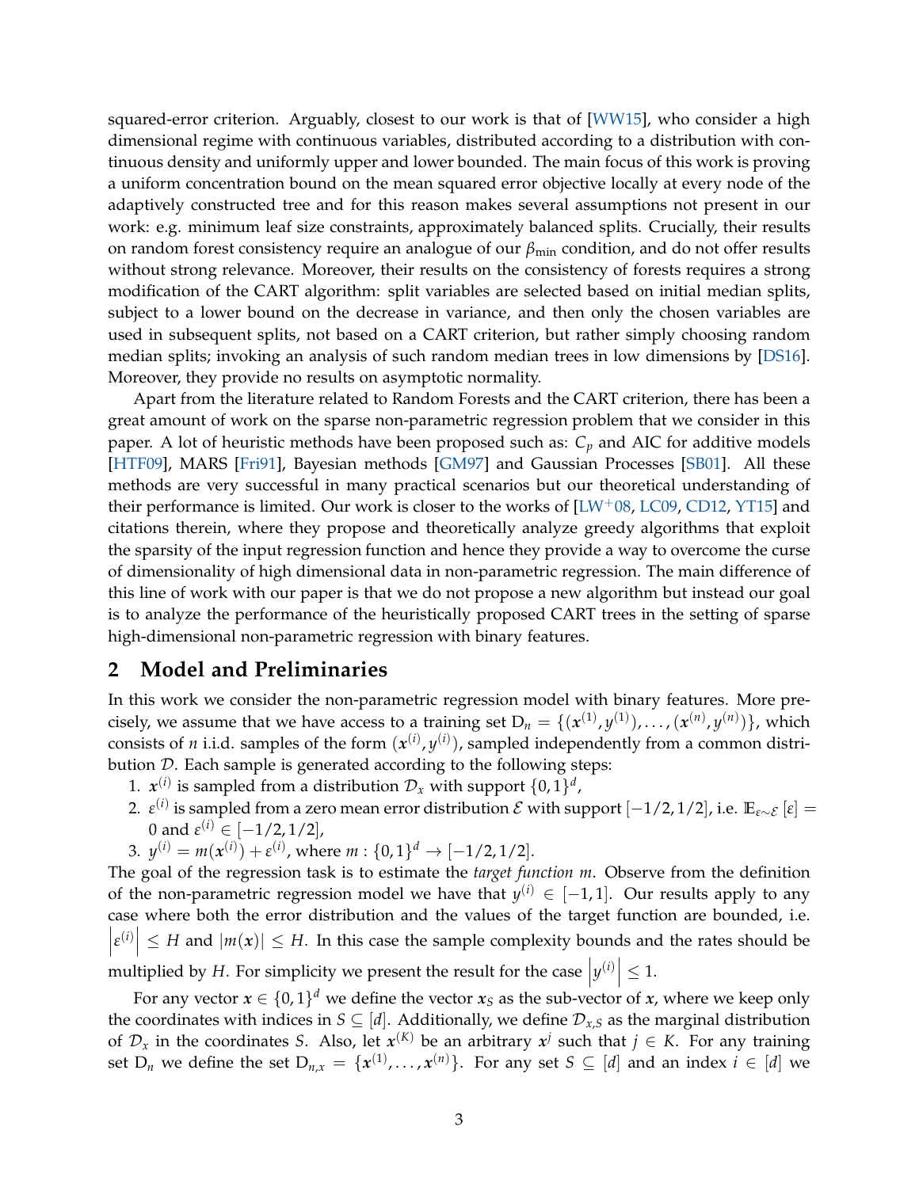squared-error criterion. Arguably, closest to our work is that of [WW15], who consider a high dimensional regime with continuous variables, distributed according to a distribution with continuous density and uniformly upper and lower bounded. The main focus of this work is proving a uniform concentration bound on the mean squared error objective locally at every node of the adaptively constructed tree and for this reason makes several assumptions not present in our work: e.g. minimum leaf size constraints, approximately balanced splits. Crucially, their results on random forest consistency require an analogue of our $\beta_{\min}$ condition, and do not offer results without strong relevance. Moreover, their results on the consistency of forests requires a strong modification of the CART algorithm: split variables are selected based on initial median splits, subject to a lower bound on the decrease in variance, and then only the chosen variables are used in subsequent splits, not based on a CART criterion, but rather simply choosing random median splits; invoking an analysis of such random median trees in low dimensions by [DS16]. Moreover, they provide no results on asymptotic normality.

Apart from the literature related to Random Forests and the CART criterion, there has been a great amount of work on the sparse non-parametric regression problem that we consider in this paper. A lot of heuristic methods have been proposed such as: $C_p$ and AIC for additive models [HTF09], MARS [Fri91], Bayesian methods [GM97] and Gaussian Processes [SB01]. All these methods are very successful in many practical scenarios but our theoretical understanding of their performance is limited. Our work is closer to the works of [LW$^+$08, LC09, CD12, YT15] and citations therein, where they propose and theoretically analyze greedy algorithms that exploit the sparsity of the input regression function and hence they provide a way to overcome the curse of dimensionality of high dimensional data in non-parametric regression. The main difference of this line of work with our paper is that we do not propose a new algorithm but instead our goal is to analyze the performance of the heuristically proposed CART trees in the setting of sparse high-dimensional non-parametric regression with binary features.

## 2 Model and Preliminaries

In this work we consider the non-parametric regression model with binary features. More precisely, we assume that we have access to a training set $\mathrm{D}_n = \{(\boldsymbol{x}^{(1)}, y^{(1)}), \dots, (\boldsymbol{x}^{(n)}, y^{(n)})\}$, which consists of $n$ i.i.d. samples of the form $(\boldsymbol{x}^{(i)}, y^{(i)})$, sampled independently from a common distribution $\mathcal{D}$. Each sample is generated according to the following steps:

1. $\boldsymbol{x}^{(i)}$ is sampled from a distribution $\mathcal{D}_x$ with support $\{0,1\}^d$,
2. $\varepsilon^{(i)}$ is sampled from a zero mean error distribution $\mathcal{E}$ with support $[-1/2, 1/2]$, i.e. $\mathbb{E}_{\varepsilon \sim \mathcal{E}}[\varepsilon] = 0$ and $\varepsilon^{(i)} \in [-1/2, 1/2]$,
3. $y^{(i)} = m(\boldsymbol{x}^{(i)}) + \varepsilon^{(i)}$, where $m : \{0,1\}^d \to [-1/2, 1/2]$.

The goal of the regression task is to estimate the *target function* $m$. Observe from the definition of the non-parametric regression model we have that $y^{(i)} \in [-1, 1]$. Our results apply to any case where both the error distribution and the values of the target function are bounded, i.e. $\left|\varepsilon^{(i)}\right| \le H$ and $|m(\boldsymbol{x})| \le H$. In this case the sample complexity bounds and the rates should be multiplied by $H$. For simplicity we present the result for the case $\left|y^{(i)}\right| \le 1$.

For any vector $\boldsymbol{x} \in \{0,1\}^d$ we define the vector $\boldsymbol{x}_S$ as the sub-vector of $\boldsymbol{x}$, where we keep only the coordinates with indices in $S \subseteq [d]$. Additionally, we define $\mathcal{D}_{x,S}$ as the marginal distribution of $\mathcal{D}_x$ in the coordinates $S$. Also, let $\boldsymbol{x}^{(K)}$ be an arbitrary $\boldsymbol{x}^j$ such that $j \in K$. For any training set $\mathrm{D}_n$ we define the set $\mathrm{D}_{n,x} = \{\boldsymbol{x}^{(1)}, \dots, \boldsymbol{x}^{(n)}\}$. For any set $S \subseteq [d]$ and an index $i \in [d]$ we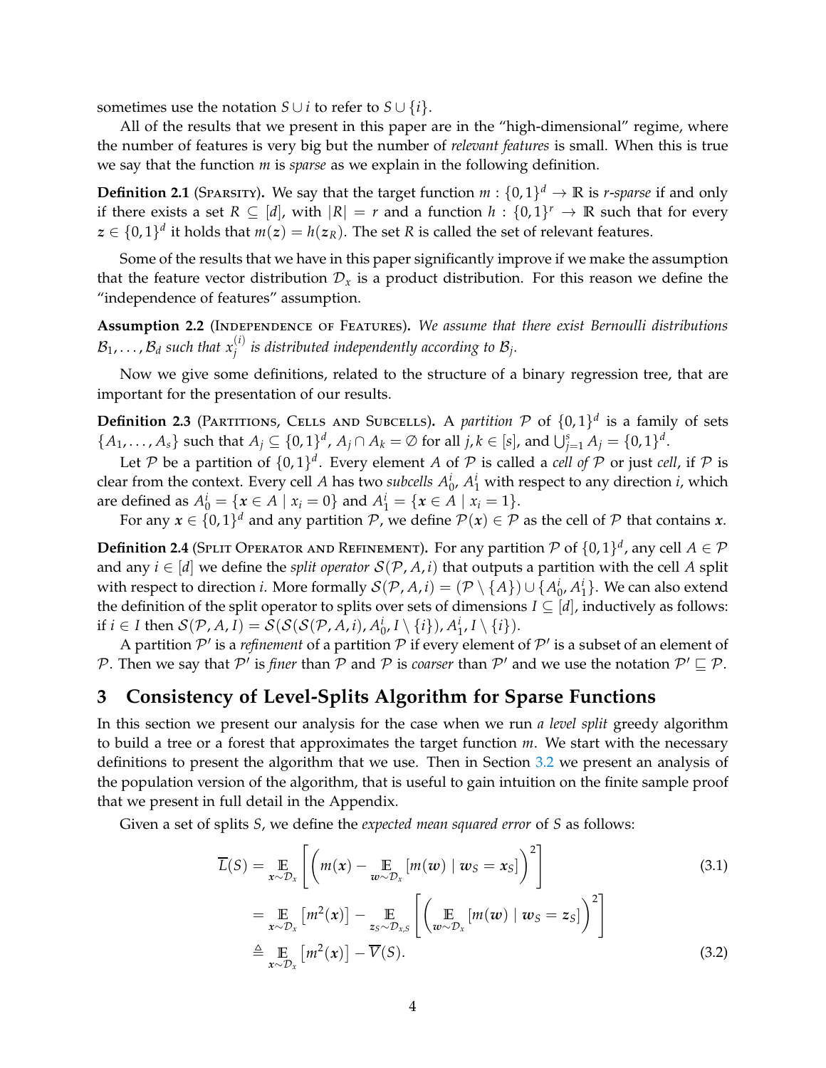sometimes use the notation $S \cup i$ to refer to $S \cup \{i\}$.

All of the results that we present in this paper are in the "high-dimensional" regime, where the number of features is very big but the number of *relevant features* is small. When this is true we say that the function $m$ is *sparse* as we explain in the following definition.

**Definition 2.1** (Sparsity). We say that the target function $m : \{0,1\}^d \to \mathbb{R}$ is *r-sparse* if and only if there exists a set $R \subseteq [d]$, with $|R| = r$ and a function $h : \{0,1\}^r \to \mathbb{R}$ such that for every $z \in \{0,1\}^d$ it holds that $m(z) = h(z_R)$. The set $R$ is called the set of relevant features.

Some of the results that we have in this paper significantly improve if we make the assumption that the feature vector distribution $\mathcal{D}_x$ is a product distribution. For this reason we define the "independence of features" assumption.

**Assumption 2.2** (Independence of Features). *We assume that there exist Bernoulli distributions $\mathcal{B}_1, \dots, \mathcal{B}_d$ such that $x_j^{(i)}$ is distributed independently according to $\mathcal{B}_j$.*

Now we give some definitions, related to the structure of a binary regression tree, that are important for the presentation of our results.

**Definition 2.3** (Partitions, Cells and Subcells). A *partition* $\mathcal{P}$ of $\{0,1\}^d$ is a family of sets $\{A_1, \dots, A_s\}$ such that $A_j \subseteq \{0,1\}^d$, $A_j \cap A_k = \emptyset$ for all $j, k \in [s]$, and $\bigcup_{j=1}^{s} A_j = \{0,1\}^d$.

Let $\mathcal{P}$ be a partition of $\{0,1\}^d$. Every element $A$ of $\mathcal{P}$ is called a *cell of* $\mathcal{P}$ or just *cell*, if $\mathcal{P}$ is clear from the context. Every cell $A$ has two *subcells* $A_0^i$, $A_1^i$ with respect to any direction $i$, which are defined as $A_0^i = \{x \in A \mid x_i = 0\}$ and $A_1^i = \{x \in A \mid x_i = 1\}$.

For any $x \in \{0,1\}^d$ and any partition $\mathcal{P}$, we define $\mathcal{P}(x) \in \mathcal{P}$ as the cell of $\mathcal{P}$ that contains $x$.

**Definition 2.4** (Split Operator and Refinement). For any partition $\mathcal{P}$ of $\{0,1\}^d$, any cell $A \in \mathcal{P}$ and any $i \in [d]$ we define the *split operator* $\mathcal{S}(\mathcal{P}, A, i)$ that outputs a partition with the cell $A$ split with respect to direction $i$. More formally $\mathcal{S}(\mathcal{P}, A, i) = (\mathcal{P} \setminus \{A\}) \cup \{A_0^i, A_1^i\}$. We can also extend the definition of the split operator to splits over sets of dimensions $I \subseteq [d]$, inductively as follows: if $i \in I$ then $\mathcal{S}(\mathcal{P}, A, I) = \mathcal{S}(\mathcal{S}(\mathcal{S}(\mathcal{P}, A, i), A_0^i, I \setminus \{i\}), A_1^i, I \setminus \{i\})$.

A partition $\mathcal{P}'$ is a *refinement* of a partition $\mathcal{P}$ if every element of $\mathcal{P}'$ is a subset of an element of $\mathcal{P}$. Then we say that $\mathcal{P}'$ is *finer* than $\mathcal{P}$ and $\mathcal{P}$ is *coarser* than $\mathcal{P}'$ and we use the notation $\mathcal{P}' \sqsubseteq \mathcal{P}$.

# 3 Consistency of Level-Splits Algorithm for Sparse Functions

In this section we present our analysis for the case when we run *a level split* greedy algorithm to build a tree or a forest that approximates the target function $m$. We start with the necessary definitions to present the algorithm that we use. Then in Section 3.2 we present an analysis of the population version of the algorithm, that is useful to gain intuition on the finite sample proof that we present in full detail in the Appendix.

Given a set of splits $S$, we define the *expected mean squared error* of $S$ as follows:

$$\overline{L}(S) = \mathop{\mathbb{E}}_{x \sim \mathcal{D}_x}\left[\left(m(x) - \mathop{\mathbb{E}}_{w \sim \mathcal{D}_x}\left[m(w) \mid w_S = x_S\right]\right)^2\right] \tag{3.1}$$

$$= \mathop{\mathbb{E}}_{x \sim \mathcal{D}_x}\left[m^2(x)\right] - \mathop{\mathbb{E}}_{z_S \sim \mathcal{D}_{x,S}}\left[\left(\mathop{\mathbb{E}}_{w \sim \mathcal{D}_x}\left[m(w) \mid w_S = z_S\right]\right)^2\right]$$

$$\triangleq \mathop{\mathbb{E}}_{x \sim \mathcal{D}_x}\left[m^2(x)\right] - \overline{V}(S). \tag{3.2}$$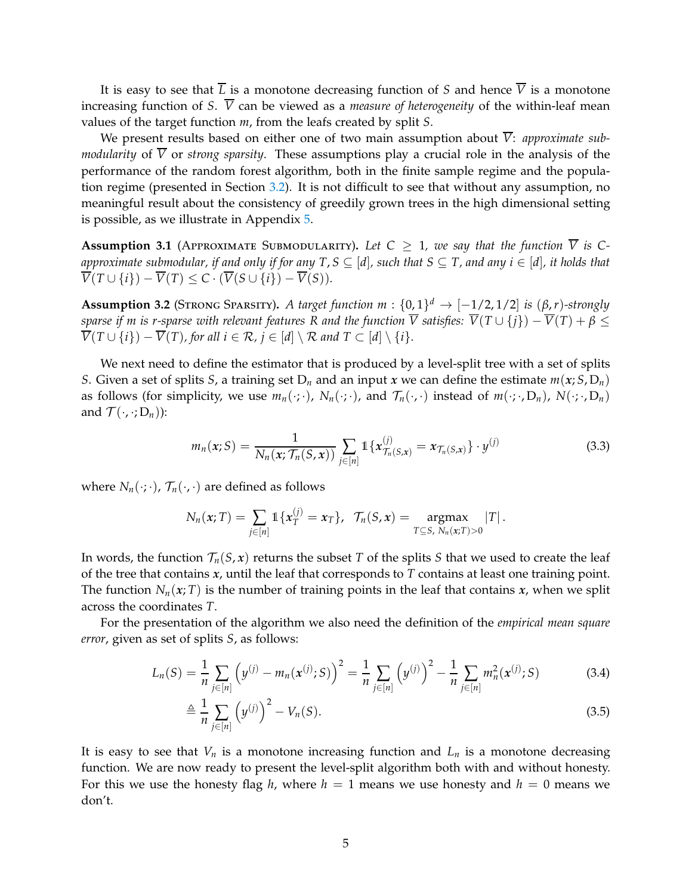It is easy to see that $\overline{L}$ is a monotone decreasing function of $S$ and hence $\overline{V}$ is a monotone increasing function of $S$. $\overline{V}$ can be viewed as a *measure of heterogeneity* of the within-leaf mean values of the target function $m$, from the leafs created by split $S$.

We present results based on either one of two main assumption about $\overline{V}$: *approximate submodularity* of $\overline{V}$ or *strong sparsity*. These assumptions play a crucial role in the analysis of the performance of the random forest algorithm, both in the finite sample regime and the population regime (presented in Section 3.2). It is not difficult to see that without any assumption, no meaningful result about the consistency of greedily grown trees in the high dimensional setting is possible, as we illustrate in Appendix 5.

**Assumption 3.1** (Approximate Submodularity). *Let $C \geq 1$, we say that the function $\overline{V}$ is $C$-approximate submodular, if and only if for any $T, S \subseteq [d]$, such that $S \subseteq T$, and any $i \in [d]$, it holds that $\overline{V}(T \cup \{i\}) - \overline{V}(T) \leq C \cdot (\overline{V}(S \cup \{i\}) - \overline{V}(S))$.*

**Assumption 3.2** (Strong Sparsity). *A target function $m : \{0,1\}^d \to [-1/2, 1/2]$ is $(\beta, r)$-strongly sparse if $m$ is $r$-sparse with relevant features $R$ and the function $\overline{V}$ satisfies: $\overline{V}(T \cup \{j\}) - \overline{V}(T) + \beta \leq \overline{V}(T \cup \{i\}) - \overline{V}(T)$, for all $i \in \mathcal{R}$, $j \in [d] \setminus \mathcal{R}$ and $T \subset [d] \setminus \{i\}$.*

We next need to define the estimator that is produced by a level-split tree with a set of splits $S$. Given a set of splits $S$, a training set $\mathrm{D}_n$ and an input $\boldsymbol{x}$ we can define the estimate $m(\boldsymbol{x}; S, \mathrm{D}_n)$ as follows (for simplicity, we use $m_n(\cdot;\cdot)$, $N_n(\cdot;\cdot)$, and $\mathcal{T}_n(\cdot,\cdot)$ instead of $m(\cdot;\cdot,\mathrm{D}_n)$, $N(\cdot;\cdot,\mathrm{D}_n)$ and $\mathcal{T}(\cdot,\cdot;\mathrm{D}_n)$):

$$m_n(\boldsymbol{x}; S) = \frac{1}{N_n(\boldsymbol{x}; \mathcal{T}_n(S, \boldsymbol{x}))} \sum_{j \in [n]} \mathbb{1}\{\boldsymbol{x}^{(j)}_{\mathcal{T}_n(S,\boldsymbol{x})} = \boldsymbol{x}_{\mathcal{T}_n(S,\boldsymbol{x})}\} \cdot y^{(j)} \tag{3.3}$$

where $N_n(\cdot;\cdot)$, $\mathcal{T}_n(\cdot,\cdot)$ are defined as follows

$$N_n(\boldsymbol{x}; T) = \sum_{j \in [n]} \mathbb{1}\{\boldsymbol{x}^{(j)}_T = \boldsymbol{x}_T\}, \quad \mathcal{T}_n(S, \boldsymbol{x}) = \underset{T \subseteq S,\, N_n(\boldsymbol{x}; T) > 0}{\operatorname{argmax}} |T|.$$

In words, the function $\mathcal{T}_n(S, \boldsymbol{x})$ returns the subset $T$ of the splits $S$ that we used to create the leaf of the tree that contains $\boldsymbol{x}$, until the leaf that corresponds to $T$ contains at least one training point. The function $N_n(\boldsymbol{x}; T)$ is the number of training points in the leaf that contains $\boldsymbol{x}$, when we split across the coordinates $T$.

For the presentation of the algorithm we also need the definition of the *empirical mean square error*, given as set of splits $S$, as follows:

$$L_n(S) = \frac{1}{n} \sum_{j \in [n]} \left(y^{(j)} - m_n(\boldsymbol{x}^{(j)}; S)\right)^2 = \frac{1}{n} \sum_{j \in [n]} \left(y^{(j)}\right)^2 - \frac{1}{n} \sum_{j \in [n]} m_n^2(\boldsymbol{x}^{(j)}; S) \tag{3.4}$$

$$\triangleq \frac{1}{n} \sum_{j \in [n]} \left(y^{(j)}\right)^2 - V_n(S). \tag{3.5}$$

It is easy to see that $V_n$ is a monotone increasing function and $L_n$ is a monotone decreasing function. We are now ready to present the level-split algorithm both with and without honesty. For this we use the honesty flag $h$, where $h = 1$ means we use honesty and $h = 0$ means we don't.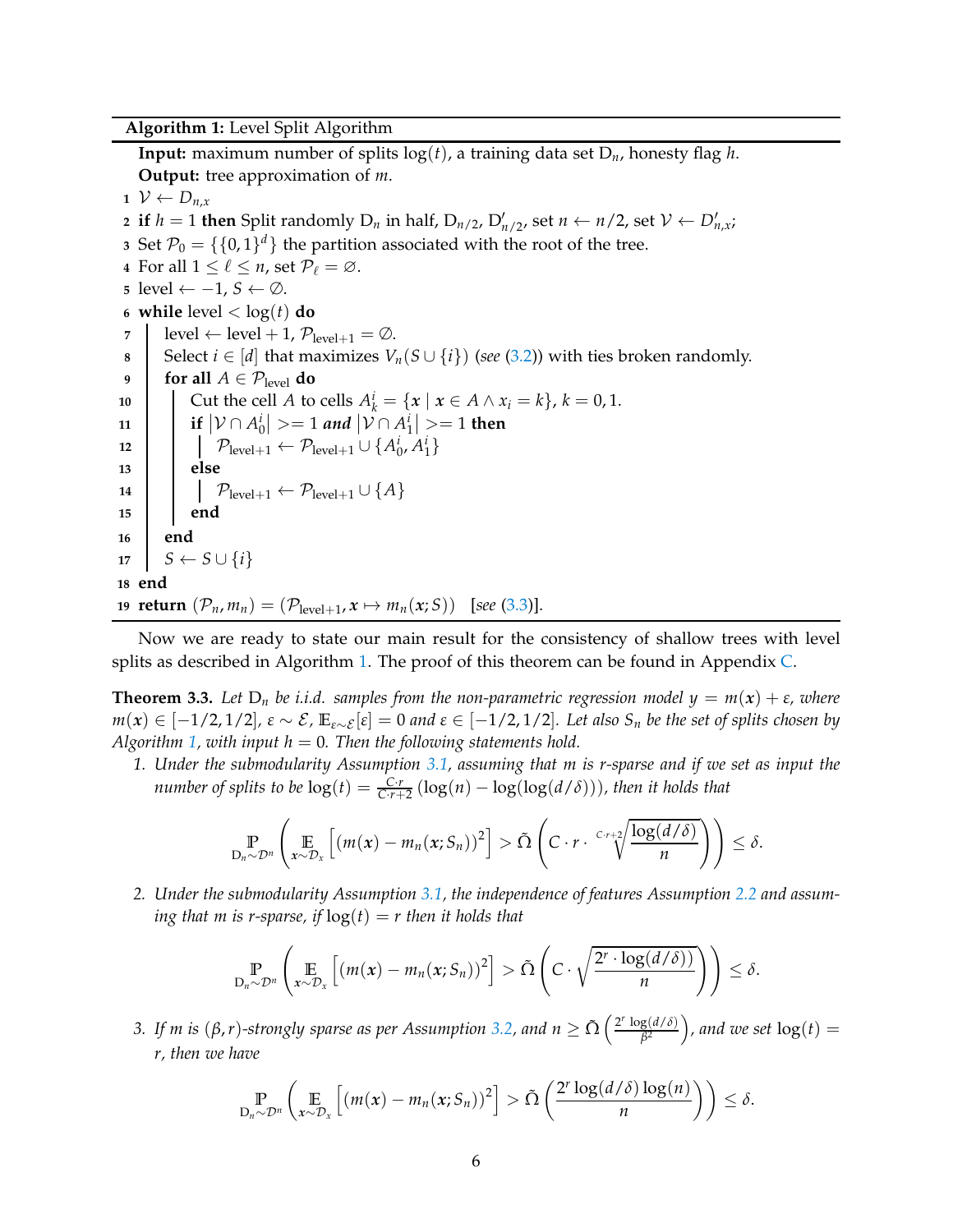**Algorithm 1:** Level Split Algorithm

**Input:** maximum number of splits $\log(t)$, a training data set $D_n$, honesty flag $h$.
**Output:** tree approximation of $m$.

1. $\mathcal{V} \leftarrow D_{n,x}$
2. **if** $h = 1$ **then** Split randomly $D_n$ in half, $D_{n/2}$, $D'_{n/2}$, set $n \leftarrow n/2$, set $\mathcal{V} \leftarrow D'_{n,x}$;
3. Set $\mathcal{P}_0 = \{\{0,1\}^d\}$ the partition associated with the root of the tree.
4. For all $1 \le \ell \le n$, set $\mathcal{P}_\ell = \varnothing$.
5. level $\leftarrow -1$, $S \leftarrow \emptyset$.
6. **while** level $< \log(t)$ **do**
7. &nbsp;&nbsp;&nbsp;&nbsp;level $\leftarrow$ level $+1$, $\mathcal{P}_{\text{level}+1} = \emptyset$.
8. &nbsp;&nbsp;&nbsp;&nbsp;Select $i \in [d]$ that maximizes $V_n(S \cup \{i\})$ (*see* (3.2)) with ties broken randomly.
9. &nbsp;&nbsp;&nbsp;&nbsp;**for all** $A \in \mathcal{P}_{\text{level}}$ **do**
10. &nbsp;&nbsp;&nbsp;&nbsp;&nbsp;&nbsp;&nbsp;&nbsp;Cut the cell $A$ to cells $A^i_k = \{\boldsymbol{x} \mid \boldsymbol{x} \in A \wedge x_i = k\}$, $k = 0, 1$.
11. &nbsp;&nbsp;&nbsp;&nbsp;&nbsp;&nbsp;&nbsp;&nbsp;**if** $|\mathcal{V} \cap A^i_0| >= 1$ ***and*** $|\mathcal{V} \cap A^i_1| >= 1$ **then**
12. &nbsp;&nbsp;&nbsp;&nbsp;&nbsp;&nbsp;&nbsp;&nbsp;&nbsp;&nbsp;&nbsp;&nbsp;$\mathcal{P}_{\text{level}+1} \leftarrow \mathcal{P}_{\text{level}+1} \cup \{A^i_0, A^i_1\}$
13. &nbsp;&nbsp;&nbsp;&nbsp;&nbsp;&nbsp;&nbsp;&nbsp;**else**
14. &nbsp;&nbsp;&nbsp;&nbsp;&nbsp;&nbsp;&nbsp;&nbsp;&nbsp;&nbsp;&nbsp;&nbsp;$\mathcal{P}_{\text{level}+1} \leftarrow \mathcal{P}_{\text{level}+1} \cup \{A\}$
15. &nbsp;&nbsp;&nbsp;&nbsp;&nbsp;&nbsp;&nbsp;&nbsp;**end**
16. &nbsp;&nbsp;&nbsp;&nbsp;**end**
17. &nbsp;&nbsp;&nbsp;&nbsp;$S \leftarrow S \cup \{i\}$
18. **end**
19. **return** $(\mathcal{P}_n, m_n) = (\mathcal{P}_{\text{level}+1}, \boldsymbol{x} \mapsto m_n(\boldsymbol{x}; S))$ &nbsp;&nbsp;[*see* (3.3)].

Now we are ready to state our main result for the consistency of shallow trees with level splits as described in Algorithm 1. The proof of this theorem can be found in Appendix C.

**Theorem 3.3.** *Let $D_n$ be i.i.d. samples from the non-parametric regression model $y = m(\boldsymbol{x}) + \varepsilon$, where $m(\boldsymbol{x}) \in [-1/2, 1/2]$, $\varepsilon \sim \mathcal{E}$, $\mathbb{E}_{\varepsilon \sim \mathcal{E}}[\varepsilon] = 0$ and $\varepsilon \in [-1/2, 1/2]$. Let also $S_n$ be the set of splits chosen by Algorithm 1, with input $h = 0$. Then the following statements hold.*

1. *Under the submodularity Assumption 3.1, assuming that $m$ is $r$-sparse and if we set as input the number of splits to be $\log(t) = \frac{C \cdot r}{C \cdot r + 2}(\log(n) - \log(\log(d/\delta)))$, then it holds that*

$$\mathop{\mathbb{P}}_{D_n \sim \mathcal{D}^n}\left(\mathop{\mathbb{E}}_{\boldsymbol{x} \sim \mathcal{D}_x}\left[(m(\boldsymbol{x}) - m_n(\boldsymbol{x}; S_n))^2\right] > \tilde{\Omega}\left(C \cdot r \cdot \sqrt[C \cdot r + 2]{\frac{\log(d/\delta)}{n}}\right)\right) \le \delta.$$

2. *Under the submodularity Assumption 3.1, the independence of features Assumption 2.2 and assuming that $m$ is $r$-sparse, if $\log(t) = r$ then it holds that*

$$\mathop{\mathbb{P}}_{D_n \sim \mathcal{D}^n}\left(\mathop{\mathbb{E}}_{\boldsymbol{x} \sim \mathcal{D}_x}\left[(m(\boldsymbol{x}) - m_n(\boldsymbol{x}; S_n))^2\right] > \tilde{\Omega}\left(C \cdot \sqrt{\frac{2^r \cdot \log(d/\delta))}{n}}\right)\right) \le \delta.$$

3. *If $m$ is $(\beta, r)$-strongly sparse as per Assumption 3.2, and $n \ge \tilde{\Omega}\left(\frac{2^r \log(d/\delta)}{\beta^2}\right)$, and we set $\log(t) = r$, then we have*

$$\mathop{\mathbb{P}}_{D_n \sim \mathcal{D}^n}\left(\mathop{\mathbb{E}}_{\boldsymbol{x} \sim \mathcal{D}_x}\left[(m(\boldsymbol{x}) - m_n(\boldsymbol{x}; S_n))^2\right] > \tilde{\Omega}\left(\frac{2^r \log(d/\delta) \log(n)}{n}\right)\right) \le \delta.$$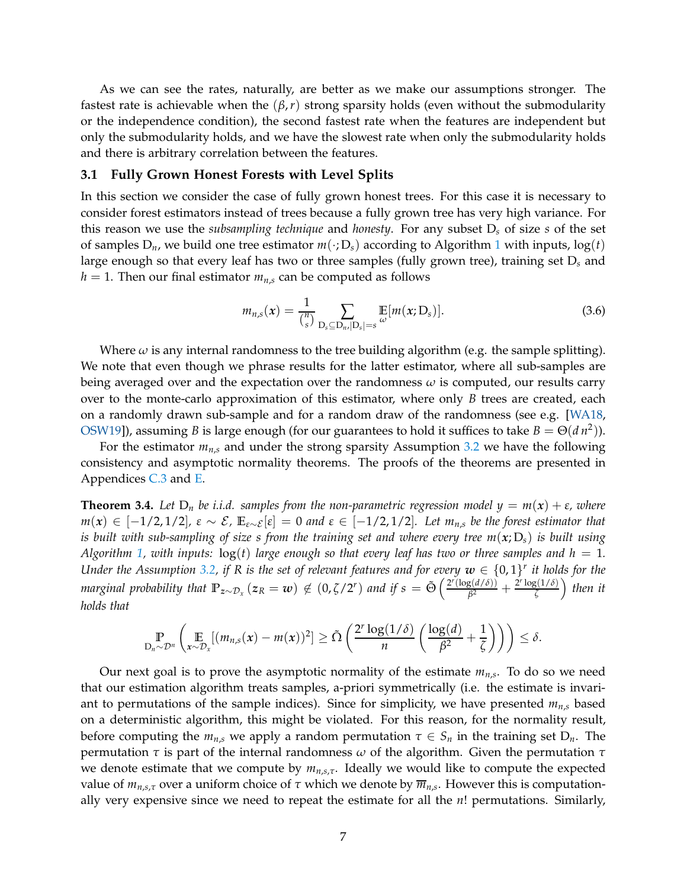As we can see the rates, naturally, are better as we make our assumptions stronger. The fastest rate is achievable when the $(\beta, r)$ strong sparsity holds (even without the submodularity or the independence condition), the second fastest rate when the features are independent but only the submodularity holds, and we have the slowest rate when only the submodularity holds and there is arbitrary correlation between the features.

### 3.1 Fully Grown Honest Forests with Level Splits

In this section we consider the case of fully grown honest trees. For this case it is necessary to consider forest estimators instead of trees because a fully grown tree has very high variance. For this reason we use the *subsampling technique* and *honesty*. For any subset $\mathrm{D}_s$ of size $s$ of the set of samples $\mathrm{D}_n$, we build one tree estimator $m(\cdot; \mathrm{D}_s)$ according to Algorithm 1 with inputs, $\log(t)$ large enough so that every leaf has two or three samples (fully grown tree), training set $\mathrm{D}_s$ and $h = 1$. Then our final estimator $m_{n,s}$ can be computed as follows

$$m_{n,s}(\boldsymbol{x}) = \frac{1}{\binom{n}{s}} \sum_{\mathrm{D}_s \subseteq \mathrm{D}_n, |\mathrm{D}_s| = s} \mathbb{E}_{\omega}[m(\boldsymbol{x}; \mathrm{D}_s)]. \tag{3.6}$$

Where $\omega$ is any internal randomness to the tree building algorithm (e.g. the sample splitting). We note that even though we phrase results for the latter estimator, where all sub-samples are being averaged over and the expectation over the randomness $\omega$ is computed, our results carry over to the monte-carlo approximation of this estimator, where only $B$ trees are created, each on a randomly drawn sub-sample and for a random draw of the randomness (see e.g. [WA18, OSW19]), assuming $B$ is large enough (for our guarantees to hold it suffices to take $B = \Theta(d\, n^2)$).

For the estimator $m_{n,s}$ and under the strong sparsity Assumption 3.2 we have the following consistency and asymptotic normality theorems. The proofs of the theorems are presented in Appendices C.3 and E.

**Theorem 3.4.** *Let $\mathrm{D}_n$ be i.i.d. samples from the non-parametric regression model $y = m(\boldsymbol{x}) + \varepsilon$, where $m(\boldsymbol{x}) \in [-1/2, 1/2]$, $\varepsilon \sim \mathcal{E}$, $\mathbb{E}_{\varepsilon \sim \mathcal{E}}[\varepsilon] = 0$ and $\varepsilon \in [-1/2, 1/2]$. Let $m_{n,s}$ be the forest estimator that is built with sub-sampling of size $s$ from the training set and where every tree $m(\boldsymbol{x}; \mathrm{D}_s)$ is built using Algorithm 1, with inputs: $\log(t)$ large enough so that every leaf has two or three samples and $h = 1$. Under the Assumption 3.2, if $R$ is the set of relevant features and for every $\boldsymbol{w} \in \{0,1\}^r$ it holds for the marginal probability that $\mathbb{P}_{\boldsymbol{z} \sim \mathcal{D}_x}(\boldsymbol{z}_R = \boldsymbol{w}) \notin (0, \zeta/2^r)$ and if $s = \tilde{\Theta}\left(\frac{2^r(\log(d/\delta))}{\beta^2} + \frac{2^r \log(1/\delta)}{\zeta}\right)$ then it holds that*

$$\mathbb{P}_{\mathrm{D}_n \sim \mathcal{D}^n}\left(\mathbb{E}_{\boldsymbol{x} \sim \mathcal{D}_x}[(m_{n,s}(\boldsymbol{x}) - m(\boldsymbol{x}))^2] \geq \tilde{\Omega}\left(\frac{2^r \log(1/\delta)}{n}\left(\frac{\log(d)}{\beta^2} + \frac{1}{\zeta}\right)\right)\right) \leq \delta.$$

Our next goal is to prove the asymptotic normality of the estimate $m_{n,s}$. To do so we need that our estimation algorithm treats samples, a-priori symmetrically (i.e. the estimate is invariant to permutations of the sample indices). Since for simplicity, we have presented $m_{n,s}$ based on a deterministic algorithm, this might be violated. For this reason, for the normality result, before computing the $m_{n,s}$ we apply a random permutation $\tau \in S_n$ in the training set $\mathrm{D}_n$. The permutation $\tau$ is part of the internal randomness $\omega$ of the algorithm. Given the permutation $\tau$ we denote estimate that we compute by $m_{n,s,\tau}$. Ideally we would like to compute the expected value of $m_{n,s,\tau}$ over a uniform choice of $\tau$ which we denote by $\overline{m}_{n,s}$. However this is computationally very expensive since we need to repeat the estimate for all the $n!$ permutations. Similarly,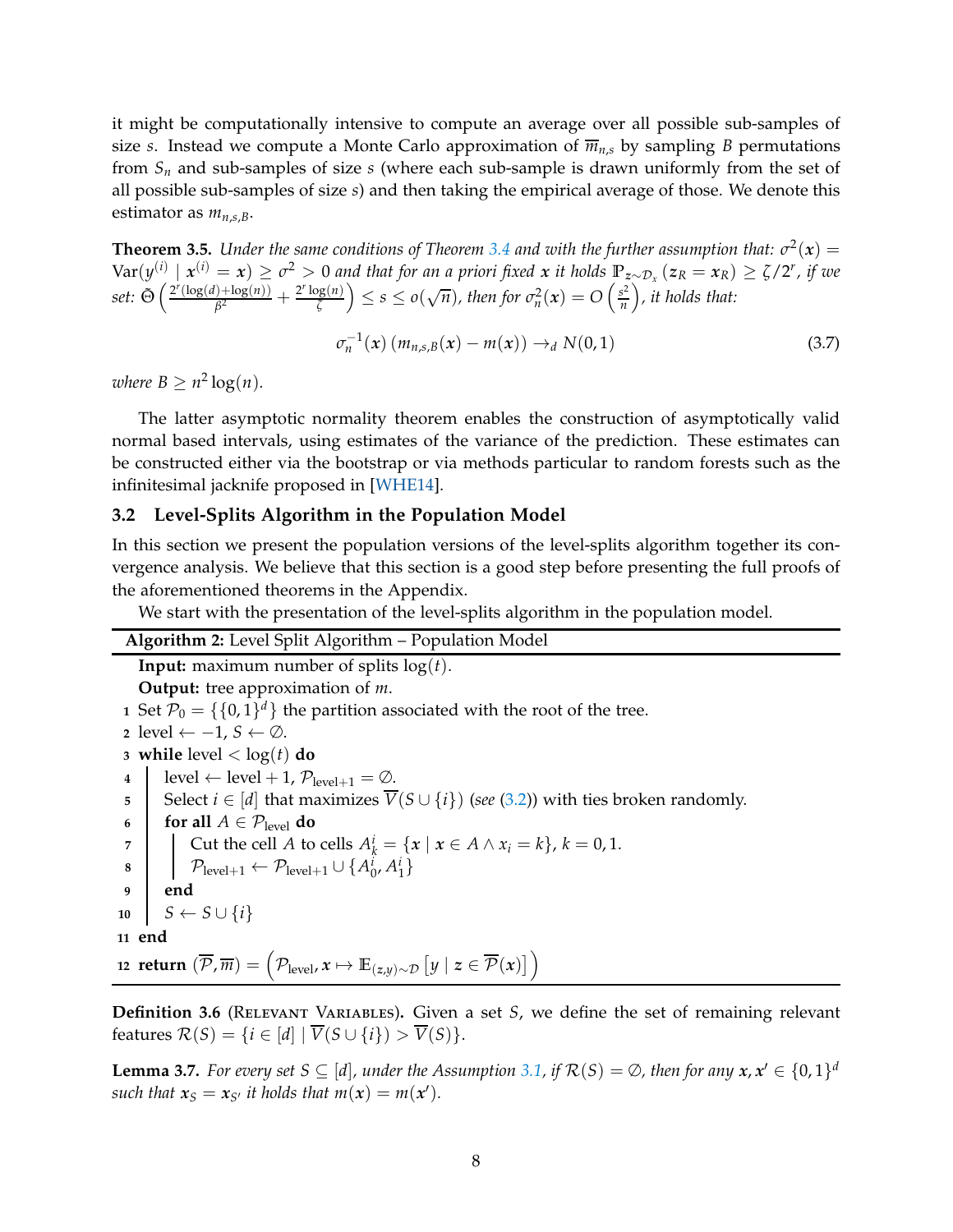it might be computationally intensive to compute an average over all possible sub-samples of size $s$. Instead we compute a Monte Carlo approximation of $\overline{m}_{n,s}$ by sampling $B$ permutations from $S_n$ and sub-samples of size $s$ (where each sub-sample is drawn uniformly from the set of all possible sub-samples of size $s$) and then taking the empirical average of those. We denote this estimator as $m_{n,s,B}$.

**Theorem 3.5.** *Under the same conditions of Theorem 3.4 and with the further assumption that:* $\sigma^2(\boldsymbol{x}) = \operatorname{Var}(y^{(i)} \mid \boldsymbol{x}^{(i)} = \boldsymbol{x}) \geq \sigma^2 > 0$ *and that for an a priori fixed* $\boldsymbol{x}$ *it holds* $\mathbb{P}_{\boldsymbol{z}\sim\mathcal{D}_x}(\boldsymbol{z}_R = \boldsymbol{x}_R) \geq \zeta/2^r$*, if we set:* $\tilde{\Theta}\left(\frac{2^r(\log(d)+\log(n))}{\beta^2} + \frac{2^r \log(n)}{\zeta}\right) \leq s \leq o(\sqrt{n})$*, then for* $\sigma_n^2(\boldsymbol{x}) = O\left(\frac{s^2}{n}\right)$*, it holds that:*

$$\sigma_n^{-1}(\boldsymbol{x})\left(m_{n,s,B}(\boldsymbol{x}) - m(\boldsymbol{x})\right) \to_d N(0,1) \tag{3.7}$$

*where* $B \geq n^2 \log(n)$.

The latter asymptotic normality theorem enables the construction of asymptotically valid normal based intervals, using estimates of the variance of the prediction. These estimates can be constructed either via the bootstrap or via methods particular to random forests such as the infinitesimal jacknife proposed in [WHE14].

### 3.2 Level-Splits Algorithm in the Population Model

In this section we present the population versions of the level-splits algorithm together its convergence analysis. We believe that this section is a good step before presenting the full proofs of the aforementioned theorems in the Appendix.

We start with the presentation of the level-splits algorithm in the population model.

**Algorithm 2:** Level Split Algorithm – Population Model

**Input:** maximum number of splits $\log(t)$.
**Output:** tree approximation of $m$.

```
1  Set P_0 = {{0,1}^d} the partition associated with the root of the tree.
2  level ← −1, S ← ∅.
3  while level < log(t) do
4      level ← level + 1, P_{level+1} = ∅.
5      Select i ∈ [d] that maximizes V̄(S ∪ {i}) (see (3.2)) with ties broken randomly.
6      for all A ∈ P_level do
7          Cut the cell A to cells A^i_k = {x | x ∈ A ∧ x_i = k}, k = 0, 1.
8          P_{level+1} ← P_{level+1} ∪ {A^i_0, A^i_1}
9      end
10     S ← S ∪ {i}
11 end
12 return (P̄, m̄) = (P_level, x ↦ E_{(z,y)∼D}[y | z ∈ P̄(x)])
```

**Definition 3.6** (Relevant Variables)**.** Given a set $S$, we define the set of remaining relevant features $\mathcal{R}(S) = \{i \in [d] \mid \overline{V}(S \cup \{i\}) > \overline{V}(S)\}$.

**Lemma 3.7.** *For every set* $S \subseteq [d]$*, under the Assumption 3.1, if* $\mathcal{R}(S) = \emptyset$*, then for any* $\boldsymbol{x}, \boldsymbol{x}' \in \{0,1\}^d$ *such that* $\boldsymbol{x}_S = \boldsymbol{x}_{S'}$ *it holds that* $m(\boldsymbol{x}) = m(\boldsymbol{x}')$.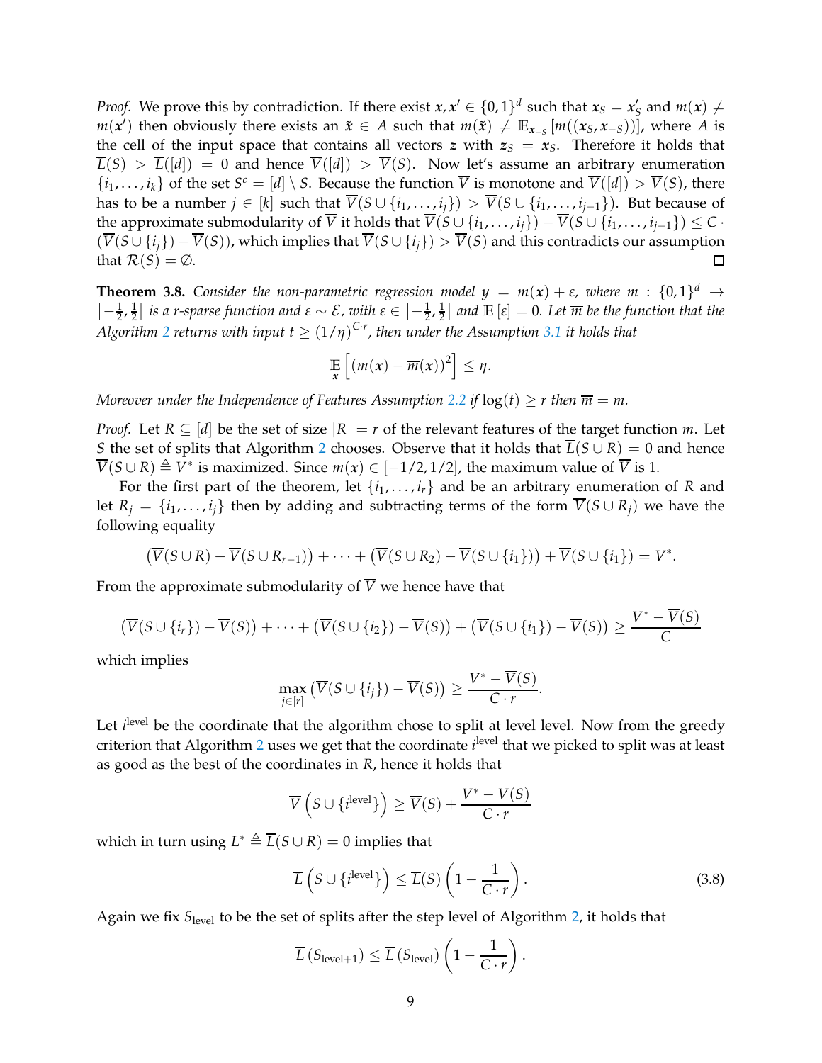*Proof.* We prove this by contradiction. If there exist $\boldsymbol{x}, \boldsymbol{x}' \in \{0,1\}^d$ such that $\boldsymbol{x}_S = \boldsymbol{x}'_S$ and $m(\boldsymbol{x}) \neq m(\boldsymbol{x}')$ then obviously there exists an $\tilde{\boldsymbol{x}} \in A$ such that $m(\tilde{\boldsymbol{x}}) \neq \mathbb{E}_{\boldsymbol{x}_{-S}}[m((\boldsymbol{x}_S, \boldsymbol{x}_{-S}))]$, where $A$ is the cell of the input space that contains all vectors $\boldsymbol{z}$ with $\boldsymbol{z}_S = \boldsymbol{x}_S$. Therefore it holds that $\overline{L}(S) > \overline{L}([d]) = 0$ and hence $\overline{V}([d]) > \overline{V}(S)$. Now let's assume an arbitrary enumeration $\{i_1, \ldots, i_k\}$ of the set $S^c = [d] \setminus S$. Because the function $\overline{V}$ is monotone and $\overline{V}([d]) > \overline{V}(S)$, there has to be a number $j \in [k]$ such that $\overline{V}(S \cup \{i_1, \ldots, i_j\}) > \overline{V}(S \cup \{i_1, \ldots, i_{j-1}\})$. But because of the approximate submodularity of $\overline{V}$ it holds that $\overline{V}(S \cup \{i_1, \ldots, i_j\}) - \overline{V}(S \cup \{i_1, \ldots, i_{j-1}\}) \leq C \cdot (\overline{V}(S \cup \{i_j\}) - \overline{V}(S))$, which implies that $\overline{V}(S \cup \{i_j\}) > \overline{V}(S)$ and this contradicts our assumption that $\mathcal{R}(S) = \emptyset$. $\square$

**Theorem 3.8.** *Consider the non-parametric regression model $y = m(\boldsymbol{x}) + \varepsilon$, where $m : \{0,1\}^d \to \left[-\frac{1}{2}, \frac{1}{2}\right]$ is a $r$-sparse function and $\varepsilon \sim \mathcal{E}$, with $\varepsilon \in \left[-\frac{1}{2}, \frac{1}{2}\right]$ and $\mathbb{E}[\varepsilon] = 0$. Let $\overline{m}$ be the function that the Algorithm 2 returns with input $t \geq (1/\eta)^{C \cdot r}$, then under the Assumption 3.1 it holds that*

$$\mathop{\mathbb{E}}_{\boldsymbol{x}}\left[(m(\boldsymbol{x}) - \overline{m}(\boldsymbol{x}))^2\right] \leq \eta.$$

*Moreover under the Independence of Features Assumption 2.2 if $\log(t) \geq r$ then $\overline{m} = m$.*

*Proof.* Let $R \subseteq [d]$ be the set of size $|R| = r$ of the relevant features of the target function $m$. Let $S$ the set of splits that Algorithm 2 chooses. Observe that it holds that $\overline{L}(S \cup R) = 0$ and hence $\overline{V}(S \cup R) \triangleq V^*$ is maximized. Since $m(\boldsymbol{x}) \in [-1/2, 1/2]$, the maximum value of $\overline{V}$ is 1.

For the first part of the theorem, let $\{i_1, \ldots, i_r\}$ and be an arbitrary enumeration of $R$ and let $R_j = \{i_1, \ldots, i_j\}$ then by adding and subtracting terms of the form $\overline{V}(S \cup R_j)$ we have the following equality

$$\left(\overline{V}(S \cup R) - \overline{V}(S \cup R_{r-1})\right) + \cdots + \left(\overline{V}(S \cup R_2) - \overline{V}(S \cup \{i_1\})\right) + \overline{V}(S \cup \{i_1\}) = V^*.$$

From the approximate submodularity of $\overline{V}$ we hence have that

$$\left(\overline{V}(S \cup \{i_r\}) - \overline{V}(S)\right) + \cdots + \left(\overline{V}(S \cup \{i_2\}) - \overline{V}(S)\right) + \left(\overline{V}(S \cup \{i_1\}) - \overline{V}(S)\right) \geq \frac{V^* - \overline{V}(S)}{C}$$

which implies

$$\max_{j \in [r]} \left(\overline{V}(S \cup \{i_j\}) - \overline{V}(S)\right) \geq \frac{V^* - \overline{V}(S)}{C \cdot r}.$$

Let $i^{\text{level}}$ be the coordinate that the algorithm chose to split at level level. Now from the greedy criterion that Algorithm 2 uses we get that the coordinate $i^{\text{level}}$ that we picked to split was at least as good as the best of the coordinates in $R$, hence it holds that

$$\overline{V}\left(S \cup \{i^{\text{level}}\}\right) \geq \overline{V}(S) + \frac{V^* - \overline{V}(S)}{C \cdot r}$$

which in turn using $L^* \triangleq \overline{L}(S \cup R) = 0$ implies that

$$\overline{L}\left(S \cup \{i^{\text{level}}\}\right) \leq \overline{L}(S)\left(1 - \frac{1}{C \cdot r}\right). \tag{3.8}$$

Again we fix $S_{\text{level}}$ to be the set of splits after the step level of Algorithm 2, it holds that

$$\overline{L}\left(S_{\text{level}+1}\right) \leq \overline{L}\left(S_{\text{level}}\right)\left(1 - \frac{1}{C \cdot r}\right).$$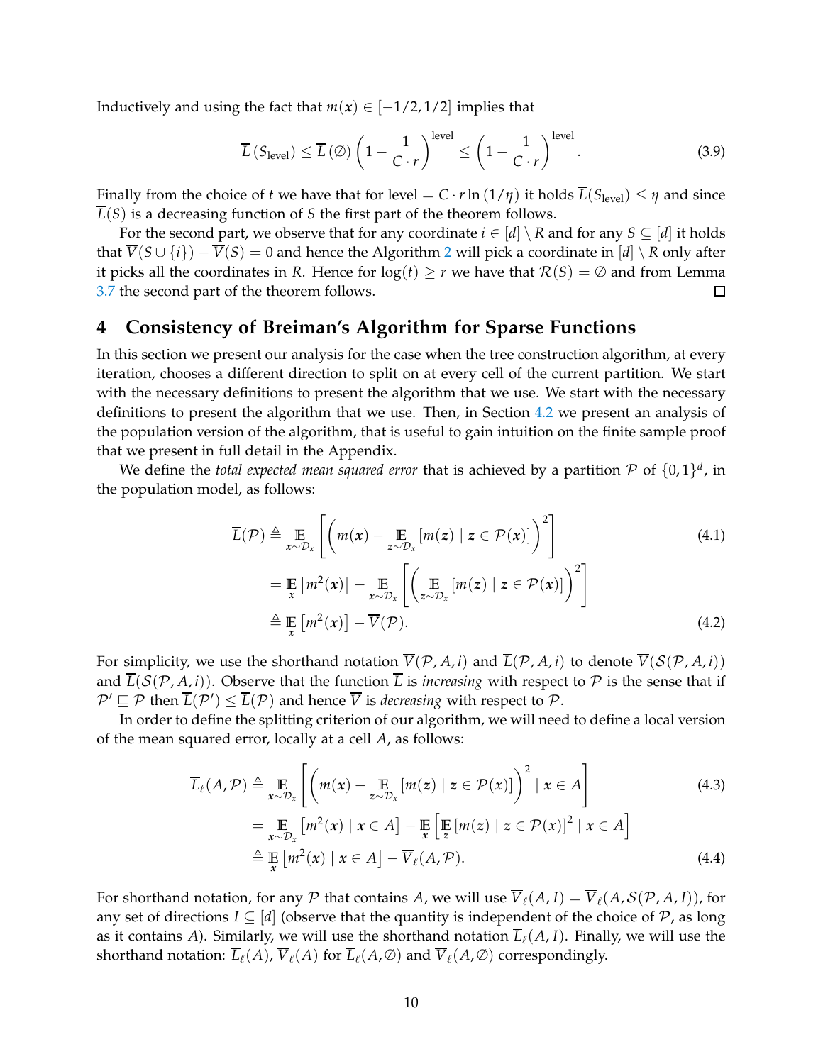Inductively and using the fact that $m(\boldsymbol{x}) \in [-1/2, 1/2]$ implies that

$$\overline{L}\left(S_{\text{level}}\right) \leq \overline{L}\left(\emptyset\right)\left(1 - \frac{1}{C \cdot r}\right)^{\text{level}} \leq \left(1 - \frac{1}{C \cdot r}\right)^{\text{level}}. \tag{3.9}$$

Finally from the choice of $t$ we have that for level $= C \cdot r \ln(1/\eta)$ it holds $\overline{L}(S_{\text{level}}) \leq \eta$ and since $\overline{L}(S)$ is a decreasing function of $S$ the first part of the theorem follows.

For the second part, we observe that for any coordinate $i \in [d] \setminus R$ and for any $S \subseteq [d]$ it holds that $\overline{V}(S \cup \{i\}) - \overline{V}(S) = 0$ and hence the Algorithm 2 will pick a coordinate in $[d] \setminus R$ only after it picks all the coordinates in $R$. Hence for $\log(t) \geq r$ we have that $\mathcal{R}(S) = \emptyset$ and from Lemma 3.7 the second part of the theorem follows. □

# 4 Consistency of Breiman's Algorithm for Sparse Functions

In this section we present our analysis for the case when the tree construction algorithm, at every iteration, chooses a different direction to split on at every cell of the current partition. We start with the necessary definitions to present the algorithm that we use. We start with the necessary definitions to present the algorithm that we use. Then, in Section 4.2 we present an analysis of the population version of the algorithm, that is useful to gain intuition on the finite sample proof that we present in full detail in the Appendix.

We define the *total expected mean squared error* that is achieved by a partition $\mathcal{P}$ of $\{0,1\}^d$, in the population model, as follows:

$$\begin{aligned}
\overline{L}(\mathcal{P}) &\triangleq \mathop{\mathbb{E}}_{\boldsymbol{x} \sim \mathcal{D}_x}\left[\left(m(\boldsymbol{x}) - \mathop{\mathbb{E}}_{\boldsymbol{z} \sim \mathcal{D}_x}\left[m(\boldsymbol{z}) \mid \boldsymbol{z} \in \mathcal{P}(\boldsymbol{x})\right]\right)^2\right] && (4.1)\\
&= \mathop{\mathbb{E}}_{\boldsymbol{x}}\left[m^2(\boldsymbol{x})\right] - \mathop{\mathbb{E}}_{\boldsymbol{x} \sim \mathcal{D}_x}\left[\left(\mathop{\mathbb{E}}_{\boldsymbol{z} \sim \mathcal{D}_x}\left[m(\boldsymbol{z}) \mid \boldsymbol{z} \in \mathcal{P}(\boldsymbol{x})\right]\right)^2\right] \\
&\triangleq \mathop{\mathbb{E}}_{\boldsymbol{x}}\left[m^2(\boldsymbol{x})\right] - \overline{V}(\mathcal{P}). && (4.2)
\end{aligned}$$

For simplicity, we use the shorthand notation $\overline{V}(\mathcal{P}, A, i)$ and $\overline{L}(\mathcal{P}, A, i)$ to denote $\overline{V}(\mathcal{S}(\mathcal{P}, A, i))$ and $\overline{L}(\mathcal{S}(\mathcal{P}, A, i))$. Observe that the function $\overline{L}$ is *increasing* with respect to $\mathcal{P}$ is the sense that if $\mathcal{P}' \sqsubseteq \mathcal{P}$ then $\overline{L}(\mathcal{P}') \leq \overline{L}(\mathcal{P})$ and hence $\overline{V}$ is *decreasing* with respect to $\mathcal{P}$.

In order to define the splitting criterion of our algorithm, we will need to define a local version of the mean squared error, locally at a cell $A$, as follows:

$$\begin{aligned}
\overline{L}_{\ell}(A, \mathcal{P}) &\triangleq \mathop{\mathbb{E}}_{\boldsymbol{x} \sim \mathcal{D}_x}\left[\left(m(\boldsymbol{x}) - \mathop{\mathbb{E}}_{\boldsymbol{z} \sim \mathcal{D}_x}\left[m(\boldsymbol{z}) \mid \boldsymbol{z} \in \mathcal{P}(x)\right]\right)^2 \mid \boldsymbol{x} \in A\right] && (4.3)\\
&= \mathop{\mathbb{E}}_{\boldsymbol{x} \sim \mathcal{D}_x}\left[m^2(\boldsymbol{x}) \mid \boldsymbol{x} \in A\right] - \mathop{\mathbb{E}}_{\boldsymbol{x}}\left[\mathop{\mathbb{E}}_{\boldsymbol{z}}\left[m(\boldsymbol{z}) \mid \boldsymbol{z} \in \mathcal{P}(x)\right]^2 \mid \boldsymbol{x} \in A\right] \\
&\triangleq \mathop{\mathbb{E}}_{\boldsymbol{x}}\left[m^2(\boldsymbol{x}) \mid \boldsymbol{x} \in A\right] - \overline{V}_{\ell}(A, \mathcal{P}). && (4.4)
\end{aligned}$$

For shorthand notation, for any $\mathcal{P}$ that contains $A$, we will use $\overline{V}_{\ell}(A, I) = \overline{V}_{\ell}(A, \mathcal{S}(\mathcal{P}, A, I))$, for any set of directions $I \subseteq [d]$ (observe that the quantity is independent of the choice of $\mathcal{P}$, as long as it contains $A$). Similarly, we will use the shorthand notation $\overline{L}_{\ell}(A, I)$. Finally, we will use the shorthand notation: $\overline{L}_{\ell}(A)$, $\overline{V}_{\ell}(A)$ for $\overline{L}_{\ell}(A, \emptyset)$ and $\overline{V}_{\ell}(A, \emptyset)$ correspondingly.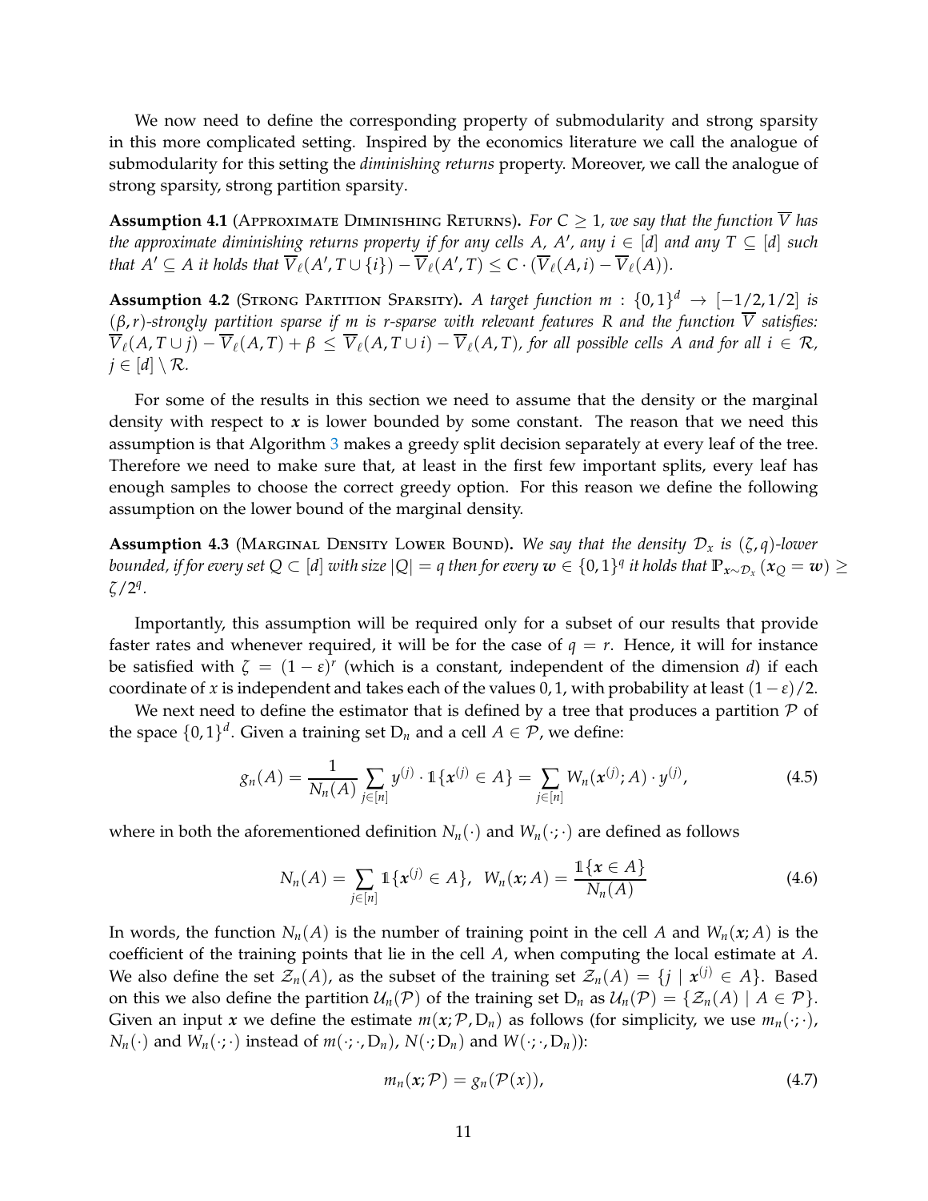We now need to define the corresponding property of submodularity and strong sparsity in this more complicated setting. Inspired by the economics literature we call the analogue of submodularity for this setting the *diminishing returns* property. Moreover, we call the analogue of strong sparsity, strong partition sparsity.

**Assumption 4.1** (Approximate Diminishing Returns). *For $C \geq 1$, we say that the function $\overline{V}$ has the approximate diminishing returns property if for any cells $A$, $A'$, any $i \in [d]$ and any $T \subseteq [d]$ such that $A' \subseteq A$ it holds that $\overline{V}_\ell(A', T \cup \{i\}) - \overline{V}_\ell(A', T) \leq C \cdot (\overline{V}_\ell(A, i) - \overline{V}_\ell(A))$.*

**Assumption 4.2** (Strong Partition Sparsity). *A target function $m : \{0,1\}^d \to [-1/2, 1/2]$ is $(\beta, r)$-strongly partition sparse if $m$ is $r$-sparse with relevant features $R$ and the function $\overline{V}$ satisfies: $\overline{V}_\ell(A, T \cup j) - \overline{V}_\ell(A, T) + \beta \leq \overline{V}_\ell(A, T \cup i) - \overline{V}_\ell(A, T)$, for all possible cells $A$ and for all $i \in \mathcal{R}$, $j \in [d] \setminus \mathcal{R}$.*

For some of the results in this section we need to assume that the density or the marginal density with respect to $\boldsymbol{x}$ is lower bounded by some constant. The reason that we need this assumption is that Algorithm 3 makes a greedy split decision separately at every leaf of the tree. Therefore we need to make sure that, at least in the first few important splits, every leaf has enough samples to choose the correct greedy option. For this reason we define the following assumption on the lower bound of the marginal density.

**Assumption 4.3** (Marginal Density Lower Bound). *We say that the density $\mathcal{D}_x$ is $(\zeta, q)$-lower bounded, if for every set $Q \subset [d]$ with size $|Q| = q$ then for every $\boldsymbol{w} \in \{0,1\}^q$ it holds that $\mathbb{P}_{\boldsymbol{x} \sim \mathcal{D}_x}(\boldsymbol{x}_Q = \boldsymbol{w}) \geq \zeta / 2^q$.*

Importantly, this assumption will be required only for a subset of our results that provide faster rates and whenever required, it will be for the case of $q = r$. Hence, it will for instance be satisfied with $\zeta = (1 - \varepsilon)^r$ (which is a constant, independent of the dimension $d$) if each coordinate of $x$ is independent and takes each of the values $0, 1$, with probability at least $(1 - \varepsilon)/2$.

We next need to define the estimator that is defined by a tree that produces a partition $\mathcal{P}$ of the space $\{0,1\}^d$. Given a training set $\mathrm{D}_n$ and a cell $A \in \mathcal{P}$, we define:

$$g_n(A) = \frac{1}{N_n(A)} \sum_{j \in [n]} y^{(j)} \cdot \mathbb{1}\{\boldsymbol{x}^{(j)} \in A\} = \sum_{j \in [n]} W_n(\boldsymbol{x}^{(j)}; A) \cdot y^{(j)}, \tag{4.5}$$

where in both the aforementioned definition $N_n(\cdot)$ and $W_n(\cdot;\cdot)$ are defined as follows

$$N_n(A) = \sum_{j \in [n]} \mathbb{1}\{\boldsymbol{x}^{(j)} \in A\}, \quad W_n(\boldsymbol{x}; A) = \frac{\mathbb{1}\{\boldsymbol{x} \in A\}}{N_n(A)} \tag{4.6}$$

In words, the function $N_n(A)$ is the number of training point in the cell $A$ and $W_n(\boldsymbol{x}; A)$ is the coefficient of the training points that lie in the cell $A$, when computing the local estimate at $A$. We also define the set $\mathcal{Z}_n(A)$, as the subset of the training set $\mathcal{Z}_n(A) = \{j \mid \boldsymbol{x}^{(j)} \in A\}$. Based on this we also define the partition $\mathcal{U}_n(\mathcal{P})$ of the training set $\mathrm{D}_n$ as $\mathcal{U}_n(\mathcal{P}) = \{\mathcal{Z}_n(A) \mid A \in \mathcal{P}\}$. Given an input $\boldsymbol{x}$ we define the estimate $m(\boldsymbol{x}; \mathcal{P}, \mathrm{D}_n)$ as follows (for simplicity, we use $m_n(\cdot;\cdot)$, $N_n(\cdot)$ and $W_n(\cdot;\cdot)$ instead of $m(\cdot;\cdot, \mathrm{D}_n)$, $N(\cdot; \mathrm{D}_n)$ and $W(\cdot;\cdot, \mathrm{D}_n)$):

$$m_n(\boldsymbol{x}; \mathcal{P}) = g_n(\mathcal{P}(x)), \tag{4.7}$$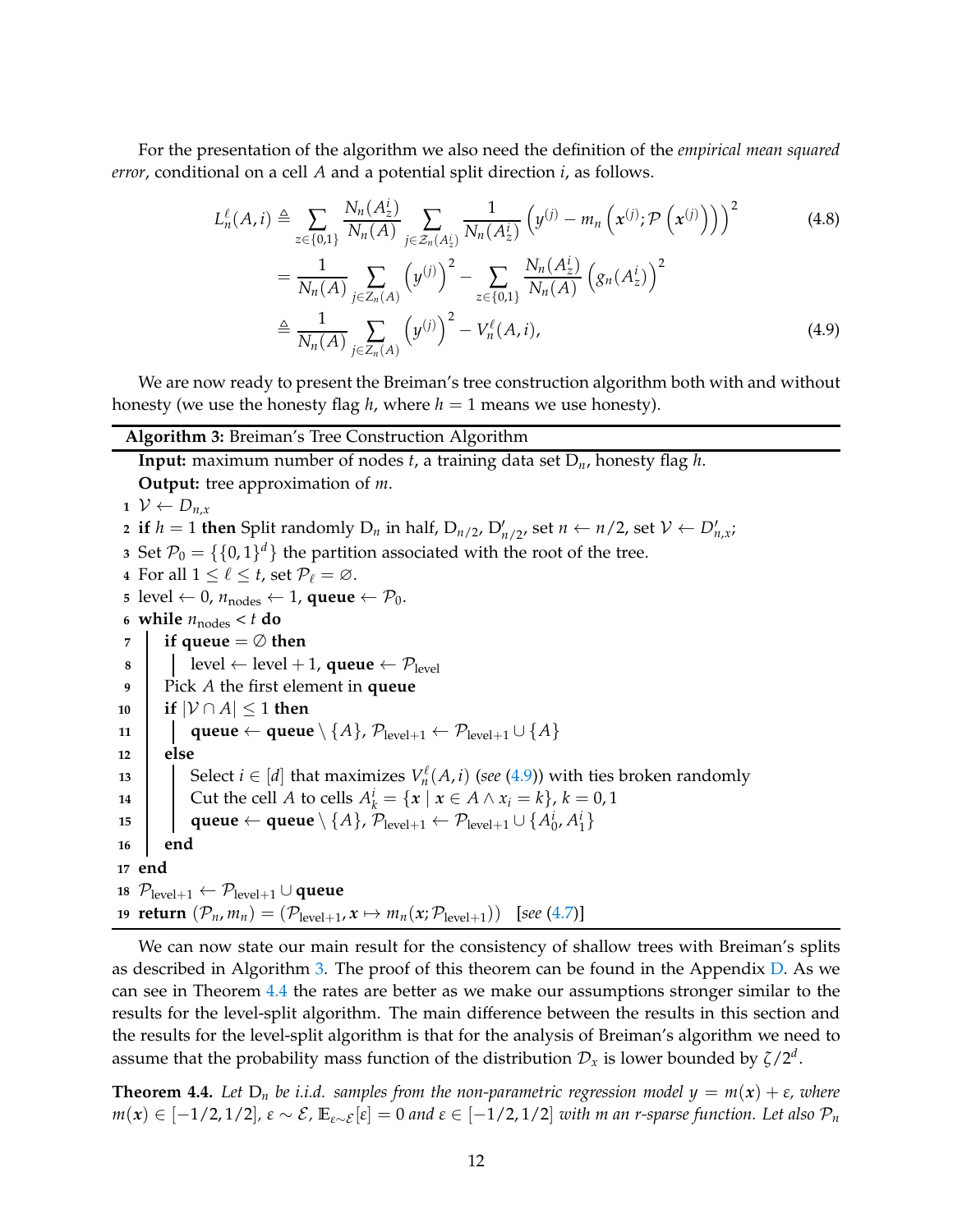For the presentation of the algorithm we also need the definition of the *empirical mean squared error*, conditional on a cell $A$ and a potential split direction $i$, as follows.

$$L_n^{\ell}(A,i) \triangleq \sum_{z\in\{0,1\}} \frac{N_n(A_z^i)}{N_n(A)} \sum_{j\in \mathcal{Z}_n(A_z^i)} \frac{1}{N_n(A_z^i)} \left(y^{(j)} - m_n\left(\boldsymbol{x}^{(j)}; \mathcal{P}\left(\boldsymbol{x}^{(j)}\right)\right)\right)^2 \tag{4.8}$$

$$= \frac{1}{N_n(A)} \sum_{j\in Z_n(A)} \left(y^{(j)}\right)^2 - \sum_{z\in\{0,1\}} \frac{N_n(A_z^i)}{N_n(A)} \left(g_n(A_z^i)\right)^2$$

$$\triangleq \frac{1}{N_n(A)} \sum_{j\in Z_n(A)} \left(y^{(j)}\right)^2 - V_n^{\ell}(A,i), \tag{4.9}$$

We are now ready to present the Breiman's tree construction algorithm both with and without honesty (we use the honesty flag $h$, where $h = 1$ means we use honesty).

**Algorithm 3:** Breiman's Tree Construction Algorithm

**Input:** maximum number of nodes $t$, a training data set $D_n$, honesty flag $h$.
**Output:** tree approximation of $m$.

```
1  V ← D_{n,x}
2  if h = 1 then Split randomly D_n in half, D_{n/2}, D'_{n/2}, set n ← n/2, set V ← D'_{n,x};
3  Set P_0 = {{0,1}^d} the partition associated with the root of the tree.
4  For all 1 ≤ ℓ ≤ t, set P_ℓ = ∅.
5  level ← 0, n_nodes ← 1, queue ← P_0.
6  while n_nodes < t do
7      if queue = ∅ then
8          level ← level + 1, queue ← P_level
9      Pick A the first element in queue
10     if |V ∩ A| ≤ 1 then
11         queue ← queue \ {A}, P_{level+1} ← P_{level+1} ∪ {A}
12     else
13         Select i ∈ [d] that maximizes V_n^ℓ(A, i) (see (4.9)) with ties broken randomly
14         Cut the cell A to cells A_k^i = {x | x ∈ A ∧ x_i = k}, k = 0, 1
15         queue ← queue \ {A}, P_{level+1} ← P_{level+1} ∪ {A_0^i, A_1^i}
16     end
17 end
18 P_{level+1} ← P_{level+1} ∪ queue
19 return (P_n, m_n) = (P_{level+1}, x ↦ m_n(x; P_{level+1}))   [see (4.7)]
```

We can now state our main result for the consistency of shallow trees with Breiman's splits as described in Algorithm 3. The proof of this theorem can be found in the Appendix D. As we can see in Theorem 4.4 the rates are better as we make our assumptions stronger similar to the results for the level-split algorithm. The main difference between the results in this section and the results for the level-split algorithm is that for the analysis of Breiman's algorithm we need to assume that the probability mass function of the distribution $\mathcal{D}_x$ is lower bounded by $\zeta/2^d$.

**Theorem 4.4.** *Let $D_n$ be i.i.d. samples from the non-parametric regression model $y = m(\boldsymbol{x}) + \varepsilon$, where $m(\boldsymbol{x}) \in [-1/2, 1/2]$, $\varepsilon \sim \mathcal{E}$, $\mathbb{E}_{\varepsilon\sim\mathcal{E}}[\varepsilon] = 0$ and $\varepsilon \in [-1/2, 1/2]$ with $m$ an $r$-sparse function. Let also $\mathcal{P}_n$*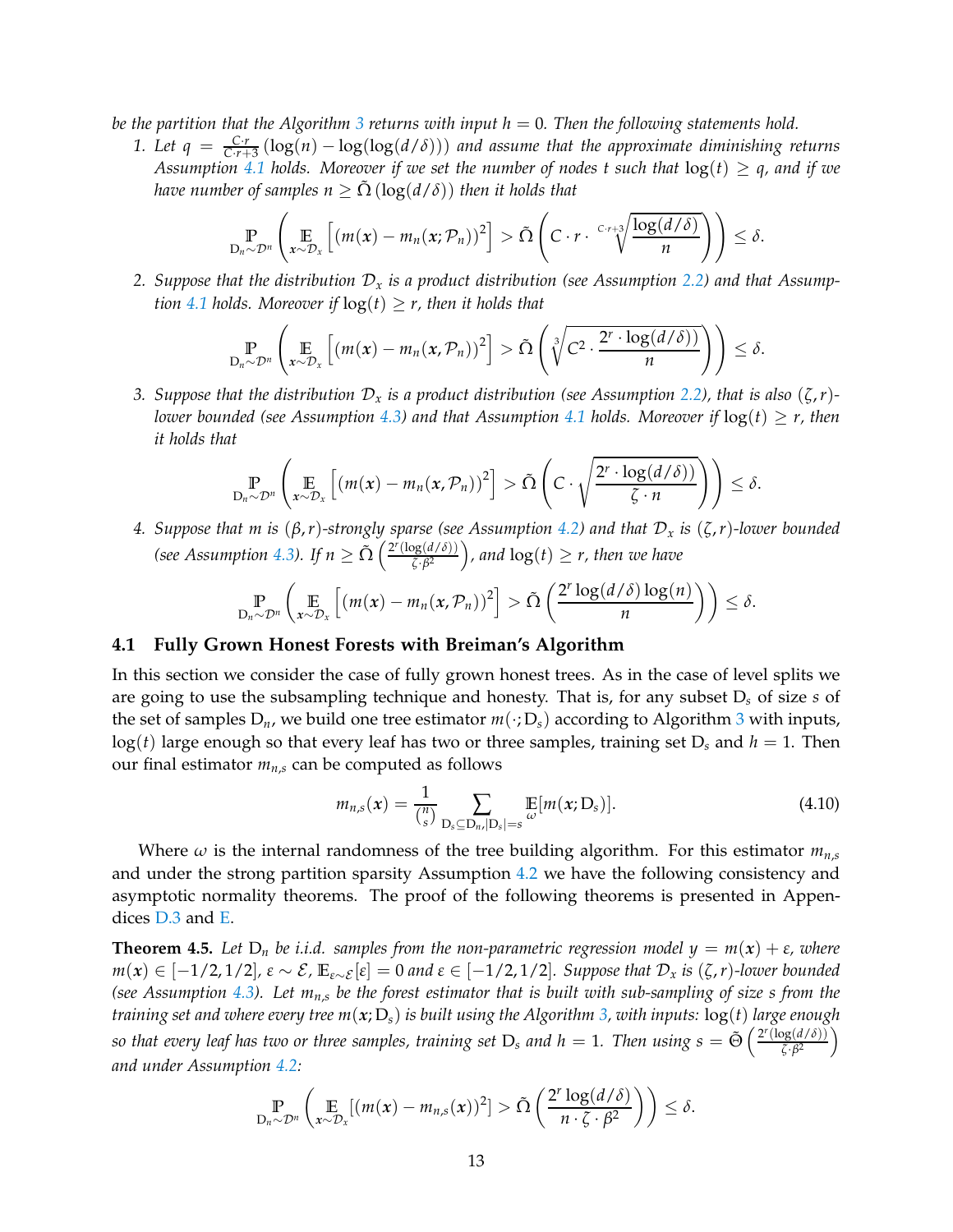*be the partition that the Algorithm 3 returns with input $h = 0$. Then the following statements hold.*

1. *Let $q = \frac{C \cdot r}{C \cdot r + 3}(\log(n) - \log(\log(d/\delta)))$ and assume that the approximate diminishing returns Assumption 4.1 holds. Moreover if we set the number of nodes $t$ such that $\log(t) \geq q$, and if we have number of samples $n \geq \tilde{\Omega}(\log(d/\delta))$ then it holds that*

$$\underset{\mathrm{D}_n \sim \mathcal{D}^n}{\mathbb{P}} \left( \underset{\boldsymbol{x} \sim \mathcal{D}_x}{\mathbb{E}} \left[ (m(\boldsymbol{x}) - m_n(\boldsymbol{x}; \mathcal{P}_n))^2 \right] > \tilde{\Omega} \left( C \cdot r \cdot \sqrt[C \cdot r + 3]{\frac{\log(d/\delta)}{n}} \right) \right) \leq \delta.$$

2. *Suppose that the distribution $\mathcal{D}_x$ is a product distribution (see Assumption 2.2) and that Assumption 4.1 holds. Moreover if $\log(t) \geq r$, then it holds that*

$$\underset{\mathrm{D}_n \sim \mathcal{D}^n}{\mathbb{P}} \left( \underset{\boldsymbol{x} \sim \mathcal{D}_x}{\mathbb{E}} \left[ (m(\boldsymbol{x}) - m_n(\boldsymbol{x}, \mathcal{P}_n))^2 \right] > \tilde{\Omega} \left( \sqrt[3]{C^2 \cdot \frac{2^r \cdot \log(d/\delta))}{n}} \right) \right) \leq \delta.$$

3. *Suppose that the distribution $\mathcal{D}_x$ is a product distribution (see Assumption 2.2), that is also $(\zeta, r)$-lower bounded (see Assumption 4.3) and that Assumption 4.1 holds. Moreover if $\log(t) \geq r$, then it holds that*

$$\underset{\mathrm{D}_n \sim \mathcal{D}^n}{\mathbb{P}} \left( \underset{\boldsymbol{x} \sim \mathcal{D}_x}{\mathbb{E}} \left[ (m(\boldsymbol{x}) - m_n(\boldsymbol{x}, \mathcal{P}_n))^2 \right] > \tilde{\Omega} \left( C \cdot \sqrt{\frac{2^r \cdot \log(d/\delta))}{\zeta \cdot n}} \right) \right) \leq \delta.$$

4. *Suppose that $m$ is $(\beta, r)$-strongly sparse (see Assumption 4.2) and that $\mathcal{D}_x$ is $(\zeta, r)$-lower bounded (see Assumption 4.3). If $n \geq \tilde{\Omega}\left(\frac{2^r(\log(d/\delta))}{\zeta \cdot \beta^2}\right)$, and $\log(t) \geq r$, then we have*

$$\underset{\mathrm{D}_n \sim \mathcal{D}^n}{\mathbb{P}} \left( \underset{\boldsymbol{x} \sim \mathcal{D}_x}{\mathbb{E}} \left[ (m(\boldsymbol{x}) - m_n(\boldsymbol{x}, \mathcal{P}_n))^2 \right] > \tilde{\Omega} \left( \frac{2^r \log(d/\delta) \log(n)}{n} \right) \right) \leq \delta.$$

### 4.1 Fully Grown Honest Forests with Breiman's Algorithm

In this section we consider the case of fully grown honest trees. As in the case of level splits we are going to use the subsampling technique and honesty. That is, for any subset $\mathrm{D}_s$ of size $s$ of the set of samples $\mathrm{D}_n$, we build one tree estimator $m(\cdot; \mathrm{D}_s)$ according to Algorithm 3 with inputs, $\log(t)$ large enough so that every leaf has two or three samples, training set $\mathrm{D}_s$ and $h = 1$. Then our final estimator $m_{n,s}$ can be computed as follows

$$m_{n,s}(\boldsymbol{x}) = \frac{1}{\binom{n}{s}} \sum_{\mathrm{D}_s \subseteq \mathrm{D}_n, |\mathrm{D}_s| = s} \underset{\omega}{\mathbb{E}}[m(\boldsymbol{x}; \mathrm{D}_s)]. \tag{4.10}$$

Where $\omega$ is the internal randomness of the tree building algorithm. For this estimator $m_{n,s}$ and under the strong partition sparsity Assumption 4.2 we have the following consistency and asymptotic normality theorems. The proof of the following theorems is presented in Appendices D.3 and E.

**Theorem 4.5.** *Let $\mathrm{D}_n$ be i.i.d. samples from the non-parametric regression model $y = m(\boldsymbol{x}) + \varepsilon$, where $m(\boldsymbol{x}) \in [-1/2, 1/2]$, $\varepsilon \sim \mathcal{E}$, $\mathbb{E}_{\varepsilon \sim \mathcal{E}}[\varepsilon] = 0$ and $\varepsilon \in [-1/2, 1/2]$. Suppose that $\mathcal{D}_x$ is $(\zeta, r)$-lower bounded (see Assumption 4.3). Let $m_{n,s}$ be the forest estimator that is built with sub-sampling of size $s$ from the training set and where every tree $m(\boldsymbol{x}; \mathrm{D}_s)$ is built using the Algorithm 3, with inputs: $\log(t)$ large enough so that every leaf has two or three samples, training set $\mathrm{D}_s$ and $h = 1$. Then using $s = \tilde{\Theta}\left(\frac{2^r(\log(d/\delta))}{\zeta \cdot \beta^2}\right)$ and under Assumption 4.2:*

$$\underset{\mathrm{D}_n \sim \mathcal{D}^n}{\mathbb{P}} \left( \underset{\boldsymbol{x} \sim \mathcal{D}_x}{\mathbb{E}} [(m(\boldsymbol{x}) - m_{n,s}(\boldsymbol{x}))^2] > \tilde{\Omega} \left( \frac{2^r \log(d/\delta)}{n \cdot \zeta \cdot \beta^2} \right) \right) \leq \delta.$$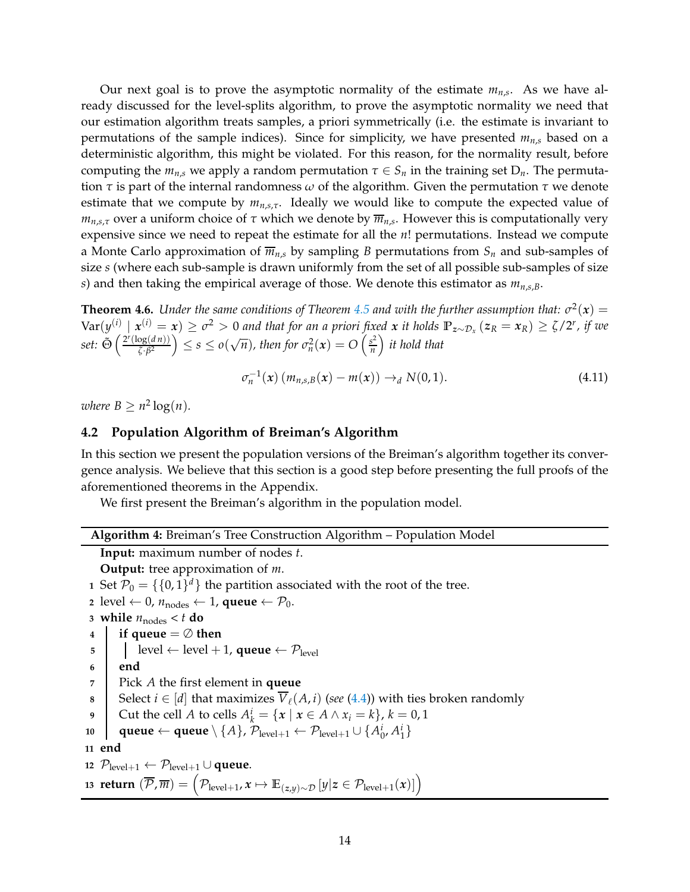Our next goal is to prove the asymptotic normality of the estimate $m_{n,s}$. As we have already discussed for the level-splits algorithm, to prove the asymptotic normality we need that our estimation algorithm treats samples, a priori symmetrically (i.e. the estimate is invariant to permutations of the sample indices). Since for simplicity, we have presented $m_{n,s}$ based on a deterministic algorithm, this might be violated. For this reason, for the normality result, before computing the $m_{n,s}$ we apply a random permutation $\tau \in S_n$ in the training set $\mathrm{D}_n$. The permutation $\tau$ is part of the internal randomness $\omega$ of the algorithm. Given the permutation $\tau$ we denote estimate that we compute by $m_{n,s,\tau}$. Ideally we would like to compute the expected value of $m_{n,s,\tau}$ over a uniform choice of $\tau$ which we denote by $\overline{m}_{n,s}$. However this is computationally very expensive since we need to repeat the estimate for all the $n!$ permutations. Instead we compute a Monte Carlo approximation of $\overline{m}_{n,s}$ by sampling $B$ permutations from $S_n$ and sub-samples of size $s$ (where each sub-sample is drawn uniformly from the set of all possible sub-samples of size $s$) and then taking the empirical average of those. We denote this estimator as $m_{n,s,B}$.

**Theorem 4.6.** *Under the same conditions of Theorem 4.5 and with the further assumption that: $\sigma^2(\boldsymbol{x}) = \mathrm{Var}(y^{(i)} \mid \boldsymbol{x}^{(i)} = \boldsymbol{x}) \geq \sigma^2 > 0$ and that for an a priori fixed $\boldsymbol{x}$ it holds $\mathbb{P}_{\boldsymbol{z}\sim\mathcal{D}_x}(\boldsymbol{z}_R = \boldsymbol{x}_R) \geq \zeta/2^r$, if we set: $\tilde{\Theta}\left(\frac{2^r(\log(d\,n))}{\zeta\cdot\beta^2}\right) \leq s \leq o(\sqrt{n})$, then for $\sigma_n^2(\boldsymbol{x}) = O\left(\frac{s^2}{n}\right)$ it hold that*

$$\sigma_n^{-1}(\boldsymbol{x})\left(m_{n,s,B}(\boldsymbol{x}) - m(\boldsymbol{x})\right) \to_d N(0,1). \tag{4.11}$$

*where $B \geq n^2\log(n)$.*

## 4.2 Population Algorithm of Breiman's Algorithm

In this section we present the population versions of the Breiman's algorithm together its convergence analysis. We believe that this section is a good step before presenting the full proofs of the aforementioned theorems in the Appendix.

We first present the Breiman's algorithm in the population model.

**Algorithm 4:** Breiman's Tree Construction Algorithm – Population Model

```
   Input: maximum number of nodes t.
   Output: tree approximation of m.
 1 Set P_0 = {{0,1}^d} the partition associated with the root of the tree.
 2 level ← 0, n_nodes ← 1, queue ← P_0.
 3 while n_nodes < t do
 4   if queue = ∅ then
 5     level ← level + 1, queue ← P_level
 6   end
 7   Pick A the first element in queue
 8   Select i ∈ [d] that maximizes V̄_ℓ(A, i) (see (4.4)) with ties broken randomly
 9   Cut the cell A to cells A^i_k = {x | x ∈ A ∧ x_i = k}, k = 0, 1
10   queue ← queue \ {A}, P_{level+1} ← P_{level+1} ∪ {A^i_0, A^i_1}
11 end
12 P_{level+1} ← P_{level+1} ∪ queue.
13 return (P̄, m̄) = (P_{level+1}, x ↦ E_{(z,y)~D}[y | z ∈ P_{level+1}(x)])
```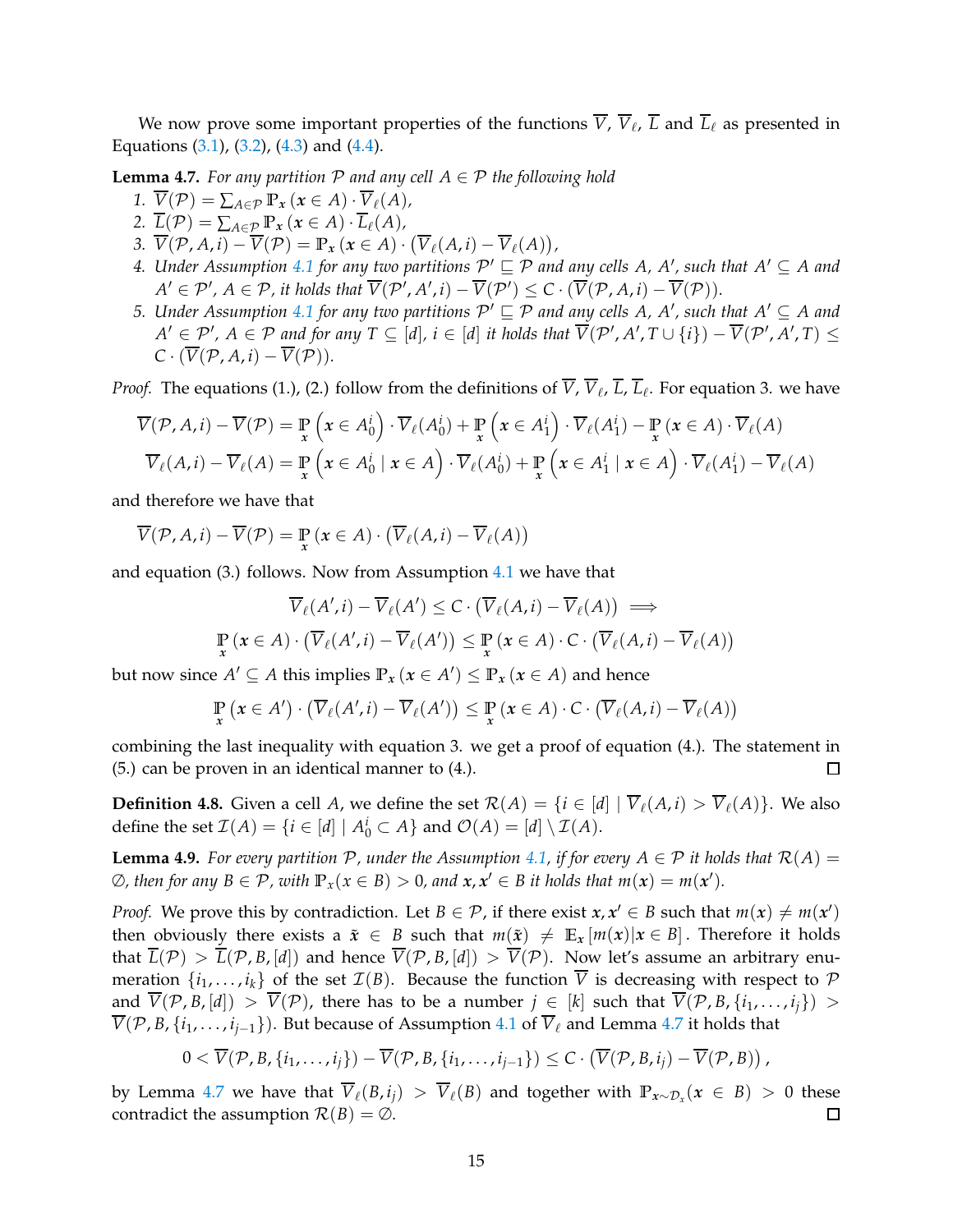We now prove some important properties of the functions $\overline{V}$, $\overline{V}_\ell$, $\overline{L}$ and $\overline{L}_\ell$ as presented in Equations (3.1), (3.2), (4.3) and (4.4).

**Lemma 4.7.** *For any partition $\mathcal{P}$ and any cell $A \in \mathcal{P}$ the following hold*

1. $\overline{V}(\mathcal{P}) = \sum_{A \in \mathcal{P}} \mathbb{P}_{\boldsymbol{x}}(\boldsymbol{x} \in A) \cdot \overline{V}_\ell(A)$,
2. $\overline{L}(\mathcal{P}) = \sum_{A \in \mathcal{P}} \mathbb{P}_{\boldsymbol{x}}(\boldsymbol{x} \in A) \cdot \overline{L}_\ell(A)$,
3. $\overline{V}(\mathcal{P}, A, i) - \overline{V}(\mathcal{P}) = \mathbb{P}_{\boldsymbol{x}}(\boldsymbol{x} \in A) \cdot \left(\overline{V}_\ell(A, i) - \overline{V}_\ell(A)\right)$,
4. *Under Assumption 4.1 for any two partitions $\mathcal{P}' \sqsubseteq \mathcal{P}$ and any cells $A$, $A'$, such that $A' \subseteq A$ and $A' \in \mathcal{P}'$, $A \in \mathcal{P}$, it holds that $\overline{V}(\mathcal{P}', A', i) - \overline{V}(\mathcal{P}') \le C \cdot (\overline{V}(\mathcal{P}, A, i) - \overline{V}(\mathcal{P}))$.*
5. *Under Assumption 4.1 for any two partitions $\mathcal{P}' \sqsubseteq \mathcal{P}$ and any cells $A$, $A'$, such that $A' \subseteq A$ and $A' \in \mathcal{P}'$, $A \in \mathcal{P}$ and for any $T \subseteq [d]$, $i \in [d]$ it holds that $\overline{V}(\mathcal{P}', A', T \cup \{i\}) - \overline{V}(\mathcal{P}', A', T) \le C \cdot (\overline{V}(\mathcal{P}, A, i) - \overline{V}(\mathcal{P}))$.*

*Proof.* The equations (1.), (2.) follow from the definitions of $\overline{V}$, $\overline{V}_\ell$, $\overline{L}$, $\overline{L}_\ell$. For equation 3. we have

$$\overline{V}(\mathcal{P}, A, i) - \overline{V}(\mathcal{P}) = \mathop{\mathbb{P}}_{\boldsymbol{x}}\left(\boldsymbol{x} \in A_0^i\right) \cdot \overline{V}_\ell(A_0^i) + \mathop{\mathbb{P}}_{\boldsymbol{x}}\left(\boldsymbol{x} \in A_1^i\right) \cdot \overline{V}_\ell(A_1^i) - \mathop{\mathbb{P}}_{\boldsymbol{x}}(\boldsymbol{x} \in A) \cdot \overline{V}_\ell(A)$$

$$\overline{V}_\ell(A, i) - \overline{V}_\ell(A) = \mathop{\mathbb{P}}_{\boldsymbol{x}}\left(\boldsymbol{x} \in A_0^i \mid \boldsymbol{x} \in A\right) \cdot \overline{V}_\ell(A_0^i) + \mathop{\mathbb{P}}_{\boldsymbol{x}}\left(\boldsymbol{x} \in A_1^i \mid \boldsymbol{x} \in A\right) \cdot \overline{V}_\ell(A_1^i) - \overline{V}_\ell(A)$$

and therefore we have that

$$\overline{V}(\mathcal{P}, A, i) - \overline{V}(\mathcal{P}) = \mathop{\mathbb{P}}_{\boldsymbol{x}}(\boldsymbol{x} \in A) \cdot \left(\overline{V}_\ell(A, i) - \overline{V}_\ell(A)\right)$$

and equation (3.) follows. Now from Assumption 4.1 we have that

$$\overline{V}_\ell(A', i) - \overline{V}_\ell(A') \le C \cdot \left(\overline{V}_\ell(A, i) - \overline{V}_\ell(A)\right) \implies$$

$$\mathop{\mathbb{P}}_{\boldsymbol{x}}(\boldsymbol{x} \in A) \cdot \left(\overline{V}_\ell(A', i) - \overline{V}_\ell(A')\right) \le \mathop{\mathbb{P}}_{\boldsymbol{x}}(\boldsymbol{x} \in A) \cdot C \cdot \left(\overline{V}_\ell(A, i) - \overline{V}_\ell(A)\right)$$

but now since $A' \subseteq A$ this implies $\mathbb{P}_{\boldsymbol{x}}(\boldsymbol{x} \in A') \le \mathbb{P}_{\boldsymbol{x}}(\boldsymbol{x} \in A)$ and hence

$$\mathop{\mathbb{P}}_{\boldsymbol{x}}(\boldsymbol{x} \in A') \cdot \left(\overline{V}_\ell(A', i) - \overline{V}_\ell(A')\right) \le \mathop{\mathbb{P}}_{\boldsymbol{x}}(\boldsymbol{x} \in A) \cdot C \cdot \left(\overline{V}_\ell(A, i) - \overline{V}_\ell(A)\right)$$

combining the last inequality with equation 3. we get a proof of equation (4.). The statement in (5.) can be proven in an identical manner to (4.). ∎

**Definition 4.8.** Given a cell $A$, we define the set $\mathcal{R}(A) = \{i \in [d] \mid \overline{V}_\ell(A, i) > \overline{V}_\ell(A)\}$. We also define the set $\mathcal{I}(A) = \{i \in [d] \mid A_0^i \subset A\}$ and $\mathcal{O}(A) = [d] \setminus \mathcal{I}(A)$.

**Lemma 4.9.** *For every partition $\mathcal{P}$, under the Assumption 4.1, if for every $A \in \mathcal{P}$ it holds that $\mathcal{R}(A) = \emptyset$, then for any $B \in \mathcal{P}$, with $\mathbb{P}_x(x \in B) > 0$, and $\boldsymbol{x}, \boldsymbol{x}' \in B$ it holds that $m(\boldsymbol{x}) = m(\boldsymbol{x}')$.*

*Proof.* We prove this by contradiction. Let $B \in \mathcal{P}$, if there exist $\boldsymbol{x}, \boldsymbol{x}' \in B$ such that $m(\boldsymbol{x}) \ne m(\boldsymbol{x}')$ then obviously there exists a $\tilde{\boldsymbol{x}} \in B$ such that $m(\tilde{\boldsymbol{x}}) \ne \mathbb{E}_{\boldsymbol{x}}[m(\boldsymbol{x}) | \boldsymbol{x} \in B]$. Therefore it holds that $\overline{L}(\mathcal{P}) > \overline{L}(\mathcal{P}, B, [d])$ and hence $\overline{V}(\mathcal{P}, B, [d]) > \overline{V}(\mathcal{P})$. Now let's assume an arbitrary enumeration $\{i_1, \dots, i_k\}$ of the set $\mathcal{I}(B)$. Because the function $\overline{V}$ is decreasing with respect to $\mathcal{P}$ and $\overline{V}(\mathcal{P}, B, [d]) > \overline{V}(\mathcal{P})$, there has to be a number $j \in [k]$ such that $\overline{V}(\mathcal{P}, B, \{i_1, \dots, i_j\}) > \overline{V}(\mathcal{P}, B, \{i_1, \dots, i_{j-1}\})$. But because of Assumption 4.1 of $\overline{V}_\ell$ and Lemma 4.7 it holds that

$$0 < \overline{V}(\mathcal{P}, B, \{i_1, \dots, i_j\}) - \overline{V}(\mathcal{P}, B, \{i_1, \dots, i_{j-1}\}) \le C \cdot \left(\overline{V}(\mathcal{P}, B, i_j) - \overline{V}(\mathcal{P}, B)\right),$$

by Lemma 4.7 we have that $\overline{V}_\ell(B, i_j) > \overline{V}_\ell(B)$ and together with $\mathbb{P}_{\boldsymbol{x} \sim \mathcal{D}_x}(\boldsymbol{x} \in B) > 0$ these contradict the assumption $\mathcal{R}(B) = \emptyset$. ∎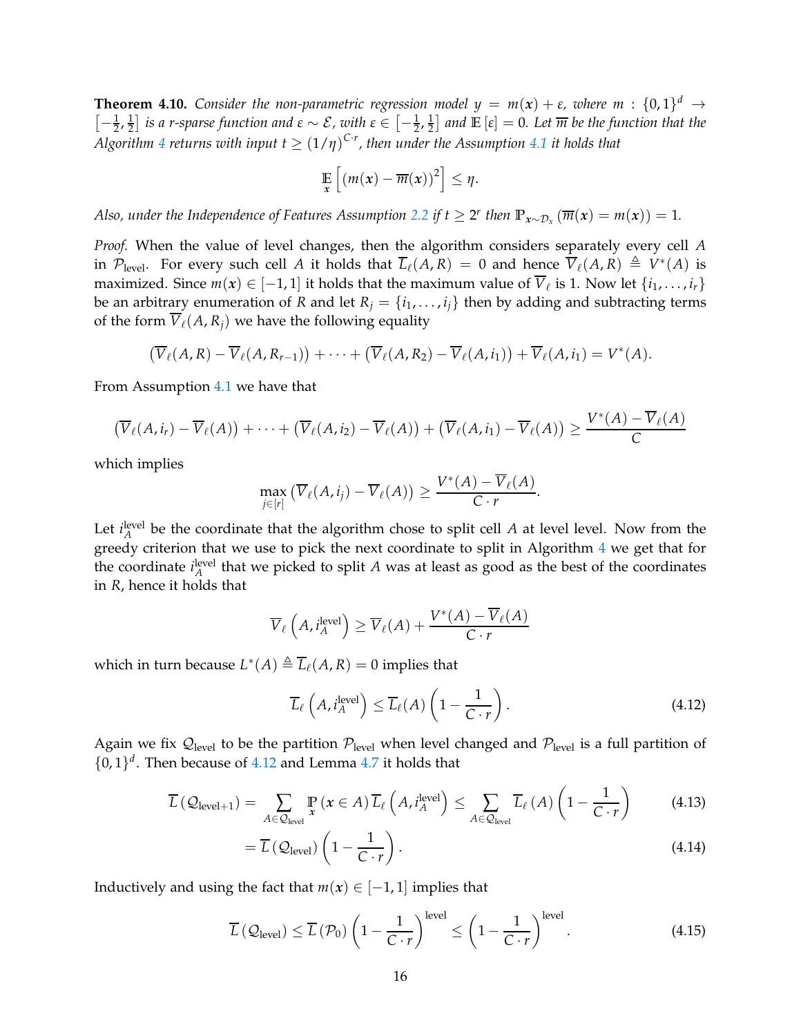**Theorem 4.10.** *Consider the non-parametric regression model $y = m(\boldsymbol{x}) + \varepsilon$, where $m : \{0,1\}^d \to \left[-\frac{1}{2}, \frac{1}{2}\right]$ is a r-sparse function and $\varepsilon \sim \mathcal{E}$, with $\varepsilon \in \left[-\frac{1}{2}, \frac{1}{2}\right]$ and $\mathbb{E}[\varepsilon] = 0$. Let $\overline{m}$ be the function that the Algorithm 4 returns with input $t \geq (1/\eta)^{C \cdot r}$, then under the Assumption 4.1 it holds that*

$$\mathbb{E}_{\boldsymbol{x}}\left[(m(\boldsymbol{x}) - \overline{m}(\boldsymbol{x}))^2\right] \leq \eta.$$

*Also, under the Independence of Features Assumption 2.2 if $t \geq 2^r$ then $\mathbb{P}_{\boldsymbol{x} \sim \mathcal{D}_x}(\overline{m}(\boldsymbol{x}) = m(\boldsymbol{x})) = 1$.*

*Proof.* When the value of level changes, then the algorithm considers separately every cell $A$ in $\mathcal{P}_{\text{level}}$. For every such cell $A$ it holds that $\overline{L}_\ell(A, R) = 0$ and hence $\overline{V}_\ell(A, R) \triangleq V^*(A)$ is maximized. Since $m(\boldsymbol{x}) \in [-1, 1]$ it holds that the maximum value of $\overline{V}_\ell$ is 1. Now let $\{i_1, \ldots, i_r\}$ be an arbitrary enumeration of $R$ and let $R_j = \{i_1, \ldots, i_j\}$ then by adding and subtracting terms of the form $\overline{V}_\ell(A, R_j)$ we have the following equality

$$\left(\overline{V}_\ell(A, R) - \overline{V}_\ell(A, R_{r-1})\right) + \cdots + \left(\overline{V}_\ell(A, R_2) - \overline{V}_\ell(A, i_1)\right) + \overline{V}_\ell(A, i_1) = V^*(A).$$

From Assumption 4.1 we have that

$$\left(\overline{V}_\ell(A, i_r) - \overline{V}_\ell(A)\right) + \cdots + \left(\overline{V}_\ell(A, i_2) - \overline{V}_\ell(A)\right) + \left(\overline{V}_\ell(A, i_1) - \overline{V}_\ell(A)\right) \geq \frac{V^*(A) - \overline{V}_\ell(A)}{C}$$

which implies

$$\max_{j \in [r]} \left(\overline{V}_\ell(A, i_j) - \overline{V}_\ell(A)\right) \geq \frac{V^*(A) - \overline{V}_\ell(A)}{C \cdot r}.$$

Let $i_A^{\text{level}}$ be the coordinate that the algorithm chose to split cell $A$ at level level. Now from the greedy criterion that we use to pick the next coordinate to split in Algorithm 4 we get that for the coordinate $i_A^{\text{level}}$ that we picked to split $A$ was at least as good as the best of the coordinates in $R$, hence it holds that

$$\overline{V}_\ell\left(A, i_A^{\text{level}}\right) \geq \overline{V}_\ell(A) + \frac{V^*(A) - \overline{V}_\ell(A)}{C \cdot r}$$

which in turn because $L^*(A) \triangleq \overline{L}_\ell(A, R) = 0$ implies that

$$\overline{L}_\ell\left(A, i_A^{\text{level}}\right) \leq \overline{L}_\ell(A)\left(1 - \frac{1}{C \cdot r}\right). \tag{4.12}$$

Again we fix $\mathcal{Q}_{\text{level}}$ to be the partition $\mathcal{P}_{\text{level}}$ when level changed and $\mathcal{P}_{\text{level}}$ is a full partition of $\{0,1\}^d$. Then because of 4.12 and Lemma 4.7 it holds that

$$\overline{L}\left(\mathcal{Q}_{\text{level}+1}\right) = \sum_{A \in \mathcal{Q}_{\text{level}}} \mathbb{P}_{\boldsymbol{x}}(\boldsymbol{x} \in A)\, \overline{L}_\ell\left(A, i_A^{\text{level}}\right) \leq \sum_{A \in \mathcal{Q}_{\text{level}}} \overline{L}_\ell(A)\left(1 - \frac{1}{C \cdot r}\right) \tag{4.13}$$

$$= \overline{L}\left(\mathcal{Q}_{\text{level}}\right)\left(1 - \frac{1}{C \cdot r}\right). \tag{4.14}$$

Inductively and using the fact that $m(\boldsymbol{x}) \in [-1, 1]$ implies that

$$\overline{L}\left(\mathcal{Q}_{\text{level}}\right) \leq \overline{L}\left(\mathcal{P}_0\right)\left(1 - \frac{1}{C \cdot r}\right)^{\text{level}} \leq \left(1 - \frac{1}{C \cdot r}\right)^{\text{level}}. \tag{4.15}$$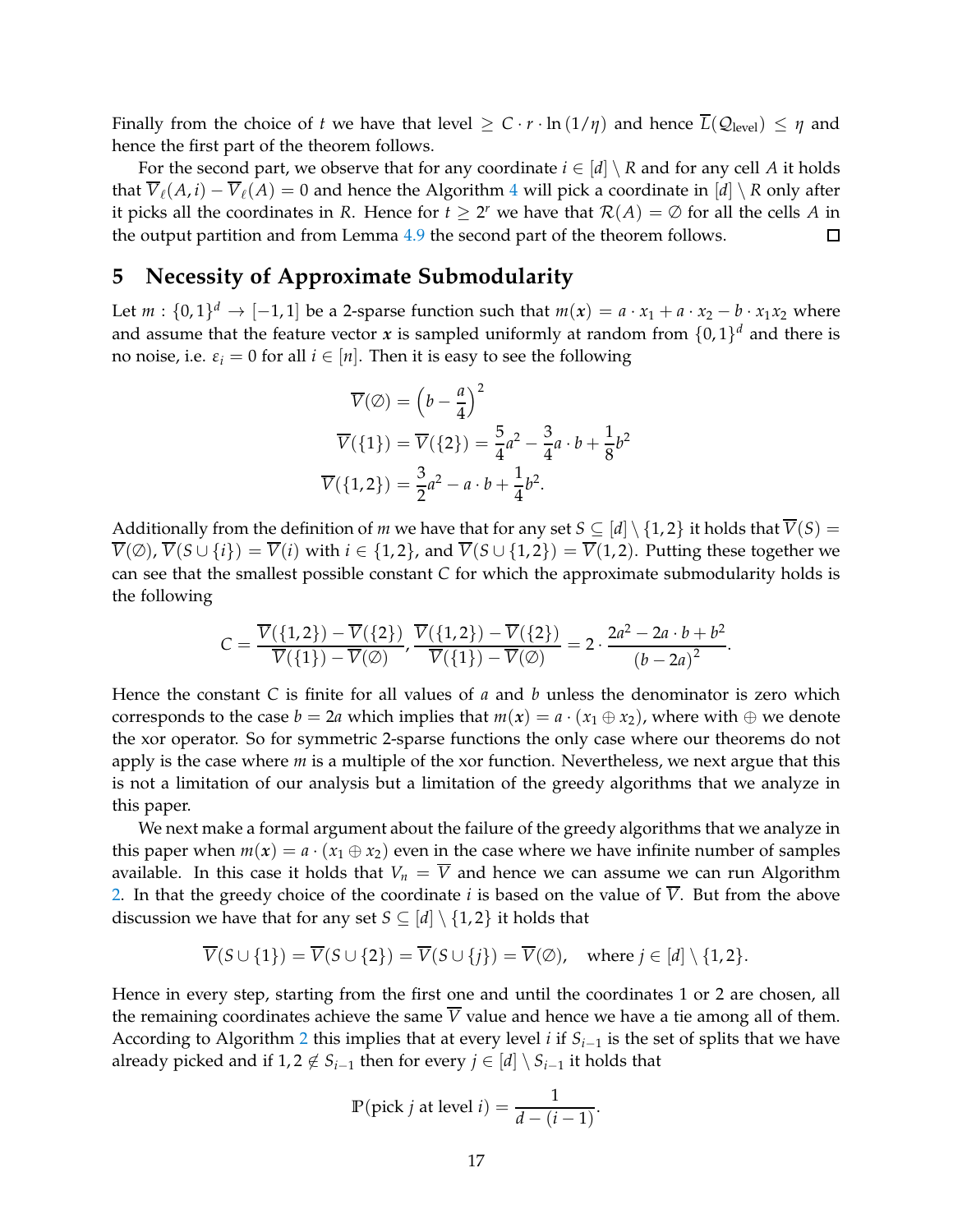Finally from the choice of $t$ we have that level $\geq C \cdot r \cdot \ln(1/\eta)$ and hence $\overline{L}(\mathcal{Q}_{\text{level}}) \leq \eta$ and hence the first part of the theorem follows.

For the second part, we observe that for any coordinate $i \in [d] \setminus R$ and for any cell $A$ it holds that $\overline{V}_{\ell}(A, i) - \overline{V}_{\ell}(A) = 0$ and hence the Algorithm 4 will pick a coordinate in $[d] \setminus R$ only after it picks all the coordinates in $R$. Hence for $t \geq 2^r$ we have that $\mathcal{R}(A) = \emptyset$ for all the cells $A$ in the output partition and from Lemma 4.9 the second part of the theorem follows. $\square$

# 5 Necessity of Approximate Submodularity

Let $m : \{0,1\}^d \to [-1,1]$ be a 2-sparse function such that $m(\boldsymbol{x}) = a \cdot x_1 + a \cdot x_2 - b \cdot x_1 x_2$ where and assume that the feature vector $\boldsymbol{x}$ is sampled uniformly at random from $\{0,1\}^d$ and there is no noise, i.e. $\varepsilon_i = 0$ for all $i \in [n]$. Then it is easy to see the following

$$\overline{V}(\emptyset) = \left(b - \frac{a}{4}\right)^2$$
$$\overline{V}(\{1\}) = \overline{V}(\{2\}) = \frac{5}{4}a^2 - \frac{3}{4}a \cdot b + \frac{1}{8}b^2$$
$$\overline{V}(\{1,2\}) = \frac{3}{2}a^2 - a \cdot b + \frac{1}{4}b^2.$$

Additionally from the definition of $m$ we have that for any set $S \subseteq [d] \setminus \{1,2\}$ it holds that $\overline{V}(S) = \overline{V}(\emptyset)$, $\overline{V}(S \cup \{i\}) = \overline{V}(i)$ with $i \in \{1,2\}$, and $\overline{V}(S \cup \{1,2\}) = \overline{V}(1,2)$. Putting these together we can see that the smallest possible constant $C$ for which the approximate submodularity holds is the following

$$C = \frac{\overline{V}(\{1,2\}) - \overline{V}(\{2\})}{\overline{V}(\{1\}) - \overline{V}(\emptyset)}, \frac{\overline{V}(\{1,2\}) - \overline{V}(\{2\})}{\overline{V}(\{1\}) - \overline{V}(\emptyset)} = 2 \cdot \frac{2a^2 - 2a \cdot b + b^2}{(b - 2a)^2}.$$

Hence the constant $C$ is finite for all values of $a$ and $b$ unless the denominator is zero which corresponds to the case $b = 2a$ which implies that $m(\boldsymbol{x}) = a \cdot (x_1 \oplus x_2)$, where with $\oplus$ we denote the xor operator. So for symmetric 2-sparse functions the only case where our theorems do not apply is the case where $m$ is a multiple of the xor function. Nevertheless, we next argue that this is not a limitation of our analysis but a limitation of the greedy algorithms that we analyze in this paper.

We next make a formal argument about the failure of the greedy algorithms that we analyze in this paper when $m(\boldsymbol{x}) = a \cdot (x_1 \oplus x_2)$ even in the case where we have infinite number of samples available. In this case it holds that $V_n = \overline{V}$ and hence we can assume we can run Algorithm 2. In that the greedy choice of the coordinate $i$ is based on the value of $\overline{V}$. But from the above discussion we have that for any set $S \subseteq [d] \setminus \{1,2\}$ it holds that

$$\overline{V}(S \cup \{1\}) = \overline{V}(S \cup \{2\}) = \overline{V}(S \cup \{j\}) = \overline{V}(\emptyset), \quad \text{where } j \in [d] \setminus \{1,2\}.$$

Hence in every step, starting from the first one and until the coordinates 1 or 2 are chosen, all the remaining coordinates achieve the same $\overline{V}$ value and hence we have a tie among all of them. According to Algorithm 2 this implies that at every level $i$ if $S_{i-1}$ is the set of splits that we have already picked and if $1, 2 \notin S_{i-1}$ then for every $j \in [d] \setminus S_{i-1}$ it holds that

$$\mathbb{P}(\text{pick } j \text{ at level } i) = \frac{1}{d - (i-1)}.$$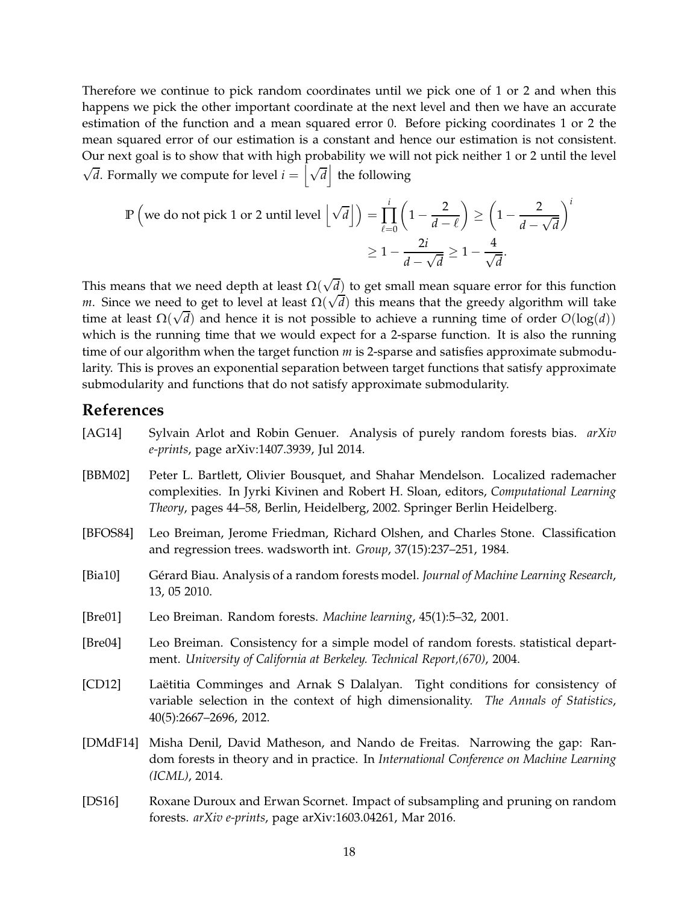Therefore we continue to pick random coordinates until we pick one of 1 or 2 and when this happens we pick the other important coordinate at the next level and then we have an accurate estimation of the function and a mean squared error 0. Before picking coordinates 1 or 2 the mean squared error of our estimation is a constant and hence our estimation is not consistent. Our next goal is to show that with high probability we will not pick neither 1 or 2 until the level $\sqrt{d}$. Formally we compute for level $i = \left\lfloor \sqrt{d} \right\rfloor$ the following

$$\mathbb{P}\left(\text{we do not pick 1 or 2 until level } \left\lfloor \sqrt{d} \right\rfloor\right) = \prod_{\ell=0}^{i}\left(1 - \frac{2}{d-\ell}\right) \geq \left(1 - \frac{2}{d - \sqrt{d}}\right)^{i}$$
$$\geq 1 - \frac{2i}{d - \sqrt{d}} \geq 1 - \frac{4}{\sqrt{d}}.$$

This means that we need depth at least $\Omega(\sqrt{d})$ to get small mean square error for this function $m$. Since we need to get to level at least $\Omega(\sqrt{d})$ this means that the greedy algorithm will take time at least $\Omega(\sqrt{d})$ and hence it is not possible to achieve a running time of order $O(\log(d))$ which is the running time that we would expect for a 2-sparse function. It is also the running time of our algorithm when the target function $m$ is 2-sparse and satisfies approximate submodularity. This is proves an exponential separation between target functions that satisfy approximate submodularity and functions that do not satisfy approximate submodularity.

## References

[AG14] Sylvain Arlot and Robin Genuer. Analysis of purely random forests bias. *arXiv e-prints*, page arXiv:1407.3939, Jul 2014.

[BBM02] Peter L. Bartlett, Olivier Bousquet, and Shahar Mendelson. Localized rademacher complexities. In Jyrki Kivinen and Robert H. Sloan, editors, *Computational Learning Theory*, pages 44–58, Berlin, Heidelberg, 2002. Springer Berlin Heidelberg.

[BFOS84] Leo Breiman, Jerome Friedman, Richard Olshen, and Charles Stone. Classification and regression trees. wadsworth int. *Group*, 37(15):237–251, 1984.

[Bia10] Gérard Biau. Analysis of a random forests model. *Journal of Machine Learning Research*, 13, 05 2010.

[Bre01] Leo Breiman. Random forests. *Machine learning*, 45(1):5–32, 2001.

[Bre04] Leo Breiman. Consistency for a simple model of random forests. statistical department. *University of California at Berkeley. Technical Report,(670)*, 2004.

[CD12] Laëtitia Comminges and Arnak S Dalalyan. Tight conditions for consistency of variable selection in the context of high dimensionality. *The Annals of Statistics*, 40(5):2667–2696, 2012.

[DMdF14] Misha Denil, David Matheson, and Nando de Freitas. Narrowing the gap: Random forests in theory and in practice. In *International Conference on Machine Learning (ICML)*, 2014.

[DS16] Roxane Duroux and Erwan Scornet. Impact of subsampling and pruning on random forests. *arXiv e-prints*, page arXiv:1603.04261, Mar 2016.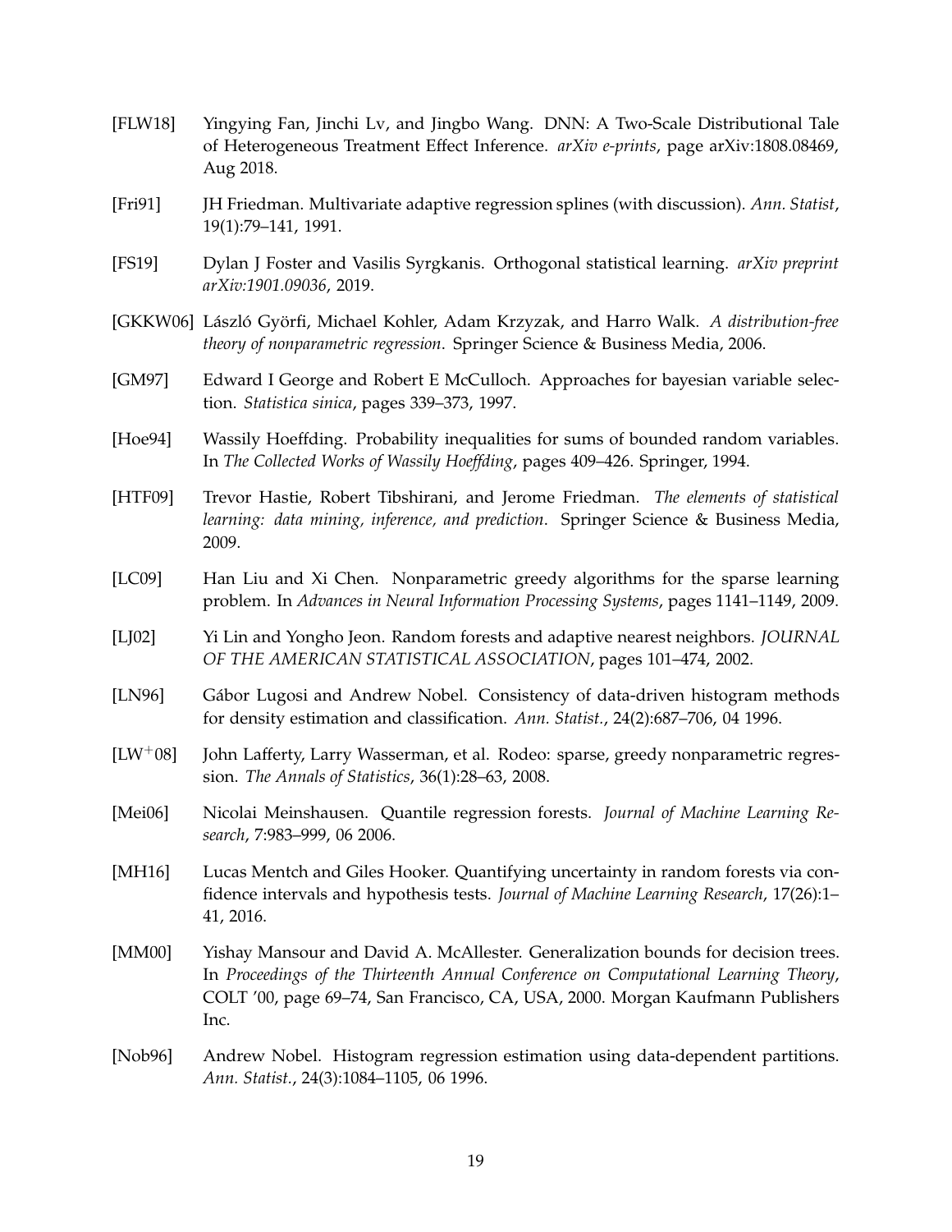[FLW18] Yingying Fan, Jinchi Lv, and Jingbo Wang. DNN: A Two-Scale Distributional Tale of Heterogeneous Treatment Effect Inference. *arXiv e-prints*, page arXiv:1808.08469, Aug 2018.

[Fri91] JH Friedman. Multivariate adaptive regression splines (with discussion). *Ann. Statist*, 19(1):79–141, 1991.

[FS19] Dylan J Foster and Vasilis Syrgkanis. Orthogonal statistical learning. *arXiv preprint arXiv:1901.09036*, 2019.

[GKKW06] László Györfi, Michael Kohler, Adam Krzyzak, and Harro Walk. *A distribution-free theory of nonparametric regression*. Springer Science & Business Media, 2006.

[GM97] Edward I George and Robert E McCulloch. Approaches for bayesian variable selection. *Statistica sinica*, pages 339–373, 1997.

[Hoe94] Wassily Hoeffding. Probability inequalities for sums of bounded random variables. In *The Collected Works of Wassily Hoeffding*, pages 409–426. Springer, 1994.

[HTF09] Trevor Hastie, Robert Tibshirani, and Jerome Friedman. *The elements of statistical learning: data mining, inference, and prediction*. Springer Science & Business Media, 2009.

[LC09] Han Liu and Xi Chen. Nonparametric greedy algorithms for the sparse learning problem. In *Advances in Neural Information Processing Systems*, pages 1141–1149, 2009.

[LJ02] Yi Lin and Yongho Jeon. Random forests and adaptive nearest neighbors. *JOURNAL OF THE AMERICAN STATISTICAL ASSOCIATION*, pages 101–474, 2002.

[LN96] Gábor Lugosi and Andrew Nobel. Consistency of data-driven histogram methods for density estimation and classification. *Ann. Statist.*, 24(2):687–706, 04 1996.

[LW+08] John Lafferty, Larry Wasserman, et al. Rodeo: sparse, greedy nonparametric regression. *The Annals of Statistics*, 36(1):28–63, 2008.

[Mei06] Nicolai Meinshausen. Quantile regression forests. *Journal of Machine Learning Research*, 7:983–999, 06 2006.

[MH16] Lucas Mentch and Giles Hooker. Quantifying uncertainty in random forests via confidence intervals and hypothesis tests. *Journal of Machine Learning Research*, 17(26):1–41, 2016.

[MM00] Yishay Mansour and David A. McAllester. Generalization bounds for decision trees. In *Proceedings of the Thirteenth Annual Conference on Computational Learning Theory*, COLT '00, page 69–74, San Francisco, CA, USA, 2000. Morgan Kaufmann Publishers Inc.

[Nob96] Andrew Nobel. Histogram regression estimation using data-dependent partitions. *Ann. Statist.*, 24(3):1084–1105, 06 1996.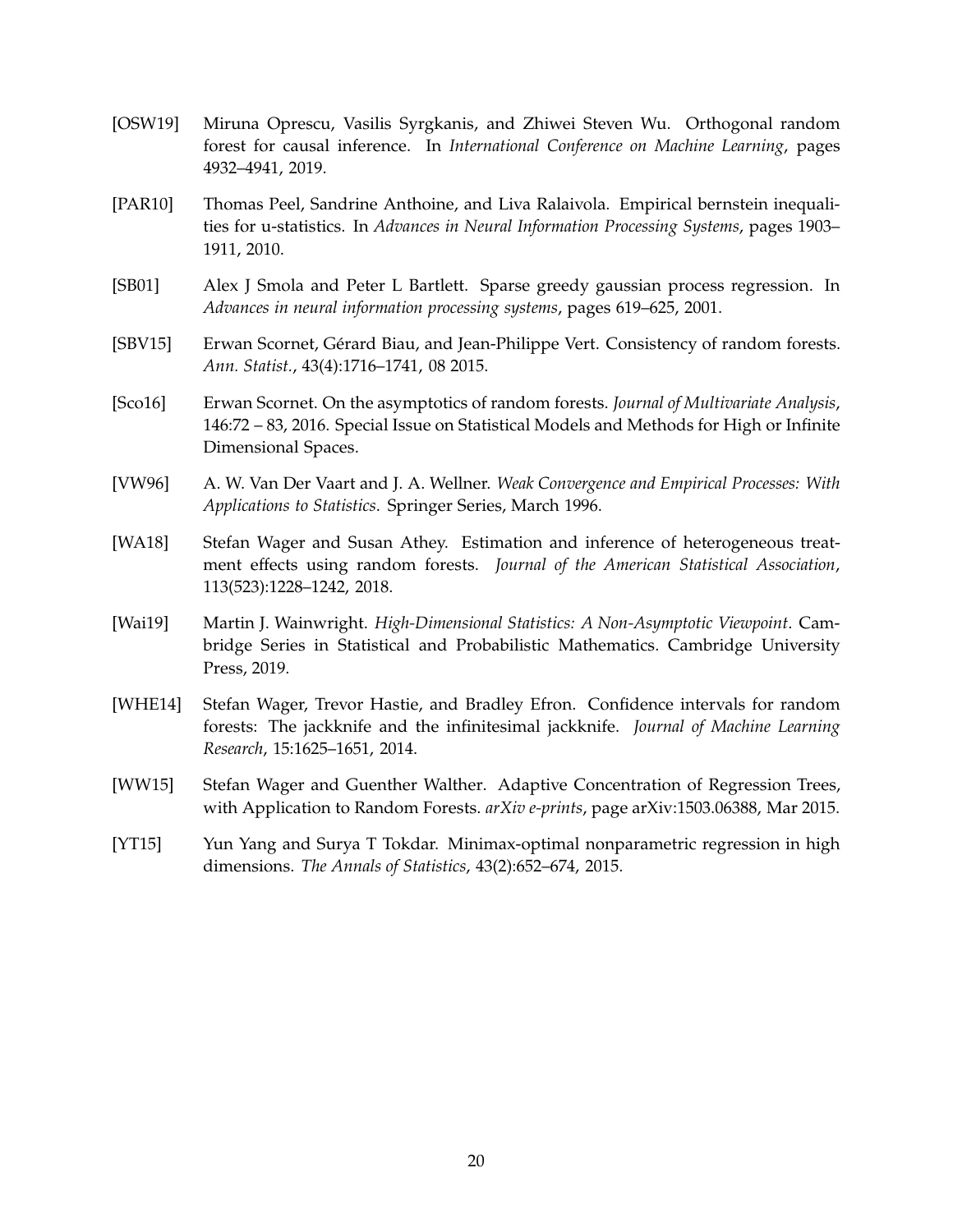[OSW19] Miruna Oprescu, Vasilis Syrgkanis, and Zhiwei Steven Wu. Orthogonal random forest for causal inference. In *International Conference on Machine Learning*, pages 4932–4941, 2019.

[PAR10] Thomas Peel, Sandrine Anthoine, and Liva Ralaivola. Empirical bernstein inequalities for u-statistics. In *Advances in Neural Information Processing Systems*, pages 1903–1911, 2010.

[SB01] Alex J Smola and Peter L Bartlett. Sparse greedy gaussian process regression. In *Advances in neural information processing systems*, pages 619–625, 2001.

[SBV15] Erwan Scornet, Gérard Biau, and Jean-Philippe Vert. Consistency of random forests. *Ann. Statist.*, 43(4):1716–1741, 08 2015.

[Sco16] Erwan Scornet. On the asymptotics of random forests. *Journal of Multivariate Analysis*, 146:72 – 83, 2016. Special Issue on Statistical Models and Methods for High or Infinite Dimensional Spaces.

[VW96] A. W. Van Der Vaart and J. A. Wellner. *Weak Convergence and Empirical Processes: With Applications to Statistics*. Springer Series, March 1996.

[WA18] Stefan Wager and Susan Athey. Estimation and inference of heterogeneous treatment effects using random forests. *Journal of the American Statistical Association*, 113(523):1228–1242, 2018.

[Wai19] Martin J. Wainwright. *High-Dimensional Statistics: A Non-Asymptotic Viewpoint*. Cambridge Series in Statistical and Probabilistic Mathematics. Cambridge University Press, 2019.

[WHE14] Stefan Wager, Trevor Hastie, and Bradley Efron. Confidence intervals for random forests: The jackknife and the infinitesimal jackknife. *Journal of Machine Learning Research*, 15:1625–1651, 2014.

[WW15] Stefan Wager and Guenther Walther. Adaptive Concentration of Regression Trees, with Application to Random Forests. *arXiv e-prints*, page arXiv:1503.06388, Mar 2015.

[YT15] Yun Yang and Surya T Tokdar. Minimax-optimal nonparametric regression in high dimensions. *The Annals of Statistics*, 43(2):652–674, 2015.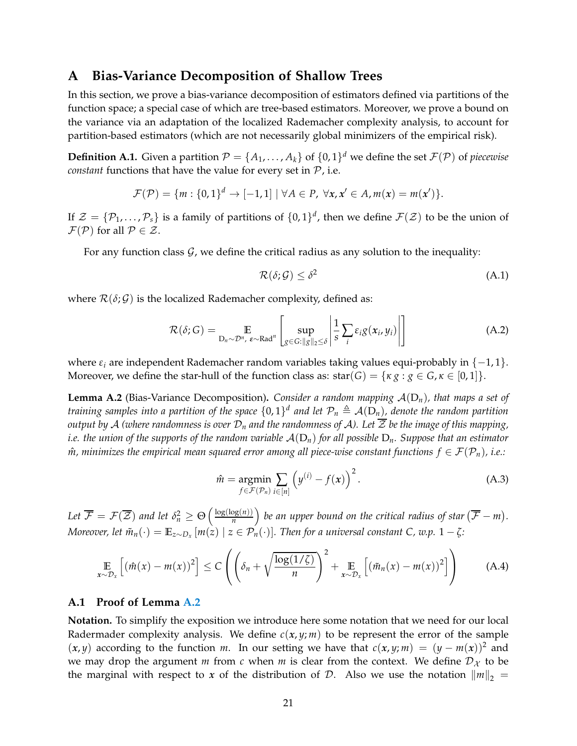# A Bias-Variance Decomposition of Shallow Trees

In this section, we prove a bias-variance decomposition of estimators defined via partitions of the function space; a special case of which are tree-based estimators. Moreover, we prove a bound on the variance via an adaptation of the localized Rademacher complexity analysis, to account for partition-based estimators (which are not necessarily global minimizers of the empirical risk).

**Definition A.1.** Given a partition $\mathcal{P} = \{A_1, \ldots, A_k\}$ of $\{0,1\}^d$ we define the set $\mathcal{F}(\mathcal{P})$ of *piecewise constant* functions that have the value for every set in $\mathcal{P}$, i.e.

$$\mathcal{F}(\mathcal{P}) = \{m : \{0,1\}^d \to [-1,1] \mid \forall A \in P,\ \forall \boldsymbol{x}, \boldsymbol{x}' \in A, m(\boldsymbol{x}) = m(\boldsymbol{x}')\}.$$

If $\mathcal{Z} = \{\mathcal{P}_1, \ldots, \mathcal{P}_s\}$ is a family of partitions of $\{0,1\}^d$, then we define $\mathcal{F}(\mathcal{Z})$ to be the union of $\mathcal{F}(\mathcal{P})$ for all $\mathcal{P} \in \mathcal{Z}$.

For any function class $\mathcal{G}$, we define the critical radius as any solution to the inequality:

$$\mathcal{R}(\delta; \mathcal{G}) \leq \delta^2 \tag{A.1}$$

where $\mathcal{R}(\delta; \mathcal{G})$ is the localized Rademacher complexity, defined as:

$$\mathcal{R}(\delta; G) = \mathop{\mathbb{E}}_{\mathrm{D}_n \sim \mathcal{D}^n,\ \boldsymbol{\varepsilon} \sim \mathrm{Rad}^n} \left[ \sup_{g \in G : \|g\|_2 \leq \delta} \left| \frac{1}{s} \sum_i \varepsilon_i g(\boldsymbol{x}_i, y_i) \right| \right] \tag{A.2}$$

where $\varepsilon_i$ are independent Rademacher random variables taking values equi-probably in $\{-1, 1\}$. Moreover, we define the star-hull of the function class as: $\mathrm{star}(G) = \{\kappa\, g : g \in G, \kappa \in [0,1]\}$.

**Lemma A.2** (Bias-Variance Decomposition)**.** *Consider a random mapping $\mathcal{A}(\mathrm{D}_n)$, that maps a set of training samples into a partition of the space $\{0,1\}^d$ and let $\mathcal{P}_n \triangleq \mathcal{A}(\mathrm{D}_n)$, denote the random partition output by $\mathcal{A}$ (where randomness is over $\mathcal{D}_n$ and the randomness of $\mathcal{A}$). Let $\overline{\mathcal{Z}}$ be the image of this mapping, i.e. the union of the supports of the random variable $\mathcal{A}(\mathrm{D}_n)$ for all possible $\mathrm{D}_n$. Suppose that an estimator $\hat{m}$, minimizes the empirical mean squared error among all piece-wise constant functions $f \in \mathcal{F}(\mathcal{P}_n)$, i.e.:*

$$\hat{m} = \mathop{\mathrm{argmin}}_{f \in \mathcal{F}(\mathcal{P}_n)} \sum_{i \in [n]} \left( y^{(i)} - f(\boldsymbol{x}) \right)^2. \tag{A.3}$$

*Let $\overline{\mathcal{F}} = \mathcal{F}(\overline{\mathcal{Z}})$ and let $\delta_n^2 \geq \Theta\left(\frac{\log(\log(n))}{n}\right)$ be an upper bound on the critical radius of star$\left(\overline{\mathcal{F}} - m\right)$. Moreover, let $\tilde{m}_n(\cdot) = \mathbb{E}_{z \sim D_x}\left[m(z) \mid z \in \mathcal{P}_n(\cdot)\right]$. Then for a universal constant $C$, w.p. $1 - \zeta$:*

$$\mathop{\mathbb{E}}_{\boldsymbol{x} \sim \mathcal{D}_x}\left[ (\hat{m}(x) - m(x))^2 \right] \leq C \left( \left( \delta_n + \sqrt{\frac{\log(1/\zeta)}{n}} \right)^2 + \mathop{\mathbb{E}}_{\boldsymbol{x} \sim \mathcal{D}_x}\left[ (\tilde{m}_n(x) - m(x))^2 \right] \right) \tag{A.4}$$

## A.1 Proof of Lemma A.2

**Notation.** To simplify the exposition we introduce here some notation that we need for our local Radermader complexity analysis. We define $c(\boldsymbol{x}, y; m)$ to be represent the error of the sample $(\boldsymbol{x}, y)$ according to the function $m$. In our setting we have that $c(\boldsymbol{x}, y; m) = (y - m(\boldsymbol{x}))^2$ and we may drop the argument $m$ from $c$ when $m$ is clear from the context. We define $\mathcal{D}_{\mathcal{X}}$ to be the marginal with respect to $\boldsymbol{x}$ of the distribution of $\mathcal{D}$. Also we use the notation $\|m\|_2 =$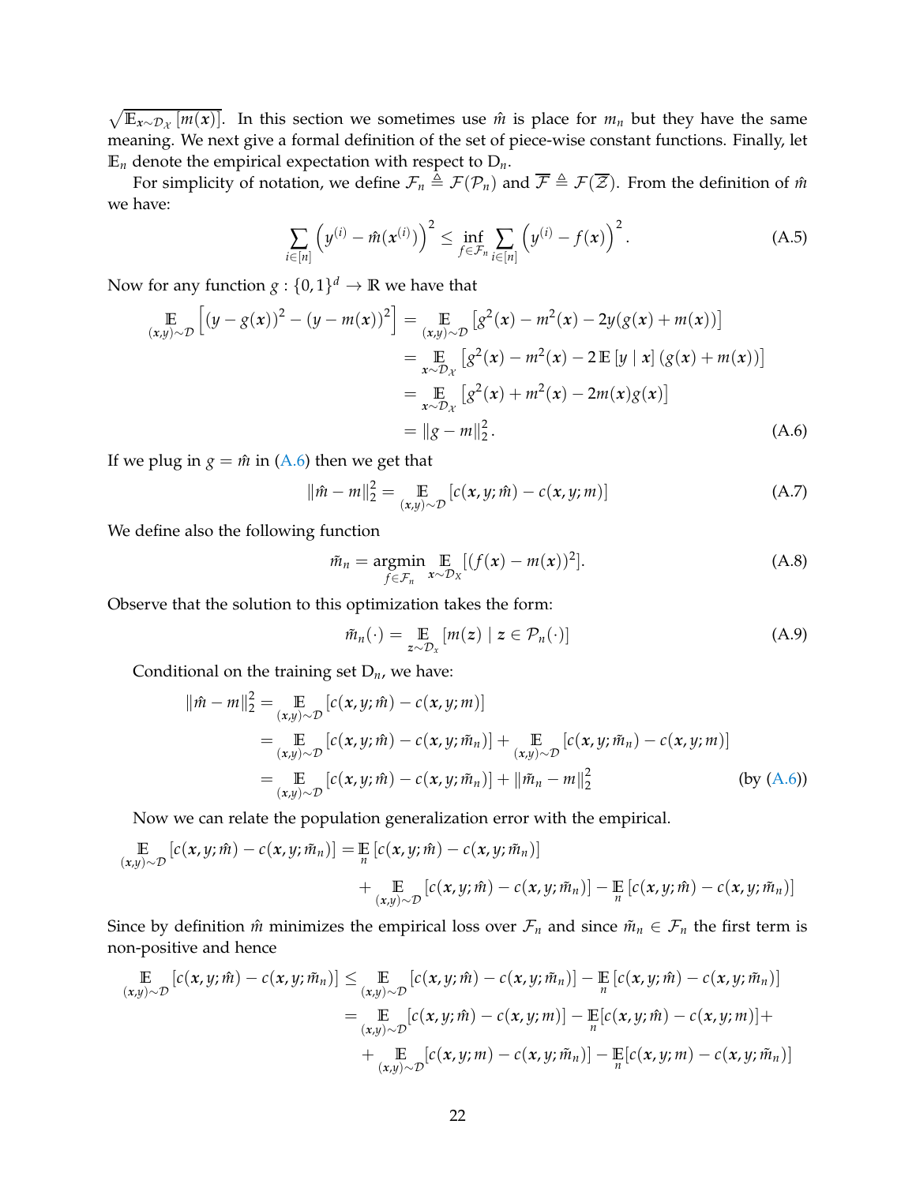$\sqrt{\mathbb{E}_{\boldsymbol{x}\sim\mathcal{D}_{\mathcal{X}}}[m(\boldsymbol{x})]}$. In this section we sometimes use $\hat{m}$ is place for $m_n$ but they have the same meaning. We next give a formal definition of the set of piece-wise constant functions. Finally, let $\mathbb{E}_n$ denote the empirical expectation with respect to $\mathrm{D}_n$.

For simplicity of notation, we define $\mathcal{F}_n \triangleq \mathcal{F}(\mathcal{P}_n)$ and $\overline{\mathcal{F}} \triangleq \mathcal{F}(\overline{\mathcal{Z}})$. From the definition of $\hat{m}$ we have:

$$\sum_{i\in[n]} \left(y^{(i)} - \hat{m}(\boldsymbol{x}^{(i)})\right)^2 \le \inf_{f\in\mathcal{F}_n} \sum_{i\in[n]} \left(y^{(i)} - f(\boldsymbol{x})\right)^2. \tag{A.5}$$

Now for any function $g : \{0,1\}^d \to \mathbb{R}$ we have that

$$\begin{aligned}
\underset{(\boldsymbol{x},y)\sim\mathcal{D}}{\mathbb{E}}\left[(y-g(\boldsymbol{x}))^2 - (y-m(\boldsymbol{x}))^2\right] &= \underset{(\boldsymbol{x},y)\sim\mathcal{D}}{\mathbb{E}}\left[g^2(\boldsymbol{x}) - m^2(\boldsymbol{x}) - 2y(g(\boldsymbol{x}) + m(\boldsymbol{x}))\right] \\
&= \underset{\boldsymbol{x}\sim\mathcal{D}_{\mathcal{X}}}{\mathbb{E}}\left[g^2(\boldsymbol{x}) - m^2(\boldsymbol{x}) - 2\,\mathbb{E}\left[y \mid \boldsymbol{x}\right](g(\boldsymbol{x}) + m(\boldsymbol{x}))\right] \\
&= \underset{\boldsymbol{x}\sim\mathcal{D}_{\mathcal{X}}}{\mathbb{E}}\left[g^2(\boldsymbol{x}) + m^2(\boldsymbol{x}) - 2m(\boldsymbol{x})g(\boldsymbol{x})\right] \\
&= \|g - m\|_2^2.
\end{aligned} \tag{A.6}$$

If we plug in $g = \hat{m}$ in (A.6) then we get that

$$\|\hat{m} - m\|_2^2 = \underset{(\boldsymbol{x},y)\sim\mathcal{D}}{\mathbb{E}}\left[c(\boldsymbol{x}, y; \hat{m}) - c(\boldsymbol{x}, y; m)\right] \tag{A.7}$$

We define also the following function

$$\tilde{m}_n = \underset{f\in\mathcal{F}_n}{\operatorname{argmin}} \underset{\boldsymbol{x}\sim\mathcal{D}_X}{\mathbb{E}}[(f(\boldsymbol{x}) - m(\boldsymbol{x}))^2]. \tag{A.8}$$

Observe that the solution to this optimization takes the form:

$$\tilde{m}_n(\cdot) = \underset{\boldsymbol{z}\sim\mathcal{D}_x}{\mathbb{E}}\left[m(\boldsymbol{z}) \mid \boldsymbol{z} \in \mathcal{P}_n(\cdot)\right] \tag{A.9}$$

Conditional on the training set $\mathrm{D}_n$, we have:

$$\begin{aligned}
\|\hat{m} - m\|_2^2 &= \underset{(\boldsymbol{x},y)\sim\mathcal{D}}{\mathbb{E}}\left[c(\boldsymbol{x}, y; \hat{m}) - c(\boldsymbol{x}, y; m)\right] \\
&= \underset{(\boldsymbol{x},y)\sim\mathcal{D}}{\mathbb{E}}\left[c(\boldsymbol{x}, y; \hat{m}) - c(\boldsymbol{x}, y; \tilde{m}_n)\right] + \underset{(\boldsymbol{x},y)\sim\mathcal{D}}{\mathbb{E}}\left[c(\boldsymbol{x}, y; \tilde{m}_n) - c(\boldsymbol{x}, y; m)\right] \\
&= \underset{(\boldsymbol{x},y)\sim\mathcal{D}}{\mathbb{E}}\left[c(\boldsymbol{x}, y; \hat{m}) - c(\boldsymbol{x}, y; \tilde{m}_n)\right] + \|\tilde{m}_n - m\|_2^2 \qquad \text{(by (A.6))}
\end{aligned}$$

Now we can relate the population generalization error with the empirical.

$$\begin{aligned}
\underset{(\boldsymbol{x},y)\sim\mathcal{D}}{\mathbb{E}}\left[c(\boldsymbol{x}, y; \hat{m}) - c(\boldsymbol{x}, y; \tilde{m}_n)\right] &= \mathbb{E}_n\left[c(\boldsymbol{x}, y; \hat{m}) - c(\boldsymbol{x}, y; \tilde{m}_n)\right] \\
&\quad + \underset{(\boldsymbol{x},y)\sim\mathcal{D}}{\mathbb{E}}\left[c(\boldsymbol{x}, y; \hat{m}) - c(\boldsymbol{x}, y; \tilde{m}_n)\right] - \mathbb{E}_n\left[c(\boldsymbol{x}, y; \hat{m}) - c(\boldsymbol{x}, y; \tilde{m}_n)\right]
\end{aligned}$$

Since by definition $\hat{m}$ minimizes the empirical loss over $\mathcal{F}_n$ and since $\tilde{m}_n \in \mathcal{F}_n$ the first term is non-positive and hence

$$\begin{aligned}
\underset{(\boldsymbol{x},y)\sim\mathcal{D}}{\mathbb{E}}\left[c(\boldsymbol{x}, y; \hat{m}) - c(\boldsymbol{x}, y; \tilde{m}_n)\right] &\le \underset{(\boldsymbol{x},y)\sim\mathcal{D}}{\mathbb{E}}\left[c(\boldsymbol{x}, y; \hat{m}) - c(\boldsymbol{x}, y; \tilde{m}_n)\right] - \mathbb{E}_n\left[c(\boldsymbol{x}, y; \hat{m}) - c(\boldsymbol{x}, y; \tilde{m}_n)\right] \\
&= \underset{(\boldsymbol{x},y)\sim\mathcal{D}}{\mathbb{E}}[c(\boldsymbol{x}, y; \hat{m}) - c(\boldsymbol{x}, y; m)] - \mathbb{E}_n[c(\boldsymbol{x}, y; \hat{m}) - c(\boldsymbol{x}, y; m)] + \\
&\quad + \underset{(\boldsymbol{x},y)\sim\mathcal{D}}{\mathbb{E}}[c(\boldsymbol{x}, y; m) - c(\boldsymbol{x}, y; \tilde{m}_n)] - \mathbb{E}_n[c(\boldsymbol{x}, y; m) - c(\boldsymbol{x}, y; \tilde{m}_n)]
\end{aligned}$$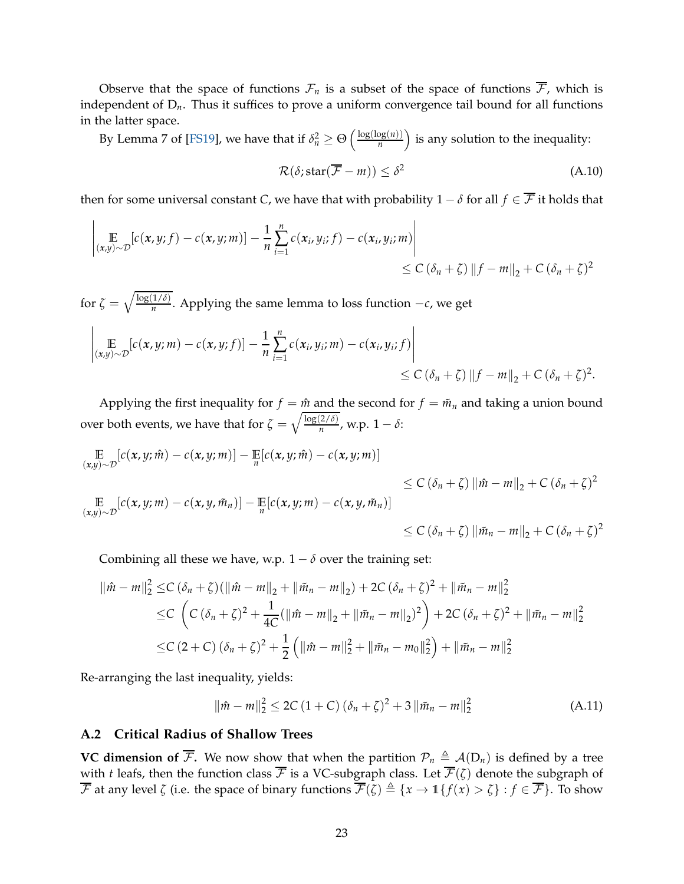Observe that the space of functions $\mathcal{F}_n$ is a subset of the space of functions $\overline{\mathcal{F}}$, which is independent of $\mathrm{D}_n$. Thus it suffices to prove a uniform convergence tail bound for all functions in the latter space.

By Lemma 7 of [FS19], we have that if $\delta_n^2 \geq \Theta\left(\frac{\log(\log(n))}{n}\right)$ is any solution to the inequality:

$$
\mathcal{R}(\delta; \mathrm{star}(\overline{\mathcal{F}} - m)) \leq \delta^2 \tag{A.10}
$$

then for some universal constant $C$, we have that with probability $1 - \delta$ for all $f \in \overline{\mathcal{F}}$ it holds that

$$
\left| \mathop{\mathbb{E}}_{(x,y)\sim\mathcal{D}}[c(\boldsymbol{x}, y; f) - c(\boldsymbol{x}, y; m)] - \frac{1}{n}\sum_{i=1}^{n} c(\boldsymbol{x}_i, y_i; f) - c(\boldsymbol{x}_i, y_i; m) \right| \\ \leq C\left(\delta_n + \zeta\right) \|f - m\|_2 + C\left(\delta_n + \zeta\right)^2
$$

for $\zeta = \sqrt{\frac{\log(1/\delta)}{n}}$. Applying the same lemma to loss function $-c$, we get

$$
\left| \mathop{\mathbb{E}}_{(x,y)\sim\mathcal{D}}[c(\boldsymbol{x}, y; m) - c(\boldsymbol{x}, y; f)] - \frac{1}{n}\sum_{i=1}^{n} c(\boldsymbol{x}_i, y_i; m) - c(\boldsymbol{x}_i, y_i; f) \right| \\ \leq C\left(\delta_n + \zeta\right) \|f - m\|_2 + C\left(\delta_n + \zeta\right)^2.
$$

Applying the first inequality for $f = \hat{m}$ and the second for $f = \tilde{m}_n$ and taking a union bound over both events, we have that for $\zeta = \sqrt{\frac{\log(2/\delta)}{n}}$, w.p. $1 - \delta$:

$$
\mathop{\mathbb{E}}_{(x,y)\sim\mathcal{D}}[c(\boldsymbol{x}, y; \hat{m}) - c(\boldsymbol{x}, y; m)] - \mathop{\mathbb{E}}_{n}[c(\boldsymbol{x}, y; \hat{m}) - c(\boldsymbol{x}, y; m)] \\ \leq C\left(\delta_n + \zeta\right) \|\hat{m} - m\|_2 + C\left(\delta_n + \zeta\right)^2
$$

$$
\mathop{\mathbb{E}}_{(x,y)\sim\mathcal{D}}[c(\boldsymbol{x}, y; m) - c(\boldsymbol{x}, y, \tilde{m}_n)] - \mathop{\mathbb{E}}_{n}[c(\boldsymbol{x}, y; m) - c(\boldsymbol{x}, y, \tilde{m}_n)] \\ \leq C\left(\delta_n + \zeta\right) \|\tilde{m}_n - m\|_2 + C\left(\delta_n + \zeta\right)^2
$$

Combining all these we have, w.p. $1 - \delta$ over the training set:

$$
\begin{aligned}
\|\hat{m} - m\|_2^2 \leq & C\left(\delta_n + \zeta\right)(\|\hat{m} - m\|_2 + \|\tilde{m}_n - m\|_2) + 2C\left(\delta_n + \zeta\right)^2 + \|\tilde{m}_n - m\|_2^2 \\
\leq & C\left(C\left(\delta_n + \zeta\right)^2 + \frac{1}{4C}(\|\hat{m} - m\|_2 + \|\tilde{m}_n - m\|_2)^2\right) + 2C\left(\delta_n + \zeta\right)^2 + \|\tilde{m}_n - m\|_2^2 \\
\leq & C\left(2 + C\right)\left(\delta_n + \zeta\right)^2 + \frac{1}{2}\left(\|\hat{m} - m\|_2^2 + \|\tilde{m}_n - m_0\|_2^2\right) + \|\tilde{m}_n - m\|_2^2
\end{aligned}
$$

Re-arranging the last inequality, yields:

$$
\|\hat{m} - m\|_2^2 \leq 2C\left(1 + C\right)\left(\delta_n + \zeta\right)^2 + 3\|\tilde{m}_n - m\|_2^2 \tag{A.11}
$$

## A.2 Critical Radius of Shallow Trees

**VC dimension of $\overline{\mathcal{F}}$.** We now show that when the partition $\mathcal{P}_n \triangleq \mathcal{A}(\mathrm{D}_n)$ is defined by a tree with $t$ leafs, then the function class $\overline{\mathcal{F}}$ is a VC-subgraph class. Let $\overline{\mathcal{F}}(\zeta)$ denote the subgraph of $\overline{\mathcal{F}}$ at any level $\zeta$ (i.e. the space of binary functions $\overline{\mathcal{F}}(\zeta) \triangleq \{x \to \mathbb{1}\{f(x) > \zeta\} : f \in \overline{\mathcal{F}}\}$. To show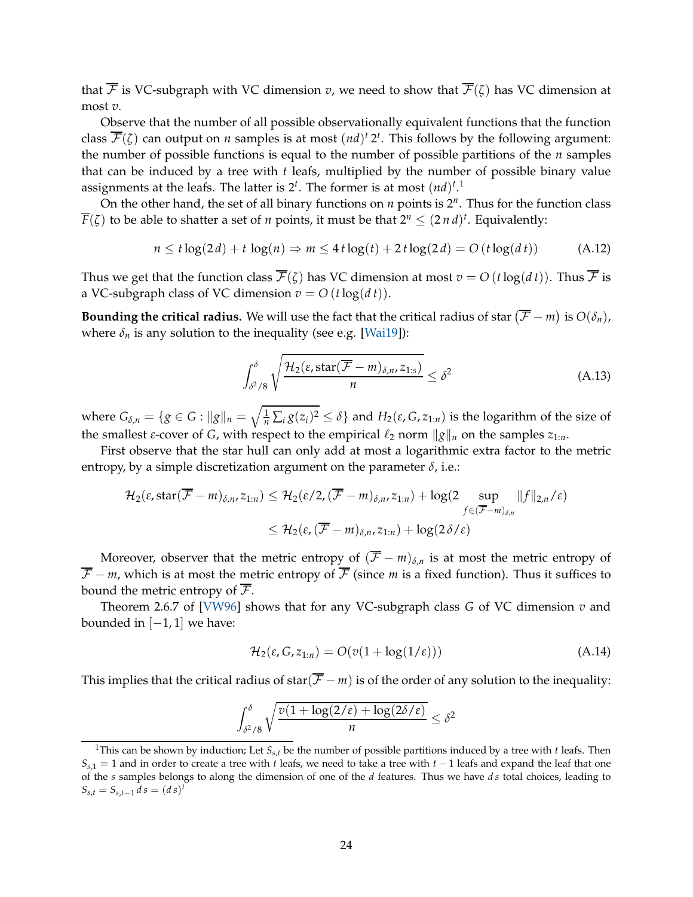that $\overline{\mathcal{F}}$ is VC-subgraph with VC dimension $v$, we need to show that $\overline{\mathcal{F}}(\zeta)$ has VC dimension at most $v$.

Observe that the number of all possible observationally equivalent functions that the function class $\overline{\mathcal{F}}(\zeta)$ can output on $n$ samples is at most $(nd)^t\, 2^t$. This follows by the following argument: the number of possible functions is equal to the number of possible partitions of the $n$ samples that can be induced by a tree with $t$ leafs, multiplied by the number of possible binary value assignments at the leafs. The latter is $2^t$. The former is at most $(nd)^t$.[1]

On the other hand, the set of all binary functions on $n$ points is $2^n$. Thus for the function class $\overline{F}(\zeta)$ to be able to shatter a set of $n$ points, it must be that $2^n \leq (2\,n\,d)^t$. Equivalently:

$$n \leq t\log(2\,d) + t\,\log(n) \Rightarrow m \leq 4\,t\log(t) + 2\,t\log(2\,d) = O\left(t\log(d\,t)\right) \tag{A.12}$$

Thus we get that the function class $\overline{\mathcal{F}}(\zeta)$ has VC dimension at most $v = O\left(t\log(d\,t)\right)$. Thus $\overline{\mathcal{F}}$ is a VC-subgraph class of VC dimension $v = O\left(t\log(d\,t)\right)$.

**Bounding the critical radius.** We will use the fact that the critical radius of star $\left(\overline{\mathcal{F}} - m\right)$ is $O(\delta_n)$, where $\delta_n$ is any solution to the inequality (see e.g. [Wai19]):

$$\int_{\delta^2/8}^{\delta} \sqrt{\frac{\mathcal{H}_2(\epsilon, \text{star}(\overline{\mathcal{F}} - m)_{\delta,n}, z_{1:s})}{n}} \leq \delta^2 \tag{A.13}$$

where $G_{\delta,n} = \{g \in G : \|g\|_n = \sqrt{\frac{1}{n}\sum_i g(z_i)^2} \leq \delta\}$ and $H_2(\epsilon, G, z_{1:n})$ is the logarithm of the size of the smallest $\epsilon$-cover of $G$, with respect to the empirical $\ell_2$ norm $\|g\|_n$ on the samples $z_{1:n}$.

First observe that the star hull can only add at most a logarithmic extra factor to the metric entropy, by a simple discretization argument on the parameter $\delta$, i.e.:

$$\begin{aligned}
\mathcal{H}_2(\epsilon, \text{star}(\overline{\mathcal{F}} - m)_{\delta,n}, z_{1:n}) &\leq \mathcal{H}_2(\epsilon/2, (\overline{\mathcal{F}} - m)_{\delta,n}, z_{1:n}) + \log(2 \sup_{f\in(\overline{\mathcal{F}}-m)_{\delta,n}} \|f\|_{2,n}/\epsilon) \\
&\leq \mathcal{H}_2(\epsilon, (\overline{\mathcal{F}} - m)_{\delta,n}, z_{1:n}) + \log(2\,\delta/\epsilon)
\end{aligned}$$

Moreover, observer that the metric entropy of $(\overline{\mathcal{F}} - m)_{\delta,n}$ is at most the metric entropy of $\overline{\mathcal{F}} - m$, which is at most the metric entropy of $\overline{\mathcal{F}}$ (since $m$ is a fixed function). Thus it suffices to bound the metric entropy of $\overline{\mathcal{F}}$.

Theorem 2.6.7 of [VW96] shows that for any VC-subgraph class $G$ of VC dimension $v$ and bounded in $[-1, 1]$ we have:

$$\mathcal{H}_2(\epsilon, G, z_{1:n}) = O(v(1 + \log(1/\epsilon))) \tag{A.14}$$

This implies that the critical radius of star$(\overline{\mathcal{F}} - m)$ is of the order of any solution to the inequality:

$$\int_{\delta^2/8}^{\delta} \sqrt{\frac{v(1 + \log(2/\epsilon) + \log(2\delta/\epsilon)}{n}} \leq \delta^2$$

[1] This can be shown by induction; Let $S_{s,t}$ be the number of possible partitions induced by a tree with $t$ leafs. Then $S_{s,1} = 1$ and in order to create a tree with $t$ leafs, we need to take a tree with $t-1$ leafs and expand the leaf that one of the $s$ samples belongs to along the dimension of one of the $d$ features. Thus we have $d\,s$ total choices, leading to $S_{s,t} = S_{s,t-1}\,d\,s = (d\,s)^t$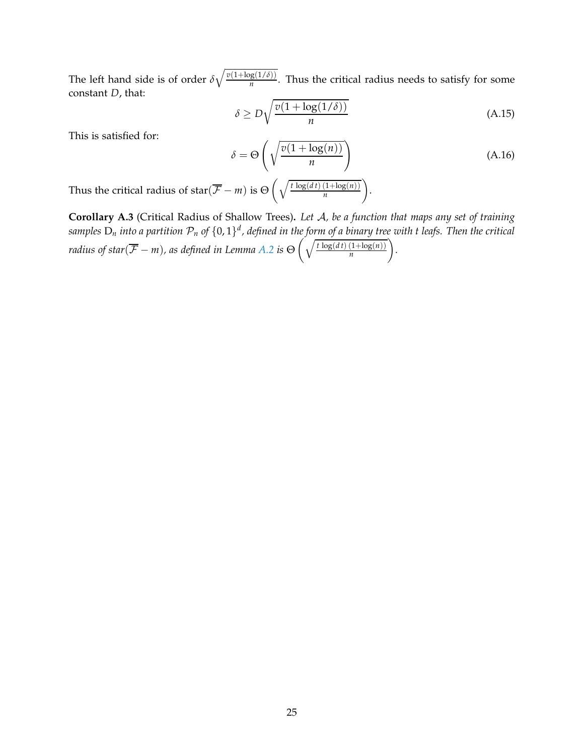The left hand side is of order $\delta\sqrt{\frac{v(1+\log(1/\delta))}{n}}$. Thus the critical radius needs to satisfy for some constant $D$, that:

$$\delta \geq D\sqrt{\frac{v(1+\log(1/\delta))}{n}} \tag{A.15}$$

This is satisfied for:

$$\delta = \Theta\left(\sqrt{\frac{v(1+\log(n))}{n}}\right) \tag{A.16}$$

Thus the critical radius of $\text{star}(\overline{\mathcal{F}} - m)$ is $\Theta\left(\sqrt{\frac{t\,\log(d\,t)\,(1+\log(n))}{n}}\right)$.

**Corollary A.3** (Critical Radius of Shallow Trees)**.** *Let $\mathcal{A}$, be a function that maps any set of training samples $\mathrm{D}_n$ into a partition $\mathcal{P}_n$ of $\{0,1\}^d$, defined in the form of a binary tree with $t$ leafs. Then the critical radius of $\text{star}(\overline{\mathcal{F}} - m)$, as defined in Lemma A.2 is $\Theta\left(\sqrt{\frac{t\,\log(d\,t)\,(1+\log(n))}{n}}\right)$.*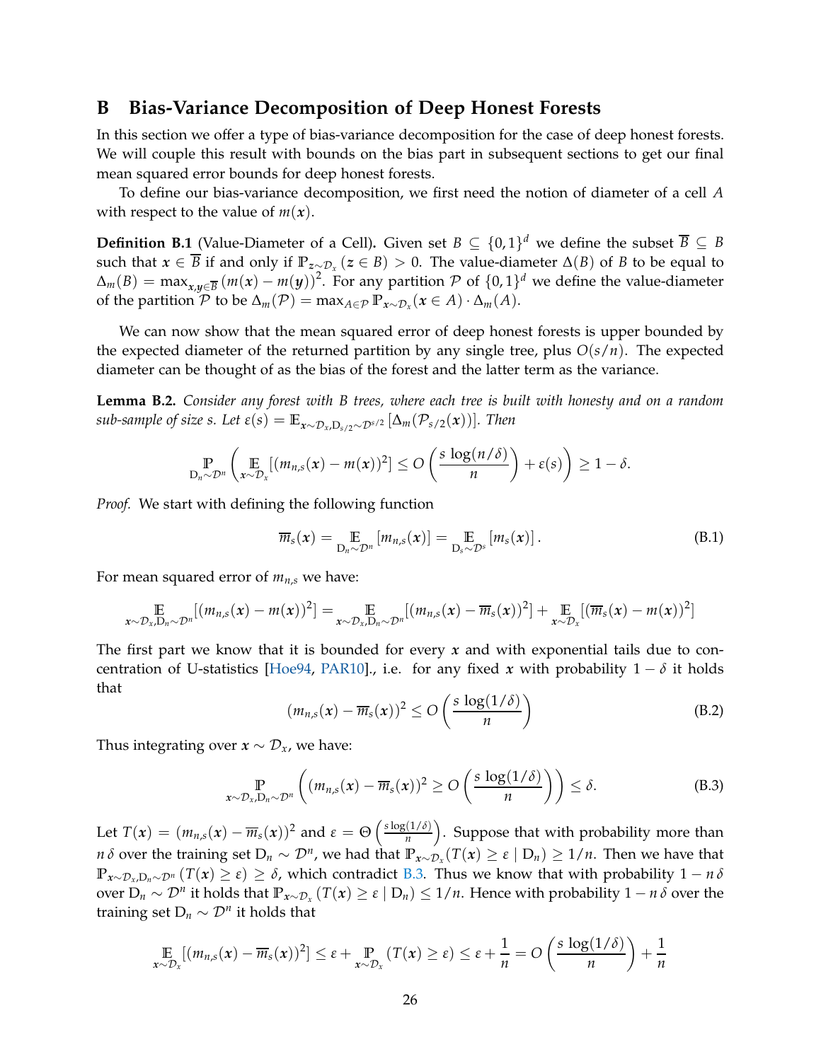## B Bias-Variance Decomposition of Deep Honest Forests

In this section we offer a type of bias-variance decomposition for the case of deep honest forests. We will couple this result with bounds on the bias part in subsequent sections to get our final mean squared error bounds for deep honest forests.

To define our bias-variance decomposition, we first need the notion of diameter of a cell $A$ with respect to the value of $m(\boldsymbol{x})$.

**Definition B.1** (Value-Diameter of a Cell)**.** Given set $B \subseteq \{0,1\}^d$ we define the subset $\overline{B} \subseteq B$ such that $\boldsymbol{x} \in \overline{B}$ if and only if $\mathbb{P}_{\boldsymbol{z} \sim \mathcal{D}_x}(\boldsymbol{z} \in B) > 0$. The value-diameter $\Delta(B)$ of $B$ to be equal to $\Delta_m(B) = \max_{\boldsymbol{x}, \boldsymbol{y} \in \overline{B}} (m(\boldsymbol{x}) - m(\boldsymbol{y}))^2$. For any partition $\mathcal{P}$ of $\{0,1\}^d$ we define the value-diameter of the partition $\mathcal{P}$ to be $\Delta_m(\mathcal{P}) = \max_{A \in \mathcal{P}} \mathbb{P}_{\boldsymbol{x} \sim \mathcal{D}_x}(\boldsymbol{x} \in A) \cdot \Delta_m(A)$.

We can now show that the mean squared error of deep honest forests is upper bounded by the expected diameter of the returned partition by any single tree, plus $O(s/n)$. The expected diameter can be thought of as the bias of the forest and the latter term as the variance.

**Lemma B.2.** *Consider any forest with $B$ trees, where each tree is built with honesty and on a random sub-sample of size $s$. Let $\varepsilon(s) = \mathbb{E}_{\boldsymbol{x} \sim \mathcal{D}_x, \mathrm{D}_{s/2} \sim \mathcal{D}^{s/2}}[\Delta_m(\mathcal{P}_{s/2}(\boldsymbol{x}))]$. Then*

$$\mathop{\mathbb{P}}_{\mathrm{D}_n \sim \mathcal{D}^n}\left( \mathop{\mathbb{E}}_{\boldsymbol{x} \sim \mathcal{D}_x}[(m_{n,s}(\boldsymbol{x}) - m(\boldsymbol{x}))^2] \leq O\left(\frac{s \log(n/\delta)}{n}\right) + \varepsilon(s) \right) \geq 1 - \delta.$$

*Proof.* We start with defining the following function

$$\overline{m}_s(\boldsymbol{x}) = \mathop{\mathbb{E}}_{\mathrm{D}_n \sim \mathcal{D}^n}[m_{n,s}(\boldsymbol{x})] = \mathop{\mathbb{E}}_{\mathrm{D}_s \sim \mathcal{D}^s}[m_s(\boldsymbol{x})]. \tag{B.1}$$

For mean squared error of $m_{n,s}$ we have:

$$\mathop{\mathbb{E}}_{\boldsymbol{x} \sim \mathcal{D}_x, \mathrm{D}_n \sim \mathcal{D}^n}[(m_{n,s}(\boldsymbol{x}) - m(\boldsymbol{x}))^2] = \mathop{\mathbb{E}}_{\boldsymbol{x} \sim \mathcal{D}_x, \mathrm{D}_n \sim \mathcal{D}^n}[(m_{n,s}(\boldsymbol{x}) - \overline{m}_s(\boldsymbol{x}))^2] + \mathop{\mathbb{E}}_{\boldsymbol{x} \sim \mathcal{D}_x}[(\overline{m}_s(\boldsymbol{x}) - m(\boldsymbol{x}))^2]$$

The first part we know that it is bounded for every $\boldsymbol{x}$ and with exponential tails due to concentration of U-statistics [Hoe94, PAR10]., i.e. for any fixed $\boldsymbol{x}$ with probability $1 - \delta$ it holds that

$$(m_{n,s}(\boldsymbol{x}) - \overline{m}_s(\boldsymbol{x}))^2 \leq O\left(\frac{s \log(1/\delta)}{n}\right) \tag{B.2}$$

Thus integrating over $\boldsymbol{x} \sim \mathcal{D}_x$, we have:

$$\mathop{\mathbb{P}}_{\boldsymbol{x} \sim \mathcal{D}_x, \mathrm{D}_n \sim \mathcal{D}^n}\left( (m_{n,s}(\boldsymbol{x}) - \overline{m}_s(\boldsymbol{x}))^2 \geq O\left(\frac{s \log(1/\delta)}{n}\right) \right) \leq \delta. \tag{B.3}$$

Let $T(\boldsymbol{x}) = (m_{n,s}(\boldsymbol{x}) - \overline{m}_s(\boldsymbol{x}))^2$ and $\varepsilon = \Theta\left(\frac{s \log(1/\delta)}{n}\right)$. Suppose that with probability more than $n\,\delta$ over the training set $\mathrm{D}_n \sim \mathcal{D}^n$, we had that $\mathbb{P}_{\boldsymbol{x} \sim \mathcal{D}_x}(T(\boldsymbol{x}) \geq \varepsilon \mid \mathrm{D}_n) \geq 1/n$. Then we have that $\mathbb{P}_{\boldsymbol{x} \sim \mathcal{D}_x, \mathrm{D}_n \sim \mathcal{D}^n}(T(\boldsymbol{x}) \geq \varepsilon) \geq \delta$, which contradict B.3. Thus we know that with probability $1 - n\,\delta$ over $\mathrm{D}_n \sim \mathcal{D}^n$ it holds that $\mathbb{P}_{\boldsymbol{x} \sim \mathcal{D}_x}(T(\boldsymbol{x}) \geq \varepsilon \mid \mathrm{D}_n) \leq 1/n$. Hence with probability $1 - n\,\delta$ over the training set $\mathrm{D}_n \sim \mathcal{D}^n$ it holds that

$$\mathop{\mathbb{E}}_{\boldsymbol{x} \sim \mathcal{D}_x}[(m_{n,s}(\boldsymbol{x}) - \overline{m}_s(\boldsymbol{x}))^2] \leq \varepsilon + \mathop{\mathbb{P}}_{\boldsymbol{x} \sim \mathcal{D}_x}(T(\boldsymbol{x}) \geq \varepsilon) \leq \varepsilon + \frac{1}{n} = O\left(\frac{s \log(1/\delta)}{n}\right) + \frac{1}{n}$$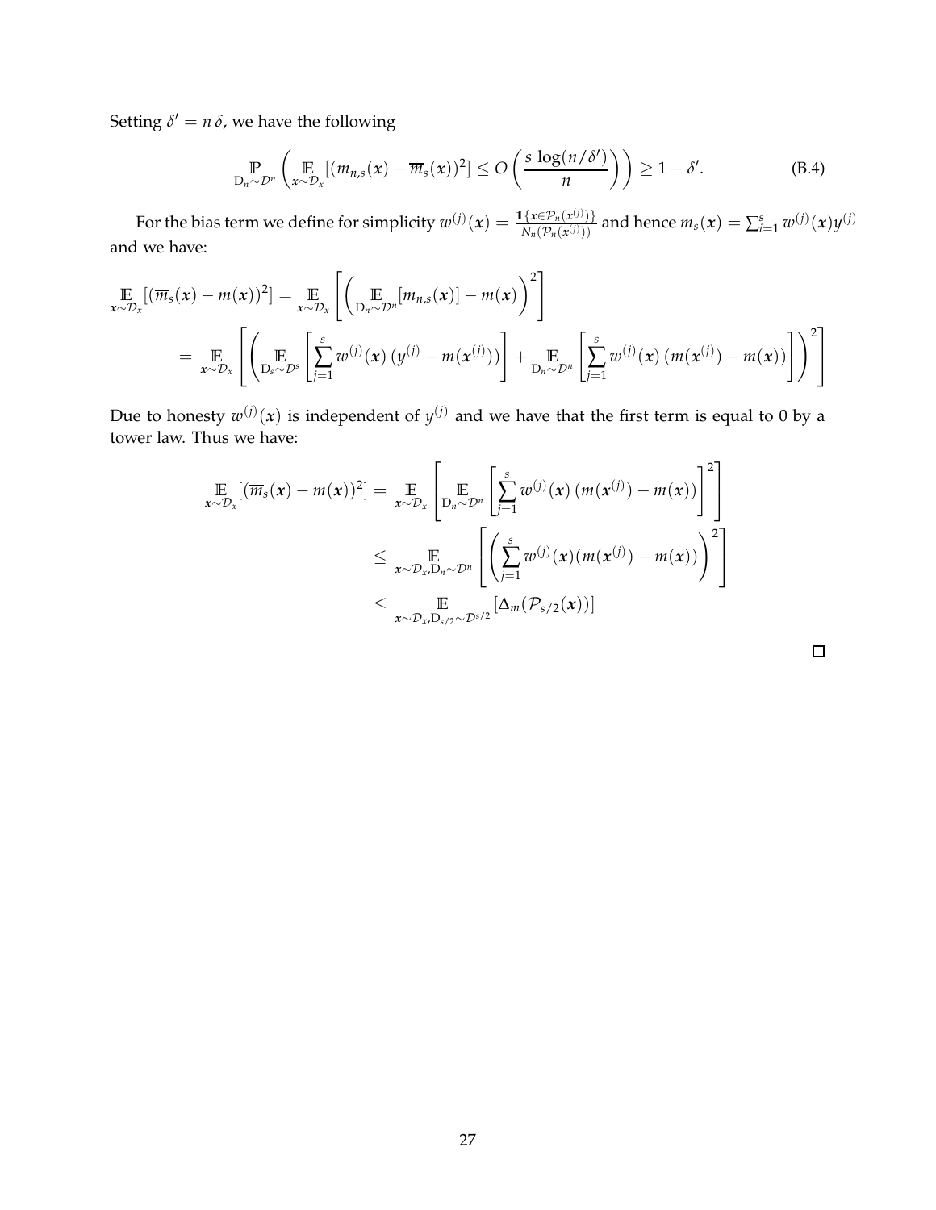Setting $\delta' = n\,\delta$, we have the following

$$\mathbb{P}_{\mathrm{D}_n \sim \mathcal{D}^n}\left( \mathbb{E}_{\boldsymbol{x}\sim\mathcal{D}_x}[(m_{n,s}(\boldsymbol{x}) - \overline{m}_s(\boldsymbol{x}))^2] \leq O\left(\frac{s\,\log(n/\delta')}{n}\right)\right) \geq 1 - \delta'. \tag{B.4}$$

For the bias term we define for simplicity $w^{(j)}(\boldsymbol{x}) = \frac{\mathbb{1}\{\boldsymbol{x}\in\mathcal{P}_n(\boldsymbol{x}^{(j)})\}}{N_n(\mathcal{P}_n(\boldsymbol{x}^{(j)}))}$ and hence $m_s(\boldsymbol{x}) = \sum_{i=1}^{s} w^{(j)}(\boldsymbol{x}) y^{(j)}$ and we have:

$$\begin{aligned}
\mathbb{E}_{\boldsymbol{x}\sim\mathcal{D}_x}[(\overline{m}_s(\boldsymbol{x}) - m(\boldsymbol{x}))^2] &= \mathbb{E}_{\boldsymbol{x}\sim\mathcal{D}_x}\left[\left(\mathbb{E}_{\mathrm{D}_n\sim\mathcal{D}^n}[m_{n,s}(\boldsymbol{x})] - m(\boldsymbol{x})\right)^2\right] \\
&= \mathbb{E}_{\boldsymbol{x}\sim\mathcal{D}_x}\left[\left(\mathbb{E}_{\mathrm{D}_s\sim\mathcal{D}^s}\left[\sum_{j=1}^{s} w^{(j)}(\boldsymbol{x})\,(y^{(j)} - m(\boldsymbol{x}^{(j)}))\right] + \mathbb{E}_{\mathrm{D}_n\sim\mathcal{D}^n}\left[\sum_{j=1}^{s} w^{(j)}(\boldsymbol{x})\,(m(\boldsymbol{x}^{(j)}) - m(\boldsymbol{x}))\right]\right)^2\right]
\end{aligned}$$

Due to honesty $w^{(j)}(\boldsymbol{x})$ is independent of $y^{(j)}$ and we have that the first term is equal to 0 by a tower law. Thus we have:

$$\begin{aligned}
\mathbb{E}_{\boldsymbol{x}\sim\mathcal{D}_x}[(\overline{m}_s(\boldsymbol{x}) - m(\boldsymbol{x}))^2] &= \mathbb{E}_{\boldsymbol{x}\sim\mathcal{D}_x}\left[\mathbb{E}_{\mathrm{D}_n\sim\mathcal{D}^n}\left[\sum_{j=1}^{s} w^{(j)}(\boldsymbol{x})\,(m(\boldsymbol{x}^{(j)}) - m(\boldsymbol{x}))\right]^2\right] \\
&\leq \mathbb{E}_{\boldsymbol{x}\sim\mathcal{D}_x,\mathrm{D}_n\sim\mathcal{D}^n}\left[\left(\sum_{j=1}^{s} w^{(j)}(\boldsymbol{x})(m(\boldsymbol{x}^{(j)}) - m(\boldsymbol{x}))\right)^2\right] \\
&\leq \mathbb{E}_{\boldsymbol{x}\sim\mathcal{D}_x,\mathrm{D}_{s/2}\sim\mathcal{D}^{s/2}}\left[\Delta_m(\mathcal{P}_{s/2}(\boldsymbol{x}))\right]
\end{aligned}$$

$\square$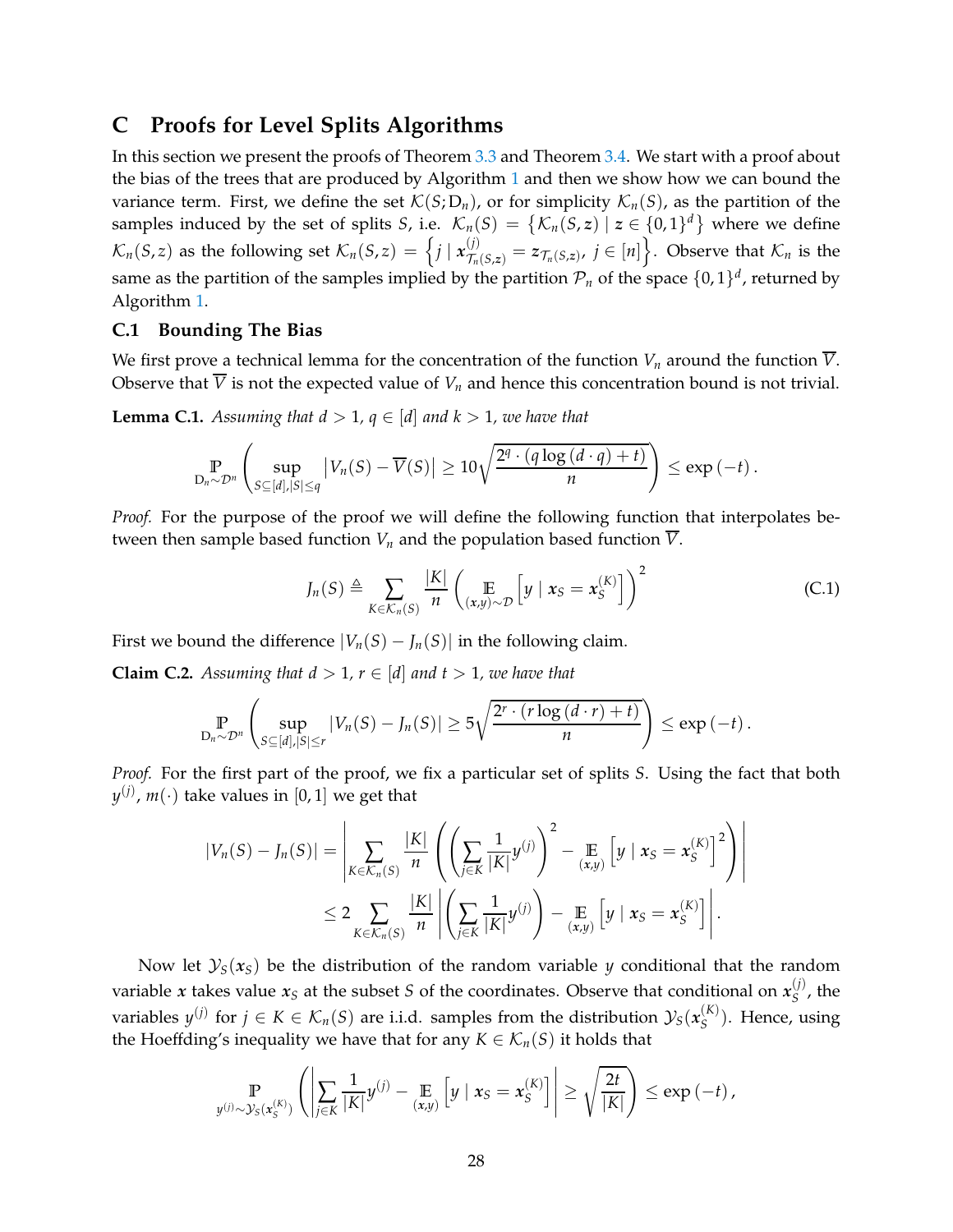# C Proofs for Level Splits Algorithms

In this section we present the proofs of Theorem 3.3 and Theorem 3.4. We start with a proof about the bias of the trees that are produced by Algorithm 1 and then we show how we can bound the variance term. First, we define the set $\mathcal{K}(S; D_n)$, or for simplicity $\mathcal{K}_n(S)$, as the partition of the samples induced by the set of splits $S$, i.e. $\mathcal{K}_n(S) = \left\{\mathcal{K}_n(S, \boldsymbol{z}) \mid \boldsymbol{z} \in \{0,1\}^d\right\}$ where we define $\mathcal{K}_n(S, z)$ as the following set $\mathcal{K}_n(S, z) = \left\{ j \mid \boldsymbol{x}^{(j)}_{\mathcal{T}_n(S,\boldsymbol{z})} = \boldsymbol{z}_{\mathcal{T}_n(S,\boldsymbol{z})},\ j \in [n] \right\}$. Observe that $\mathcal{K}_n$ is the same as the partition of the samples implied by the partition $\mathcal{P}_n$ of the space $\{0,1\}^d$, returned by Algorithm 1.

## C.1 Bounding The Bias

We first prove a technical lemma for the concentration of the function $V_n$ around the function $\overline{V}$. Observe that $\overline{V}$ is not the expected value of $V_n$ and hence this concentration bound is not trivial.

**Lemma C.1.** *Assuming that $d > 1$, $q \in [d]$ and $k > 1$, we have that*

$$\underset{D_n \sim \mathcal{D}^n}{\mathbb{P}} \left( \sup_{S \subseteq [d], |S| \le q} \left| V_n(S) - \overline{V}(S) \right| \ge 10 \sqrt{\frac{2^q \cdot (q \log (d \cdot q) + t)}{n}} \right) \le \exp(-t).$$

*Proof.* For the purpose of the proof we will define the following function that interpolates between then sample based function $V_n$ and the population based function $\overline{V}$.

$$J_n(S) \triangleq \sum_{K \in \mathcal{K}_n(S)} \frac{|K|}{n} \left( \underset{(\boldsymbol{x},y) \sim \mathcal{D}}{\mathbb{E}} \left[ y \mid \boldsymbol{x}_S = \boldsymbol{x}_S^{(K)} \right] \right)^2 \tag{C.1}$$

First we bound the difference $|V_n(S) - J_n(S)|$ in the following claim.

**Claim C.2.** *Assuming that $d > 1$, $r \in [d]$ and $t > 1$, we have that*

$$\underset{D_n \sim \mathcal{D}^n}{\mathbb{P}} \left( \sup_{S \subseteq [d], |S| \le r} |V_n(S) - J_n(S)| \ge 5 \sqrt{\frac{2^r \cdot (r \log (d \cdot r) + t)}{n}} \right) \le \exp(-t).$$

*Proof.* For the first part of the proof, we fix a particular set of splits $S$. Using the fact that both $y^{(j)}$, $m(\cdot)$ take values in $[0,1]$ we get that

$$\begin{aligned}
|V_n(S) - J_n(S)| &= \left| \sum_{K \in \mathcal{K}_n(S)} \frac{|K|}{n} \left( \left( \sum_{j \in K} \frac{1}{|K|} y^{(j)} \right)^2 - \underset{(\boldsymbol{x},y)}{\mathbb{E}} \left[ y \mid \boldsymbol{x}_S = \boldsymbol{x}_S^{(K)} \right]^2 \right) \right| \\
&\le 2 \sum_{K \in \mathcal{K}_n(S)} \frac{|K|}{n} \left| \left( \sum_{j \in K} \frac{1}{|K|} y^{(j)} \right) - \underset{(\boldsymbol{x},y)}{\mathbb{E}} \left[ y \mid \boldsymbol{x}_S = \boldsymbol{x}_S^{(K)} \right] \right|.
\end{aligned}$$

Now let $\mathcal{Y}_S(\boldsymbol{x}_S)$ be the distribution of the random variable $y$ conditional that the random variable $\boldsymbol{x}$ takes value $\boldsymbol{x}_S$ at the subset $S$ of the coordinates. Observe that conditional on $\boldsymbol{x}_S^{(j)}$, the variables $y^{(j)}$ for $j \in K \in \mathcal{K}_n(S)$ are i.i.d. samples from the distribution $\mathcal{Y}_S(\boldsymbol{x}_S^{(K)})$. Hence, using the Hoeffding's inequality we have that for any $K \in \mathcal{K}_n(S)$ it holds that

$$\underset{y^{(j)} \sim \mathcal{Y}_S(\boldsymbol{x}_S^{(K)})}{\mathbb{P}} \left( \left| \sum_{j \in K} \frac{1}{|K|} y^{(j)} - \underset{(\boldsymbol{x},y)}{\mathbb{E}} \left[ y \mid \boldsymbol{x}_S = \boldsymbol{x}_S^{(K)} \right] \right| \ge \sqrt{\frac{2t}{|K|}} \right) \le \exp(-t),$$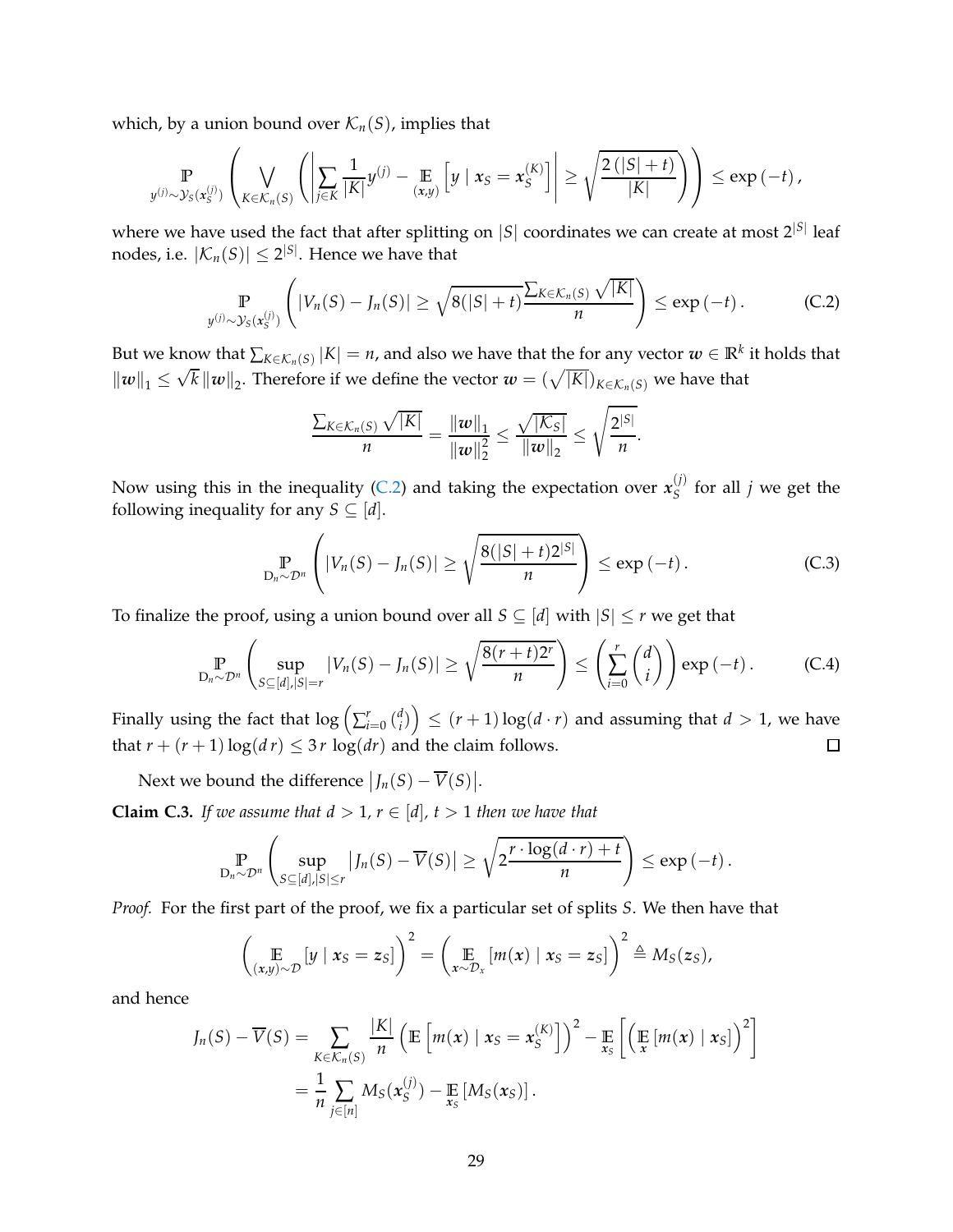which, by a union bound over $\mathcal{K}_n(S)$, implies that

$$\mathop{\mathbb{P}}_{y^{(j)} \sim \mathcal{Y}_S(\boldsymbol{x}_S^{(j)})} \left( \bigvee_{K \in \mathcal{K}_n(S)} \left( \left| \sum_{j \in K} \frac{1}{|K|} y^{(j)} - \mathop{\mathbb{E}}_{(\boldsymbol{x},y)} \left[ y \mid \boldsymbol{x}_S = \boldsymbol{x}_S^{(K)} \right] \right| \geq \sqrt{\frac{2\left(|S| + t\right)}{|K|}} \right) \right) \leq \exp\left(-t\right),$$

where we have used the fact that after splitting on $|S|$ coordinates we can create at most $2^{|S|}$ leaf nodes, i.e. $|\mathcal{K}_n(S)| \leq 2^{|S|}$. Hence we have that

$$\mathop{\mathbb{P}}_{y^{(j)} \sim \mathcal{Y}_S(\boldsymbol{x}_S^{(j)})} \left( |V_n(S) - J_n(S)| \geq \sqrt{8(|S| + t)} \frac{\sum_{K \in \mathcal{K}_n(S)} \sqrt{|K|}}{n} \right) \leq \exp\left(-t\right). \tag{C.2}$$

But we know that $\sum_{K \in \mathcal{K}_n(S)} |K| = n$, and also we have that the for any vector $\boldsymbol{w} \in \mathbb{R}^k$ it holds that $\|\boldsymbol{w}\|_1 \leq \sqrt{k} \|\boldsymbol{w}\|_2$. Therefore if we define the vector $\boldsymbol{w} = (\sqrt{|K|})_{K \in \mathcal{K}_n(S)}$ we have that

$$\frac{\sum_{K \in \mathcal{K}_n(S)} \sqrt{|K|}}{n} = \frac{\|\boldsymbol{w}\|_1}{\|\boldsymbol{w}\|_2^2} \leq \frac{\sqrt{|\mathcal{K}_S|}}{\|\boldsymbol{w}\|_2} \leq \sqrt{\frac{2^{|S|}}{n}}.$$

Now using this in the inequality (C.2) and taking the expectation over $\boldsymbol{x}_S^{(j)}$ for all $j$ we get the following inequality for any $S \subseteq [d]$.

$$\mathop{\mathbb{P}}_{\mathrm{D}_n \sim \mathcal{D}^n} \left( |V_n(S) - J_n(S)| \geq \sqrt{\frac{8(|S| + t) 2^{|S|}}{n}} \right) \leq \exp\left(-t\right). \tag{C.3}$$

To finalize the proof, using a union bound over all $S \subseteq [d]$ with $|S| \leq r$ we get that

$$\mathop{\mathbb{P}}_{\mathrm{D}_n \sim \mathcal{D}^n} \left( \sup_{S \subseteq [d], |S| = r} |V_n(S) - J_n(S)| \geq \sqrt{\frac{8(r + t) 2^r}{n}} \right) \leq \left( \sum_{i=0}^{r} \binom{d}{i} \right) \exp\left(-t\right). \tag{C.4}$$

Finally using the fact that $\log\left(\sum_{i=0}^{r} \binom{d}{i}\right) \leq (r+1) \log(d \cdot r)$ and assuming that $d > 1$, we have that $r + (r+1)\log(d\, r) \leq 3\, r \, \log(dr)$ and the claim follows. $\square$

Next we bound the difference $\left| J_n(S) - \overline{V}(S) \right|$.

**Claim C.3.** *If we assume that $d > 1$, $r \in [d]$, $t > 1$ then we have that*

$$\mathop{\mathbb{P}}_{\mathrm{D}_n \sim \mathcal{D}^n} \left( \sup_{S \subseteq [d], |S| \leq r} \left| J_n(S) - \overline{V}(S) \right| \geq \sqrt{2 \frac{r \cdot \log(d \cdot r) + t}{n}} \right) \leq \exp\left(-t\right).$$

*Proof.* For the first part of the proof, we fix a particular set of splits $S$. We then have that

$$\left( \mathop{\mathbb{E}}_{(\boldsymbol{x},y) \sim \mathcal{D}} \left[ y \mid \boldsymbol{x}_S = \boldsymbol{z}_S \right] \right)^2 = \left( \mathop{\mathbb{E}}_{\boldsymbol{x} \sim \mathcal{D}_x} \left[ m(\boldsymbol{x}) \mid \boldsymbol{x}_S = \boldsymbol{z}_S \right] \right)^2 \triangleq M_S(\boldsymbol{z}_S),$$

and hence

$$\begin{aligned}
J_n(S) - \overline{V}(S) &= \sum_{K \in \mathcal{K}_n(S)} \frac{|K|}{n} \left( \mathbb{E}\left[ m(\boldsymbol{x}) \mid \boldsymbol{x}_S = \boldsymbol{x}_S^{(K)} \right] \right)^2 - \mathop{\mathbb{E}}_{\boldsymbol{x}_S} \left[ \left( \mathop{\mathbb{E}}_{\boldsymbol{x}} \left[ m(\boldsymbol{x}) \mid \boldsymbol{x}_S \right] \right)^2 \right] \\
&= \frac{1}{n} \sum_{j \in [n]} M_S(\boldsymbol{x}_S^{(j)}) - \mathop{\mathbb{E}}_{\boldsymbol{x}_S} \left[ M_S(\boldsymbol{x}_S) \right].
\end{aligned}$$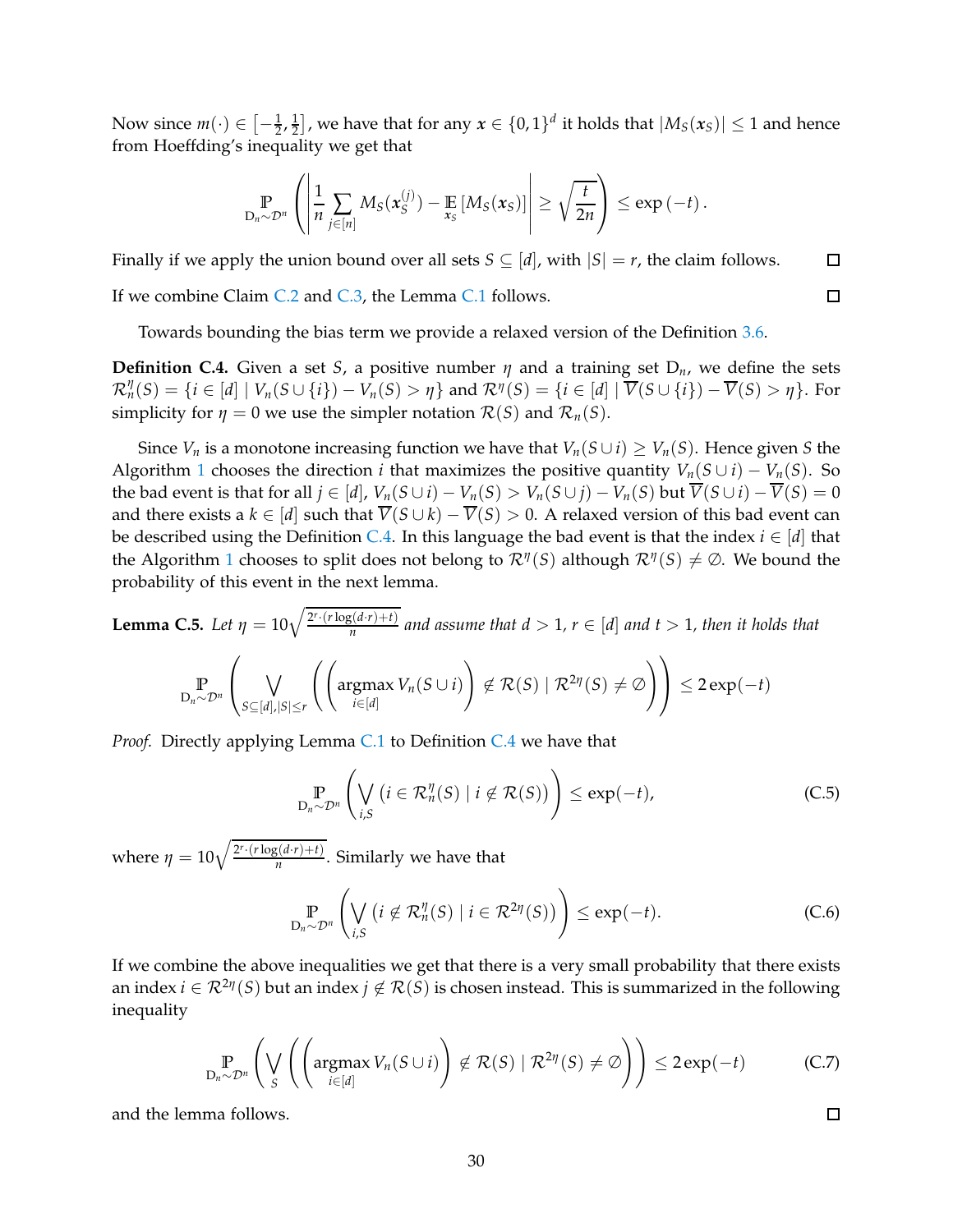Now since $m(\cdot) \in \left[-\frac{1}{2}, \frac{1}{2}\right]$, we have that for any $\boldsymbol{x} \in \{0,1\}^d$ it holds that $|M_S(\boldsymbol{x}_S)| \leq 1$ and hence from Hoeffding's inequality we get that

$$\underset{\mathrm{D}_n \sim \mathcal{D}^n}{\mathbb{P}}\left(\left|\frac{1}{n}\sum_{j\in[n]} M_S(\boldsymbol{x}_S^{(j)}) - \underset{\boldsymbol{x}_S}{\mathbb{E}}\left[M_S(\boldsymbol{x}_S)\right]\right| \geq \sqrt{\frac{t}{2n}}\right) \leq \exp\left(-t\right).$$

Finally if we apply the union bound over all sets $S \subseteq [d]$, with $|S| = r$, the claim follows. □

If we combine Claim C.2 and C.3, the Lemma C.1 follows. □

Towards bounding the bias term we provide a relaxed version of the Definition 3.6.

**Definition C.4.** Given a set $S$, a positive number $\eta$ and a training set $\mathrm{D}_n$, we define the sets $\mathcal{R}_n^\eta(S) = \{i \in [d] \mid V_n(S \cup \{i\}) - V_n(S) > \eta\}$ and $\mathcal{R}^\eta(S) = \{i \in [d] \mid \overline{V}(S \cup \{i\}) - \overline{V}(S) > \eta\}$. For simplicity for $\eta = 0$ we use the simpler notation $\mathcal{R}(S)$ and $\mathcal{R}_n(S)$.

Since $V_n$ is a monotone increasing function we have that $V_n(S \cup i) \geq V_n(S)$. Hence given $S$ the Algorithm 1 chooses the direction $i$ that maximizes the positive quantity $V_n(S \cup i) - V_n(S)$. So the bad event is that for all $j \in [d]$, $V_n(S \cup i) - V_n(S) > V_n(S \cup j) - V_n(S)$ but $\overline{V}(S \cup i) - \overline{V}(S) = 0$ and there exists a $k \in [d]$ such that $\overline{V}(S \cup k) - \overline{V}(S) > 0$. A relaxed version of this bad event can be described using the Definition C.4. In this language the bad event is that the index $i \in [d]$ that the Algorithm 1 chooses to split does not belong to $\mathcal{R}^\eta(S)$ although $\mathcal{R}^\eta(S) \neq \emptyset$. We bound the probability of this event in the next lemma.

**Lemma C.5.** *Let $\eta = 10\sqrt{\frac{2^r \cdot (r \log(d \cdot r) + t)}{n}}$ and assume that $d > 1$, $r \in [d]$ and $t > 1$, then it holds that*

$$\underset{\mathrm{D}_n \sim \mathcal{D}^n}{\mathbb{P}}\left(\bigvee_{S \subseteq [d], |S| \leq r}\left(\left(\underset{i \in [d]}{\operatorname{argmax}}\, V_n(S \cup i)\right) \notin \mathcal{R}(S) \mid \mathcal{R}^{2\eta}(S) \neq \emptyset\right)\right) \leq 2\exp(-t)$$

*Proof.* Directly applying Lemma C.1 to Definition C.4 we have that

$$\underset{\mathrm{D}_n \sim \mathcal{D}^n}{\mathbb{P}}\left(\bigvee_{i,S}\left(i \in \mathcal{R}_n^\eta(S) \mid i \notin \mathcal{R}(S)\right)\right) \leq \exp(-t), \tag{C.5}$$

where $\eta = 10\sqrt{\frac{2^r \cdot (r \log(d \cdot r) + t)}{n}}$. Similarly we have that

$$\underset{\mathrm{D}_n \sim \mathcal{D}^n}{\mathbb{P}}\left(\bigvee_{i,S}\left(i \notin \mathcal{R}_n^\eta(S) \mid i \in \mathcal{R}^{2\eta}(S)\right)\right) \leq \exp(-t). \tag{C.6}$$

If we combine the above inequalities we get that there is a very small probability that there exists an index $i \in \mathcal{R}^{2\eta}(S)$ but an index $j \notin \mathcal{R}(S)$ is chosen instead. This is summarized in the following inequality

$$\underset{\mathrm{D}_n \sim \mathcal{D}^n}{\mathbb{P}}\left(\bigvee_{S}\left(\left(\underset{i \in [d]}{\operatorname{argmax}}\, V_n(S \cup i)\right) \notin \mathcal{R}(S) \mid \mathcal{R}^{2\eta}(S) \neq \emptyset\right)\right) \leq 2\exp(-t) \tag{C.7}$$

and the lemma follows. □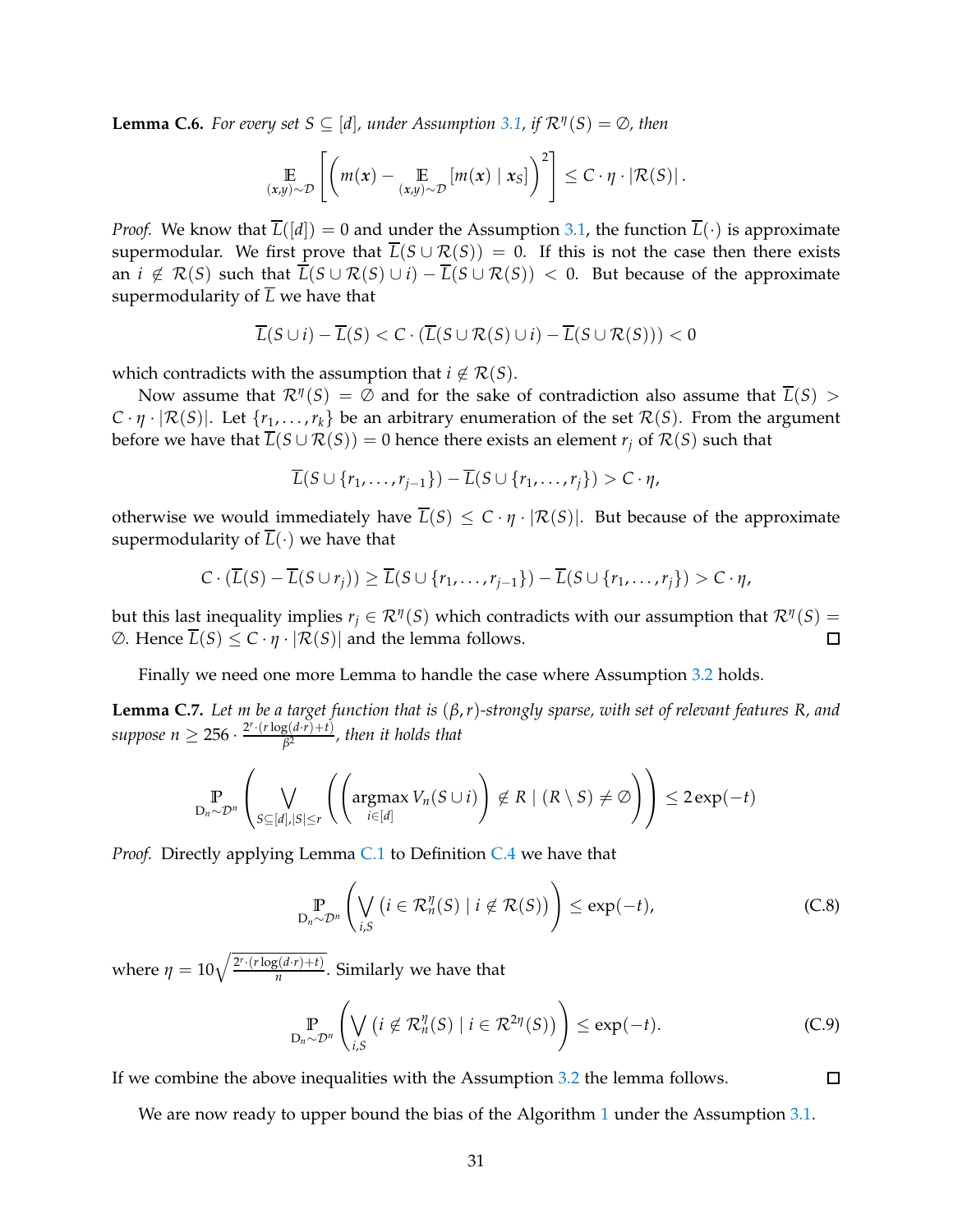**Lemma C.6.** *For every set $S \subseteq [d]$, under Assumption 3.1, if $\mathcal{R}^{\eta}(S) = \emptyset$, then*

$$\mathop{\mathbb{E}}_{(\boldsymbol{x},y)\sim\mathcal{D}}\left[\left(m(\boldsymbol{x}) - \mathop{\mathbb{E}}_{(\boldsymbol{x},y)\sim\mathcal{D}}[m(\boldsymbol{x}) \mid \boldsymbol{x}_S]\right)^2\right] \leq C \cdot \eta \cdot |\mathcal{R}(S)|.$$

*Proof.* We know that $\overline{L}([d]) = 0$ and under the Assumption 3.1, the function $\overline{L}(\cdot)$ is approximate supermodular. We first prove that $\overline{L}(S \cup \mathcal{R}(S)) = 0$. If this is not the case then there exists an $i \notin \mathcal{R}(S)$ such that $\overline{L}(S \cup \mathcal{R}(S) \cup i) - \overline{L}(S \cup \mathcal{R}(S)) < 0$. But because of the approximate supermodularity of $\overline{L}$ we have that

$$\overline{L}(S \cup i) - \overline{L}(S) < C \cdot (\overline{L}(S \cup \mathcal{R}(S) \cup i) - \overline{L}(S \cup \mathcal{R}(S))) < 0$$

which contradicts with the assumption that $i \notin \mathcal{R}(S)$.

Now assume that $\mathcal{R}^{\eta}(S) = \emptyset$ and for the sake of contradiction also assume that $\overline{L}(S) > C \cdot \eta \cdot |\mathcal{R}(S)|$. Let $\{r_1, \ldots, r_k\}$ be an arbitrary enumeration of the set $\mathcal{R}(S)$. From the argument before we have that $\overline{L}(S \cup \mathcal{R}(S)) = 0$ hence there exists an element $r_j$ of $\mathcal{R}(S)$ such that

$$\overline{L}(S \cup \{r_1, \ldots, r_{j-1}\}) - \overline{L}(S \cup \{r_1, \ldots, r_j\}) > C \cdot \eta,$$

otherwise we would immediately have $\overline{L}(S) \leq C \cdot \eta \cdot |\mathcal{R}(S)|$. But because of the approximate supermodularity of $\overline{L}(\cdot)$ we have that

$$C \cdot (\overline{L}(S) - \overline{L}(S \cup r_j)) \geq \overline{L}(S \cup \{r_1, \ldots, r_{j-1}\}) - \overline{L}(S \cup \{r_1, \ldots, r_j\}) > C \cdot \eta,$$

but this last inequality implies $r_j \in \mathcal{R}^{\eta}(S)$ which contradicts with our assumption that $\mathcal{R}^{\eta}(S) = \emptyset$. Hence $\overline{L}(S) \leq C \cdot \eta \cdot |\mathcal{R}(S)|$ and the lemma follows. $\square$

Finally we need one more Lemma to handle the case where Assumption 3.2 holds.

**Lemma C.7.** *Let $m$ be a target function that is $(\beta, r)$-strongly sparse, with set of relevant features $R$, and suppose $n \geq 256 \cdot \frac{2^r \cdot (r \log(d \cdot r) + t)}{\beta^2}$, then it holds that*

$$\mathop{\mathbb{P}}_{\mathrm{D}_n \sim \mathcal{D}^n}\left(\bigvee_{S \subseteq [d], |S| \leq r}\left(\left(\mathop{\mathrm{argmax}}_{i \in [d]} V_n(S \cup i)\right) \notin R \mid (R \setminus S) \neq \emptyset\right)\right) \leq 2\exp(-t)$$

*Proof.* Directly applying Lemma C.1 to Definition C.4 we have that

$$\mathop{\mathbb{P}}_{\mathrm{D}_n \sim \mathcal{D}^n}\left(\bigvee_{i,S}\left(i \in \mathcal{R}_n^{\eta}(S) \mid i \notin \mathcal{R}(S)\right)\right) \leq \exp(-t), \tag{C.8}$$

where $\eta = 10\sqrt{\frac{2^r \cdot (r \log(d \cdot r) + t)}{n}}$. Similarly we have that

$$\mathop{\mathbb{P}}_{\mathrm{D}_n \sim \mathcal{D}^n}\left(\bigvee_{i,S}\left(i \notin \mathcal{R}_n^{\eta}(S) \mid i \in \mathcal{R}^{2\eta}(S)\right)\right) \leq \exp(-t). \tag{C.9}$$

If we combine the above inequalities with the Assumption 3.2 the lemma follows. $\square$

We are now ready to upper bound the bias of the Algorithm 1 under the Assumption 3.1.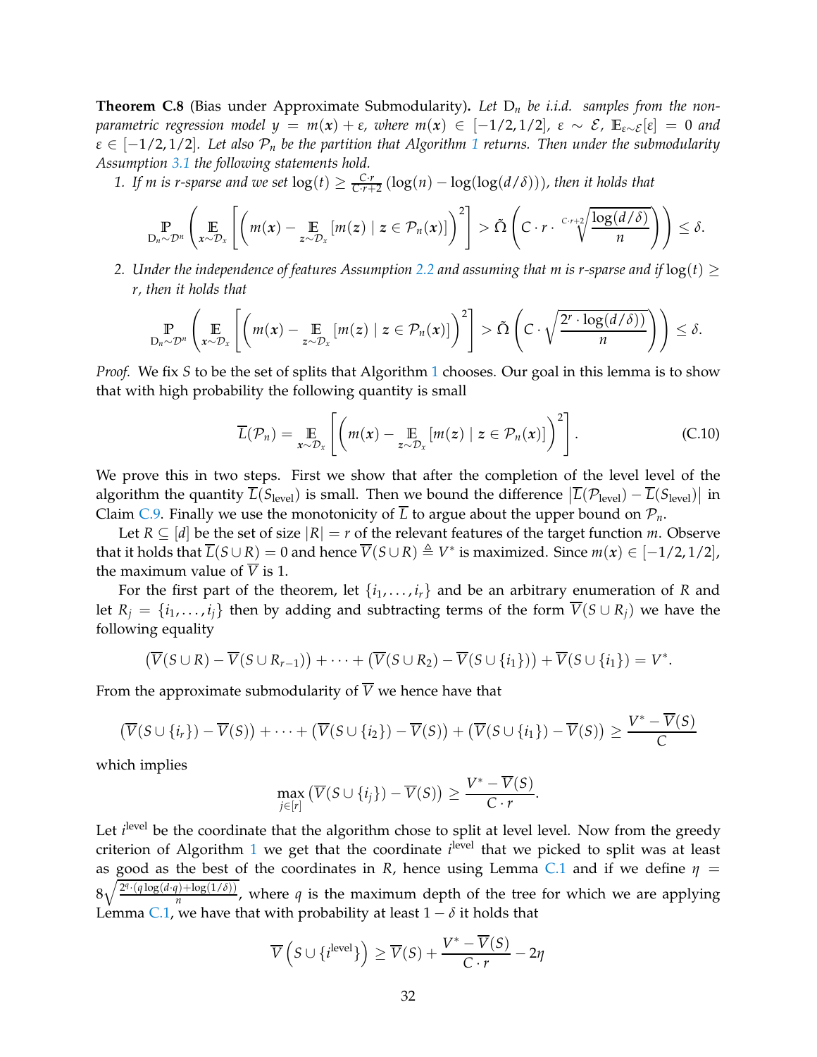**Theorem C.8** (Bias under Approximate Submodularity)**.** *Let $\mathrm{D}_n$ be i.i.d. samples from the non-parametric regression model $y = m(\boldsymbol{x}) + \varepsilon$, where $m(\boldsymbol{x}) \in [-1/2, 1/2]$, $\varepsilon \sim \mathcal{E}$, $\mathbb{E}_{\varepsilon \sim \mathcal{E}}[\varepsilon] = 0$ and $\varepsilon \in [-1/2, 1/2]$. Let also $\mathcal{P}_n$ be the partition that Algorithm 1 returns. Then under the submodularity Assumption 3.1 the following statements hold.*

1. *If $m$ is $r$-sparse and we set $\log(t) \geq \frac{C \cdot r}{C \cdot r + 2} (\log(n) - \log(\log(d/\delta)))$, then it holds that*

$$\underset{\mathrm{D}_n \sim \mathcal{D}^n}{\mathbb{P}} \left( \underset{\boldsymbol{x} \sim \mathcal{D}_x}{\mathbb{E}} \left[ \left( m(\boldsymbol{x}) - \underset{\boldsymbol{z} \sim \mathcal{D}_x}{\mathbb{E}} [m(\boldsymbol{z}) \mid \boldsymbol{z} \in \mathcal{P}_n(\boldsymbol{x})] \right)^2 \right] > \tilde{\Omega} \left( C \cdot r \cdot \sqrt[C \cdot r + 2]{\frac{\log(d/\delta)}{n}} \right) \right) \leq \delta.$$

2. *Under the independence of features Assumption 2.2 and assuming that $m$ is $r$-sparse and if $\log(t) \geq r$, then it holds that*

$$\underset{\mathrm{D}_n \sim \mathcal{D}^n}{\mathbb{P}} \left( \underset{\boldsymbol{x} \sim \mathcal{D}_x}{\mathbb{E}} \left[ \left( m(\boldsymbol{x}) - \underset{\boldsymbol{z} \sim \mathcal{D}_x}{\mathbb{E}} [m(\boldsymbol{z}) \mid \boldsymbol{z} \in \mathcal{P}_n(\boldsymbol{x})] \right)^2 \right] > \tilde{\Omega} \left( C \cdot \sqrt{\frac{2^r \cdot \log(d/\delta))}{n}} \right) \right) \leq \delta.$$

*Proof.* We fix $S$ to be the set of splits that Algorithm 1 chooses. Our goal in this lemma is to show that with high probability the following quantity is small

$$\overline{L}(\mathcal{P}_n) = \underset{\boldsymbol{x} \sim \mathcal{D}_x}{\mathbb{E}} \left[ \left( m(\boldsymbol{x}) - \underset{\boldsymbol{z} \sim \mathcal{D}_x}{\mathbb{E}} [m(\boldsymbol{z}) \mid \boldsymbol{z} \in \mathcal{P}_n(\boldsymbol{x})] \right)^2 \right]. \tag{C.10}$$

We prove this in two steps. First we show that after the completion of the level level of the algorithm the quantity $\overline{L}(S_{\text{level}})$ is small. Then we bound the difference $|\overline{L}(\mathcal{P}_{\text{level}}) - \overline{L}(S_{\text{level}})|$ in Claim C.9. Finally we use the monotonicity of $\overline{L}$ to argue about the upper bound on $\mathcal{P}_n$.

Let $R \subseteq [d]$ be the set of size $|R| = r$ of the relevant features of the target function $m$. Observe that it holds that $\overline{L}(S \cup R) = 0$ and hence $\overline{V}(S \cup R) \triangleq V^*$ is maximized. Since $m(\boldsymbol{x}) \in [-1/2, 1/2]$, the maximum value of $\overline{V}$ is 1.

For the first part of the theorem, let $\{i_1, \ldots, i_r\}$ and be an arbitrary enumeration of $R$ and let $R_j = \{i_1, \ldots, i_j\}$ then by adding and subtracting terms of the form $\overline{V}(S \cup R_j)$ we have the following equality

$$\left(\overline{V}(S \cup R) - \overline{V}(S \cup R_{r-1})\right) + \cdots + \left(\overline{V}(S \cup R_2) - \overline{V}(S \cup \{i_1\})\right) + \overline{V}(S \cup \{i_1\}) = V^*.$$

From the approximate submodularity of $\overline{V}$ we hence have that

$$\left(\overline{V}(S \cup \{i_r\}) - \overline{V}(S)\right) + \cdots + \left(\overline{V}(S \cup \{i_2\}) - \overline{V}(S)\right) + \left(\overline{V}(S \cup \{i_1\}) - \overline{V}(S)\right) \geq \frac{V^* - \overline{V}(S)}{C}$$

which implies

$$\max_{j \in [r]} \left(\overline{V}(S \cup \{i_j\}) - \overline{V}(S)\right) \geq \frac{V^* - \overline{V}(S)}{C \cdot r}.$$

Let $i^{\text{level}}$ be the coordinate that the algorithm chose to split at level level. Now from the greedy criterion of Algorithm 1 we get that the coordinate $i^{\text{level}}$ that we picked to split was at least as good as the best of the coordinates in $R$, hence using Lemma C.1 and if we define $\eta = 8\sqrt{\frac{2^q \cdot (q \log(d \cdot q) + \log(1/\delta))}{n}}$, where $q$ is the maximum depth of the tree for which we are applying Lemma C.1, we have that with probability at least $1 - \delta$ it holds that

$$\overline{V}\left(S \cup \{i^{\text{level}}\}\right) \geq \overline{V}(S) + \frac{V^* - \overline{V}(S)}{C \cdot r} - 2\eta$$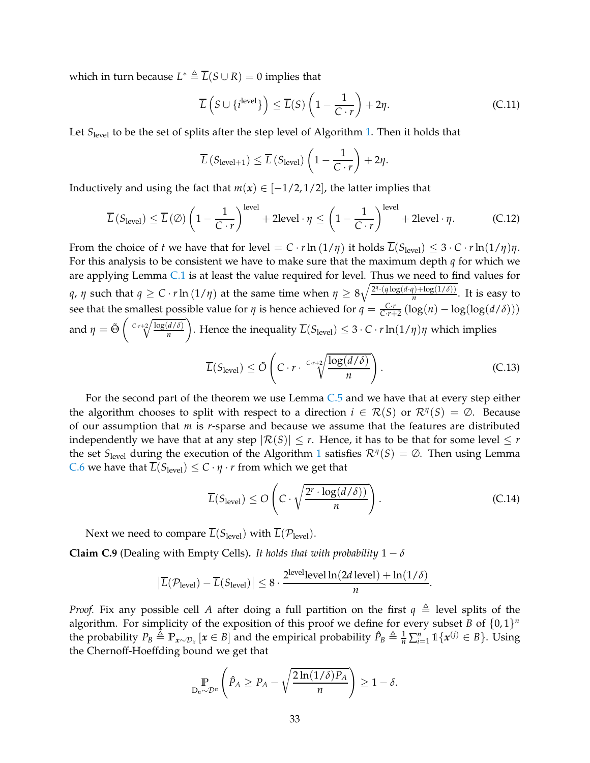which in turn because $L^* \triangleq \overline{L}(S \cup R) = 0$ implies that

$$\overline{L}\left(S \cup \{i^{\text{level}}\}\right) \leq \overline{L}(S)\left(1 - \frac{1}{C \cdot r}\right) + 2\eta. \tag{C.11}$$

Let $S_{\text{level}}$ to be the set of splits after the step level of Algorithm 1. Then it holds that

$$\overline{L}\left(S_{\text{level}+1}\right) \leq \overline{L}\left(S_{\text{level}}\right)\left(1 - \frac{1}{C \cdot r}\right) + 2\eta.$$

Inductively and using the fact that $m(\boldsymbol{x}) \in [-1/2, 1/2]$, the latter implies that

$$\overline{L}\left(S_{\text{level}}\right) \leq \overline{L}\left(\emptyset\right)\left(1 - \frac{1}{C \cdot r}\right)^{\text{level}} + 2\text{level} \cdot \eta \leq \left(1 - \frac{1}{C \cdot r}\right)^{\text{level}} + 2\text{level} \cdot \eta. \tag{C.12}$$

From the choice of $t$ we have that for level $= C \cdot r \ln(1/\eta)$ it holds $\overline{L}(S_{\text{level}}) \leq 3 \cdot C \cdot r \ln(1/\eta)\eta$. For this analysis to be consistent we have to make sure that the maximum depth $q$ for which we are applying Lemma C.1 is at least the value required for level. Thus we need to find values for $q$, $\eta$ such that $q \geq C \cdot r \ln(1/\eta)$ at the same time when $\eta \geq 8\sqrt{\frac{2^q \cdot (q \log(d \cdot q) + \log(1/\delta))}{n}}$. It is easy to see that the smallest possible value for $\eta$ is hence achieved for $q = \frac{C \cdot r}{C \cdot r + 2}\left(\log(n) - \log(\log(d/\delta))\right)$ and $\eta = \tilde{\Theta}\left(\sqrt[C \cdot r + 2]{\frac{\log(d/\delta)}{n}}\right)$. Hence the inequality $\overline{L}(S_{\text{level}}) \leq 3 \cdot C \cdot r \ln(1/\eta)\eta$ which implies

$$\overline{L}(S_{\text{level}}) \leq \tilde{O}\left(C \cdot r \cdot \sqrt[C \cdot r + 2]{\frac{\log(d/\delta)}{n}}\right). \tag{C.13}$$

For the second part of the theorem we use Lemma C.5 and we have that at every step either the algorithm chooses to split with respect to a direction $i \in \mathcal{R}(S)$ or $\mathcal{R}^\eta(S) = \emptyset$. Because of our assumption that $m$ is $r$-sparse and because we assume that the features are distributed independently we have that at any step $|\mathcal{R}(S)| \leq r$. Hence, it has to be that for some level $\leq r$ the set $S_{\text{level}}$ during the execution of the Algorithm 1 satisfies $\mathcal{R}^\eta(S) = \emptyset$. Then using Lemma C.6 we have that $\overline{L}(S_{\text{level}}) \leq C \cdot \eta \cdot r$ from which we get that

$$\overline{L}(S_{\text{level}}) \leq O\left(C \cdot \sqrt{\frac{2^r \cdot \log(d/\delta))}{n}}\right). \tag{C.14}$$

Next we need to compare $\overline{L}(S_{\text{level}})$ with $\overline{L}(\mathcal{P}_{\text{level}})$.

**Claim C.9** (Dealing with Empty Cells)**.** *It holds that with probability* $1 - \delta$

$$\left|\overline{L}(\mathcal{P}_{\text{level}}) - \overline{L}(S_{\text{level}})\right| \leq 8 \cdot \frac{2^{\text{level}}\text{level} \ln(2d\,\text{level}) + \ln(1/\delta)}{n}.$$

*Proof.* Fix any possible cell $A$ after doing a full partition on the first $q \triangleq$ level splits of the algorithm. For simplicity of the exposition of this proof we define for every subset $B$ of $\{0,1\}^n$ the probability $P_B \triangleq \mathbb{P}_{\boldsymbol{x} \sim \mathcal{D}_x}[\boldsymbol{x} \in B]$ and the empirical probability $\hat{P}_B \triangleq \frac{1}{n}\sum_{i=1}^n \mathbb{1}\{\boldsymbol{x}^{(j)} \in B\}$. Using the Chernoff-Hoeffding bound we get that

$$\underset{\mathrm{D}_n \sim \mathcal{D}^n}{\mathbb{P}}\left(\hat{P}_A \geq P_A - \sqrt{\frac{2\ln(1/\delta)P_A}{n}}\right) \geq 1 - \delta.$$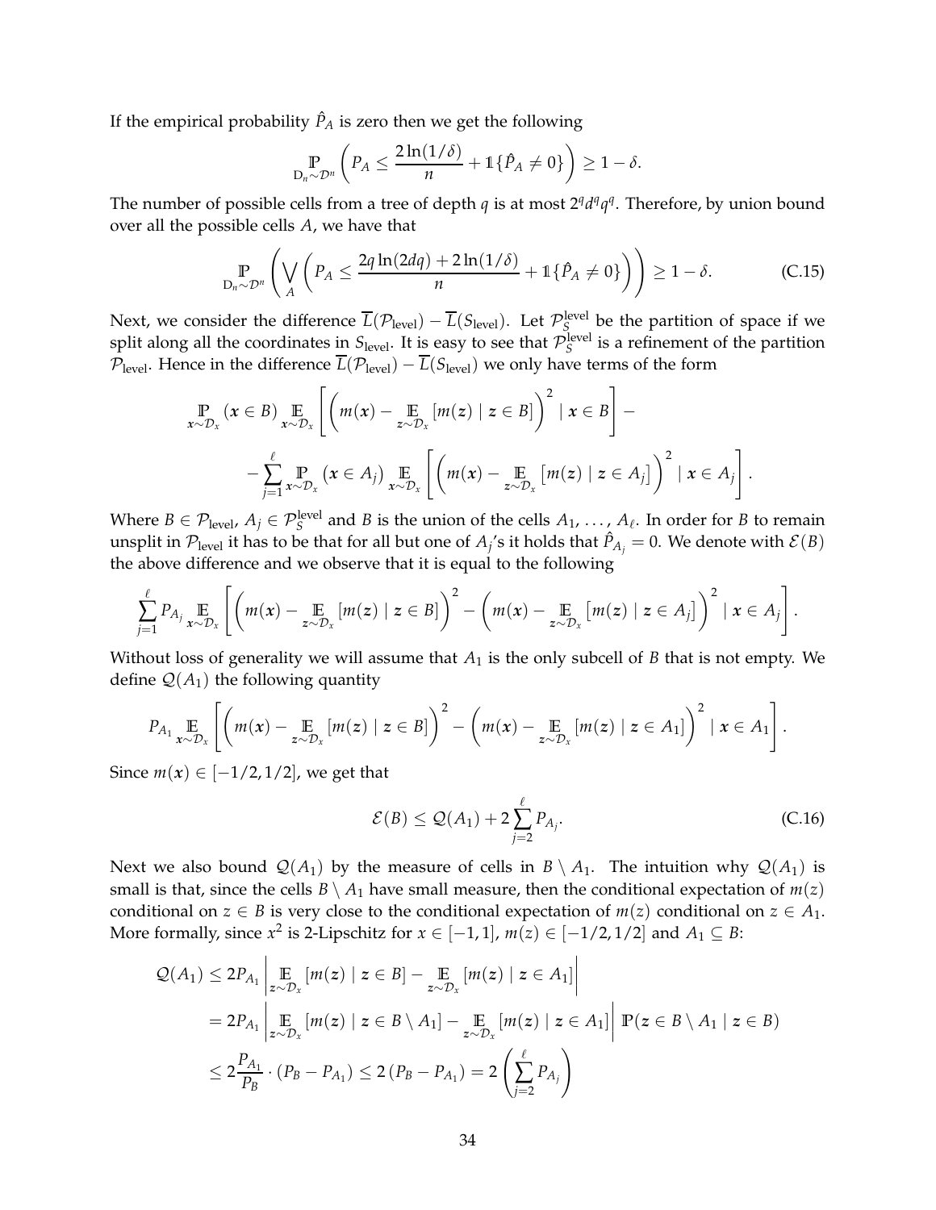If the empirical probability $\hat{P}_A$ is zero then we get the following

$$\underset{D_n \sim \mathcal{D}^n}{\mathbb{P}} \left( P_A \leq \frac{2\ln(1/\delta)}{n} + \mathbb{1}\{\hat{P}_A \neq 0\} \right) \geq 1 - \delta.$$

The number of possible cells from a tree of depth $q$ is at most $2^q d^q q^q$. Therefore, by union bound over all the possible cells $A$, we have that

$$\underset{D_n \sim \mathcal{D}^n}{\mathbb{P}} \left( \bigvee_A \left( P_A \leq \frac{2q\ln(2dq) + 2\ln(1/\delta)}{n} + \mathbb{1}\{\hat{P}_A \neq 0\} \right) \right) \geq 1 - \delta. \tag{C.15}$$

Next, we consider the difference $\overline{L}(\mathcal{P}_{\text{level}}) - \overline{L}(S_{\text{level}})$. Let $\mathcal{P}_S^{\text{level}}$ be the partition of space if we split along all the coordinates in $S_{\text{level}}$. It is easy to see that $\mathcal{P}_S^{\text{level}}$ is a refinement of the partition $\mathcal{P}_{\text{level}}$. Hence in the difference $\overline{L}(\mathcal{P}_{\text{level}}) - \overline{L}(S_{\text{level}})$ we only have terms of the form

$$\underset{\boldsymbol{x} \sim \mathcal{D}_x}{\mathbb{P}} (\boldsymbol{x} \in B) \underset{\boldsymbol{x} \sim \mathcal{D}_x}{\mathbb{E}} \left[ \left( m(\boldsymbol{x}) - \underset{\boldsymbol{z} \sim \mathcal{D}_x}{\mathbb{E}} [m(\boldsymbol{z}) \mid \boldsymbol{z} \in B] \right)^2 \mid \boldsymbol{x} \in B \right] -$$

$$- \sum_{j=1}^{\ell} \underset{\boldsymbol{x} \sim \mathcal{D}_x}{\mathbb{P}} (\boldsymbol{x} \in A_j) \underset{\boldsymbol{x} \sim \mathcal{D}_x}{\mathbb{E}} \left[ \left( m(\boldsymbol{x}) - \underset{\boldsymbol{z} \sim \mathcal{D}_x}{\mathbb{E}} [m(\boldsymbol{z}) \mid \boldsymbol{z} \in A_j] \right)^2 \mid \boldsymbol{x} \in A_j \right].$$

Where $B \in \mathcal{P}_{\text{level}}$, $A_j \in \mathcal{P}_S^{\text{level}}$ and $B$ is the union of the cells $A_1, \dots, A_\ell$. In order for $B$ to remain unsplit in $\mathcal{P}_{\text{level}}$ it has to be that for all but one of $A_j$'s it holds that $\hat{P}_{A_j} = 0$. We denote with $\mathcal{E}(B)$ the above difference and we observe that it is equal to the following

$$\sum_{j=1}^{\ell} P_{A_j} \underset{\boldsymbol{x} \sim \mathcal{D}_x}{\mathbb{E}} \left[ \left( m(\boldsymbol{x}) - \underset{\boldsymbol{z} \sim \mathcal{D}_x}{\mathbb{E}} [m(\boldsymbol{z}) \mid \boldsymbol{z} \in B] \right)^2 - \left( m(\boldsymbol{x}) - \underset{\boldsymbol{z} \sim \mathcal{D}_x}{\mathbb{E}} [m(\boldsymbol{z}) \mid \boldsymbol{z} \in A_j] \right)^2 \mid \boldsymbol{x} \in A_j \right].$$

Without loss of generality we will assume that $A_1$ is the only subcell of $B$ that is not empty. We define $\mathcal{Q}(A_1)$ the following quantity

$$P_{A_1} \underset{\boldsymbol{x} \sim \mathcal{D}_x}{\mathbb{E}} \left[ \left( m(\boldsymbol{x}) - \underset{\boldsymbol{z} \sim \mathcal{D}_x}{\mathbb{E}} [m(\boldsymbol{z}) \mid \boldsymbol{z} \in B] \right)^2 - \left( m(\boldsymbol{x}) - \underset{\boldsymbol{z} \sim \mathcal{D}_x}{\mathbb{E}} [m(\boldsymbol{z}) \mid \boldsymbol{z} \in A_1] \right)^2 \mid \boldsymbol{x} \in A_1 \right].$$

Since $m(\boldsymbol{x}) \in [-1/2, 1/2]$, we get that

$$\mathcal{E}(B) \leq \mathcal{Q}(A_1) + 2 \sum_{j=2}^{\ell} P_{A_j}. \tag{C.16}$$

Next we also bound $\mathcal{Q}(A_1)$ by the measure of cells in $B \setminus A_1$. The intuition why $\mathcal{Q}(A_1)$ is small is that, since the cells $B \setminus A_1$ have small measure, then the conditional expectation of $m(z)$ conditional on $z \in B$ is very close to the conditional expectation of $m(z)$ conditional on $z \in A_1$. More formally, since $x^2$ is 2-Lipschitz for $x \in [-1, 1]$, $m(z) \in [-1/2, 1/2]$ and $A_1 \subseteq B$:

$$\begin{aligned}
\mathcal{Q}(A_1) &\leq 2P_{A_1} \left| \underset{\boldsymbol{z} \sim \mathcal{D}_x}{\mathbb{E}} [m(\boldsymbol{z}) \mid \boldsymbol{z} \in B] - \underset{\boldsymbol{z} \sim \mathcal{D}_x}{\mathbb{E}} [m(\boldsymbol{z}) \mid \boldsymbol{z} \in A_1] \right| \\
&= 2P_{A_1} \left| \underset{\boldsymbol{z} \sim \mathcal{D}_x}{\mathbb{E}} [m(\boldsymbol{z}) \mid \boldsymbol{z} \in B \setminus A_1] - \underset{\boldsymbol{z} \sim \mathcal{D}_x}{\mathbb{E}} [m(\boldsymbol{z}) \mid \boldsymbol{z} \in A_1] \right| \mathbb{P}(\boldsymbol{z} \in B \setminus A_1 \mid \boldsymbol{z} \in B) \\
&\leq 2 \frac{P_{A_1}}{P_B} \cdot (P_B - P_{A_1}) \leq 2 (P_B - P_{A_1}) = 2 \left( \sum_{j=2}^{\ell} P_{A_j} \right)
\end{aligned}$$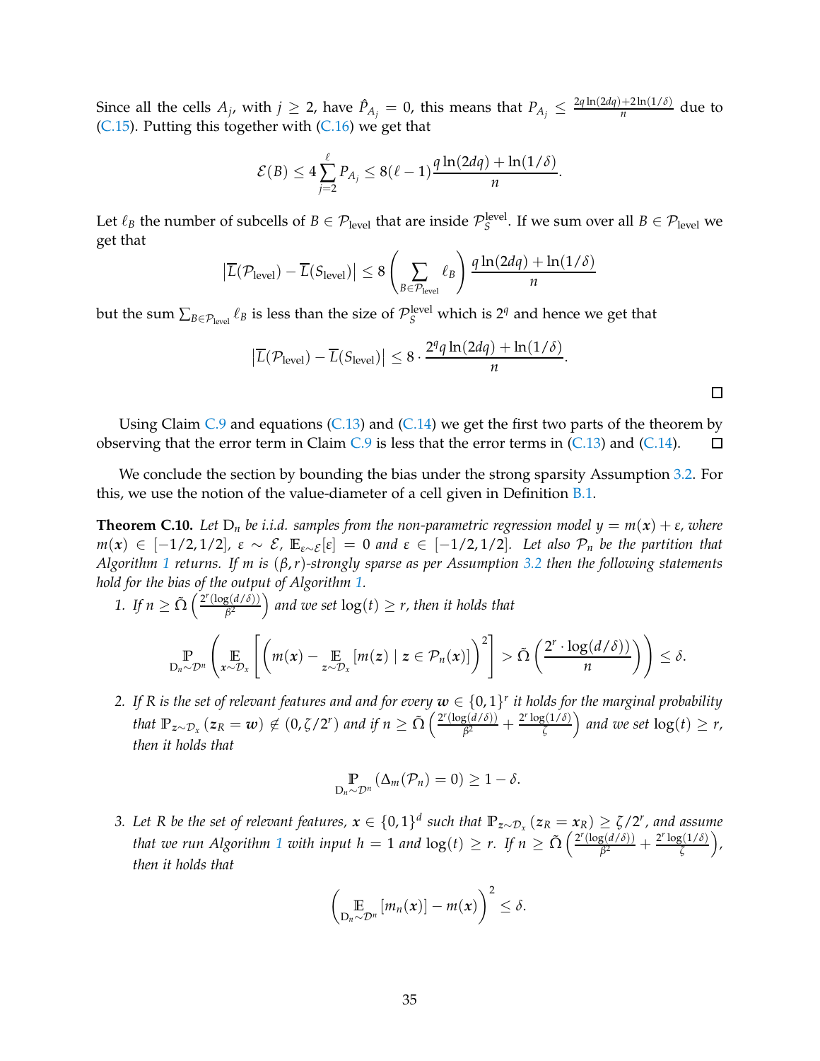Since all the cells $A_j$, with $j \geq 2$, have $\hat{P}_{A_j} = 0$, this means that $P_{A_j} \leq \frac{2q\ln(2dq)+2\ln(1/\delta)}{n}$ due to (C.15). Putting this together with (C.16) we get that

$$\mathcal{E}(B) \leq 4\sum_{j=2}^{\ell} P_{A_j} \leq 8(\ell-1)\frac{q\ln(2dq)+\ln(1/\delta)}{n}.$$

Let $\ell_B$ the number of subcells of $B \in \mathcal{P}_{\text{level}}$ that are inside $\mathcal{P}_S^{\text{level}}$. If we sum over all $B \in \mathcal{P}_{\text{level}}$ we get that

$$\left|\overline{L}(\mathcal{P}_{\text{level}}) - \overline{L}(S_{\text{level}})\right| \leq 8\left(\sum_{B\in\mathcal{P}_{\text{level}}} \ell_B\right)\frac{q\ln(2dq)+\ln(1/\delta)}{n}$$

but the sum $\sum_{B\in\mathcal{P}_{\text{level}}} \ell_B$ is less than the size of $\mathcal{P}_S^{\text{level}}$ which is $2^q$ and hence we get that

$$\left|\overline{L}(\mathcal{P}_{\text{level}}) - \overline{L}(S_{\text{level}})\right| \leq 8 \cdot \frac{2^q q\ln(2dq)+\ln(1/\delta)}{n}.$$

□

Using Claim C.9 and equations (C.13) and (C.14) we get the first two parts of the theorem by observing that the error term in Claim C.9 is less that the error terms in (C.13) and (C.14). □

We conclude the section by bounding the bias under the strong sparsity Assumption 3.2. For this, we use the notion of the value-diameter of a cell given in Definition B.1.

**Theorem C.10.** *Let $D_n$ be i.i.d. samples from the non-parametric regression model $y = m(\boldsymbol{x}) + \varepsilon$, where $m(\boldsymbol{x}) \in [-1/2, 1/2]$, $\varepsilon \sim \mathcal{E}$, $\mathbb{E}_{\varepsilon\sim\mathcal{E}}[\varepsilon] = 0$ and $\varepsilon \in [-1/2, 1/2]$. Let also $\mathcal{P}_n$ be the partition that Algorithm 1 returns. If $m$ is $(\beta, r)$-strongly sparse as per Assumption 3.2 then the following statements hold for the bias of the output of Algorithm 1.*

1. *If $n \geq \tilde{\Omega}\left(\frac{2^r(\log(d/\delta))}{\beta^2}\right)$ and we set $\log(t) \geq r$, then it holds that*

$$\mathop{\mathbb{P}}_{D_n\sim\mathcal{D}^n}\left(\mathop{\mathbb{E}}_{\boldsymbol{x}\sim\mathcal{D}_x}\left[\left(m(\boldsymbol{x}) - \mathop{\mathbb{E}}_{\boldsymbol{z}\sim\mathcal{D}_x}[m(\boldsymbol{z}) \mid \boldsymbol{z} \in \mathcal{P}_n(\boldsymbol{x})]\right)^2\right] > \tilde{\Omega}\left(\frac{2^r \cdot \log(d/\delta))}{n}\right)\right) \leq \delta.$$

2. *If $R$ is the set of relevant features and and for every $\boldsymbol{w} \in \{0,1\}^r$ it holds for the marginal probability that $\mathbb{P}_{\boldsymbol{z}\sim\mathcal{D}_x}(\boldsymbol{z}_R = \boldsymbol{w}) \notin (0, \zeta/2^r)$ and if $n \geq \tilde{\Omega}\left(\frac{2^r(\log(d/\delta))}{\beta^2} + \frac{2^r\log(1/\delta)}{\zeta}\right)$ and we set $\log(t) \geq r$, then it holds that*

$$\mathop{\mathbb{P}}_{D_n\sim\mathcal{D}^n}(\Delta_m(\mathcal{P}_n) = 0) \geq 1 - \delta.$$

3. *Let $R$ be the set of relevant features, $\boldsymbol{x} \in \{0,1\}^d$ such that $\mathbb{P}_{\boldsymbol{z}\sim\mathcal{D}_x}(\boldsymbol{z}_R = \boldsymbol{x}_R) \geq \zeta/2^r$, and assume that we run Algorithm 1 with input $h = 1$ and $\log(t) \geq r$. If $n \geq \tilde{\Omega}\left(\frac{2^r(\log(d/\delta))}{\beta^2} + \frac{2^r\log(1/\delta)}{\zeta}\right)$, then it holds that*

$$\left(\mathop{\mathbb{E}}_{D_n\sim\mathcal{D}^n}[m_n(\boldsymbol{x})] - m(\boldsymbol{x})\right)^2 \leq \delta.$$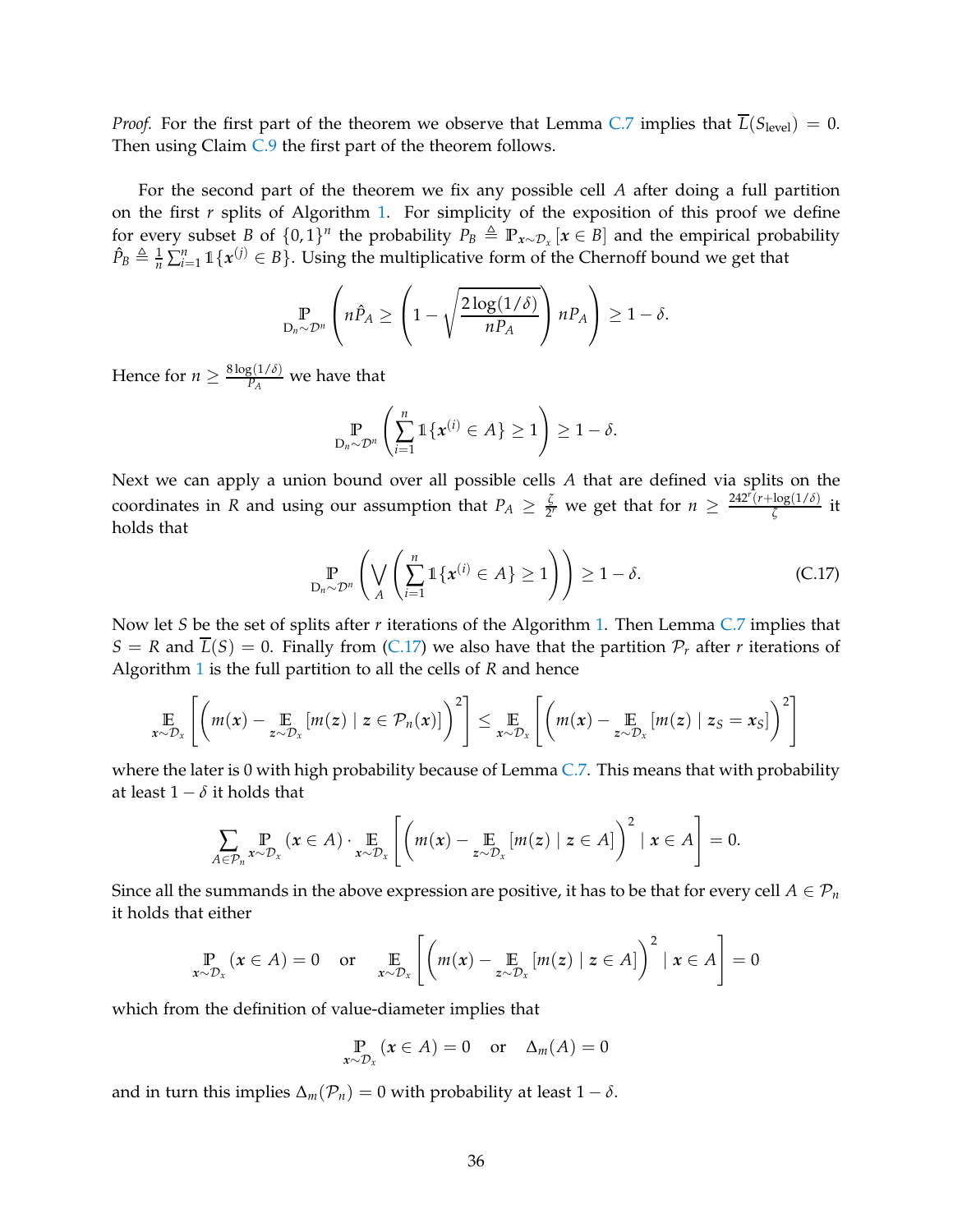*Proof.* For the first part of the theorem we observe that Lemma C.7 implies that $\overline{L}(S_{\text{level}}) = 0$. Then using Claim C.9 the first part of the theorem follows.

For the second part of the theorem we fix any possible cell $A$ after doing a full partition on the first $r$ splits of Algorithm 1. For simplicity of the exposition of this proof we define for every subset $B$ of $\{0,1\}^n$ the probability $P_B \triangleq \mathbb{P}_{\boldsymbol{x}\sim\mathcal{D}_x}[\boldsymbol{x} \in B]$ and the empirical probability $\hat{P}_B \triangleq \frac{1}{n}\sum_{i=1}^{n} \mathbb{1}\{\boldsymbol{x}^{(j)} \in B\}$. Using the multiplicative form of the Chernoff bound we get that

$$\mathbb{P}_{\mathrm{D}_n\sim\mathcal{D}^n}\left(n\hat{P}_A \geq \left(1 - \sqrt{\frac{2\log(1/\delta)}{nP_A}}\right) nP_A\right) \geq 1 - \delta.$$

Hence for $n \geq \frac{8\log(1/\delta)}{P_A}$ we have that

$$\mathbb{P}_{\mathrm{D}_n\sim\mathcal{D}^n}\left(\sum_{i=1}^{n} \mathbb{1}\{\boldsymbol{x}^{(i)} \in A\} \geq 1\right) \geq 1 - \delta.$$

Next we can apply a union bound over all possible cells $A$ that are defined via splits on the coordinates in $R$ and using our assumption that $P_A \geq \frac{\zeta}{2^r}$ we get that for $n \geq \frac{24 2^r(r+\log(1/\delta))}{\zeta}$ it holds that

$$\mathbb{P}_{\mathrm{D}_n\sim\mathcal{D}^n}\left(\bigvee_{A}\left(\sum_{i=1}^{n} \mathbb{1}\{\boldsymbol{x}^{(i)} \in A\} \geq 1\right)\right) \geq 1 - \delta. \tag{C.17}$$

Now let $S$ be the set of splits after $r$ iterations of the Algorithm 1. Then Lemma C.7 implies that $S = R$ and $\overline{L}(S) = 0$. Finally from (C.17) we also have that the partition $\mathcal{P}_r$ after $r$ iterations of Algorithm 1 is the full partition to all the cells of $R$ and hence

$$\mathbb{E}_{\boldsymbol{x}\sim\mathcal{D}_x}\left[\left(m(\boldsymbol{x}) - \mathbb{E}_{\boldsymbol{z}\sim\mathcal{D}_x}[m(\boldsymbol{z}) \mid \boldsymbol{z} \in \mathcal{P}_n(\boldsymbol{x})]\right)^2\right] \leq \mathbb{E}_{\boldsymbol{x}\sim\mathcal{D}_x}\left[\left(m(\boldsymbol{x}) - \mathbb{E}_{\boldsymbol{z}\sim\mathcal{D}_x}[m(\boldsymbol{z}) \mid \boldsymbol{z}_S = \boldsymbol{x}_S]\right)^2\right]$$

where the later is 0 with high probability because of Lemma C.7. This means that with probability at least $1 - \delta$ it holds that

$$\sum_{A\in\mathcal{P}_n} \mathbb{P}_{\boldsymbol{x}\sim\mathcal{D}_x}(\boldsymbol{x} \in A) \cdot \mathbb{E}_{\boldsymbol{x}\sim\mathcal{D}_x}\left[\left(m(\boldsymbol{x}) - \mathbb{E}_{\boldsymbol{z}\sim\mathcal{D}_x}[m(\boldsymbol{z}) \mid \boldsymbol{z} \in A]\right)^2 \mid \boldsymbol{x} \in A\right] = 0.$$

Since all the summands in the above expression are positive, it has to be that for every cell $A \in \mathcal{P}_n$ it holds that either

$$\mathbb{P}_{\boldsymbol{x}\sim\mathcal{D}_x}(\boldsymbol{x} \in A) = 0 \quad \text{or} \quad \mathbb{E}_{\boldsymbol{x}\sim\mathcal{D}_x}\left[\left(m(\boldsymbol{x}) - \mathbb{E}_{\boldsymbol{z}\sim\mathcal{D}_x}[m(\boldsymbol{z}) \mid \boldsymbol{z} \in A]\right)^2 \mid \boldsymbol{x} \in A\right] = 0$$

which from the definition of value-diameter implies that

$$\mathbb{P}_{\boldsymbol{x}\sim\mathcal{D}_x}(\boldsymbol{x} \in A) = 0 \quad \text{or} \quad \Delta_m(A) = 0$$

and in turn this implies $\Delta_m(\mathcal{P}_n) = 0$ with probability at least $1 - \delta$.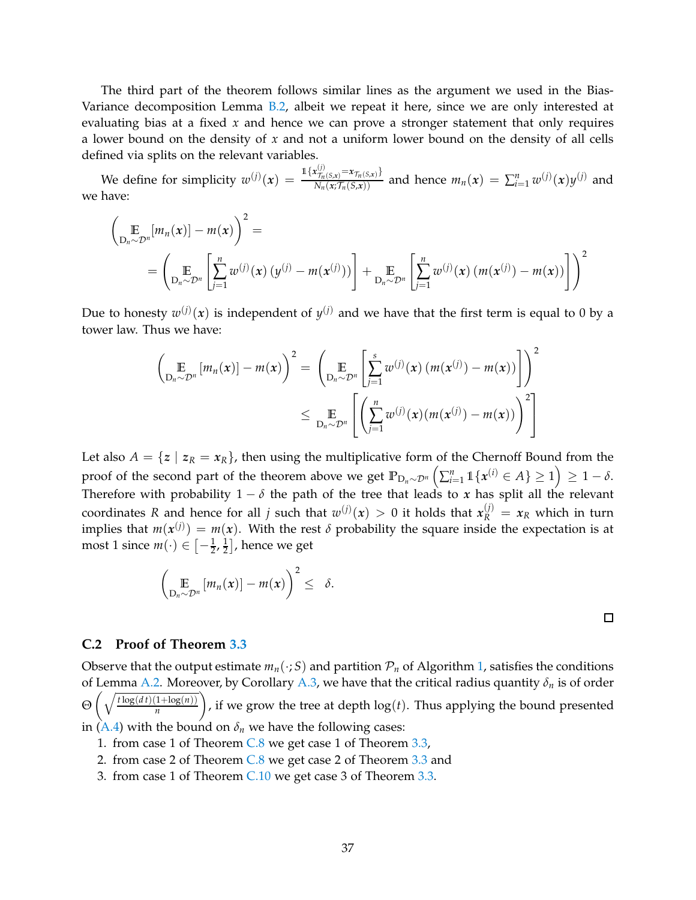The third part of the theorem follows similar lines as the argument we used in the Bias-Variance decomposition Lemma B.2, albeit we repeat it here, since we are only interested at evaluating bias at a fixed $x$ and hence we can prove a stronger statement that only requires a lower bound on the density of $x$ and not a uniform lower bound on the density of all cells defined via splits on the relevant variables.

We define for simplicity $w^{(j)}(\boldsymbol{x}) = \frac{\mathbb{1}\{\boldsymbol{x}^{(j)}_{\mathcal{T}_n(S,\boldsymbol{x})} = \boldsymbol{x}_{\mathcal{T}_n(S,\boldsymbol{x})}\}}{N_n(\boldsymbol{x};\mathcal{T}_n(S,\boldsymbol{x}))}$ and hence $m_n(\boldsymbol{x}) = \sum_{i=1}^n w^{(j)}(\boldsymbol{x}) y^{(j)}$ and we have:

$$
\begin{aligned}
&\left(\mathop{\mathbb{E}}_{\mathrm{D}_n\sim\mathcal{D}^n}[m_n(\boldsymbol{x})] - m(\boldsymbol{x})\right)^2 = \\
&\quad = \left(\mathop{\mathbb{E}}_{\mathrm{D}_n\sim\mathcal{D}^n}\left[\sum_{j=1}^n w^{(j)}(\boldsymbol{x})\left(y^{(j)} - m(\boldsymbol{x}^{(j)})\right)\right] + \mathop{\mathbb{E}}_{\mathrm{D}_n\sim\mathcal{D}^n}\left[\sum_{j=1}^n w^{(j)}(\boldsymbol{x})\left(m(\boldsymbol{x}^{(j)}) - m(\boldsymbol{x})\right)\right]\right)^2
\end{aligned}
$$

Due to honesty $w^{(j)}(\boldsymbol{x})$ is independent of $y^{(j)}$ and we have that the first term is equal to 0 by a tower law. Thus we have:

$$
\begin{aligned}
\left(\mathop{\mathbb{E}}_{\mathrm{D}_n\sim\mathcal{D}^n}[m_n(\boldsymbol{x})] - m(\boldsymbol{x})\right)^2 &= \left(\mathop{\mathbb{E}}_{\mathrm{D}_n\sim\mathcal{D}^n}\left[\sum_{j=1}^s w^{(j)}(\boldsymbol{x})\left(m(\boldsymbol{x}^{(j)}) - m(\boldsymbol{x})\right)\right]\right)^2 \\
&\leq \mathop{\mathbb{E}}_{\mathrm{D}_n\sim\mathcal{D}^n}\left[\left(\sum_{j=1}^n w^{(j)}(\boldsymbol{x})(m(\boldsymbol{x}^{(j)}) - m(\boldsymbol{x}))\right)^2\right]
\end{aligned}
$$

Let also $A = \{\boldsymbol{z} \mid \boldsymbol{z}_R = \boldsymbol{x}_R\}$, then using the multiplicative form of the Chernoff Bound from the proof of the second part of the theorem above we get $\mathbb{P}_{\mathrm{D}_n\sim\mathcal{D}^n}\left(\sum_{i=1}^n \mathbb{1}\{\boldsymbol{x}^{(i)} \in A\} \geq 1\right) \geq 1 - \delta$. Therefore with probability $1 - \delta$ the path of the tree that leads to $\boldsymbol{x}$ has split all the relevant coordinates $R$ and hence for all $j$ such that $w^{(j)}(\boldsymbol{x}) > 0$ it holds that $\boldsymbol{x}^{(j)}_R = \boldsymbol{x}_R$ which in turn implies that $m(\boldsymbol{x}^{(j)}) = m(\boldsymbol{x})$. With the rest $\delta$ probability the square inside the expectation is at most 1 since $m(\cdot) \in \left[-\frac{1}{2}, \frac{1}{2}\right]$, hence we get

$$
\left(\mathop{\mathbb{E}}_{\mathrm{D}_n\sim\mathcal{D}^n}[m_n(\boldsymbol{x})] - m(\boldsymbol{x})\right)^2 \leq \delta.
$$

□

### C.2 Proof of Theorem 3.3

Observe that the output estimate $m_n(\cdot; S)$ and partition $\mathcal{P}_n$ of Algorithm 1, satisfies the conditions of Lemma A.2. Moreover, by Corollary A.3, we have that the critical radius quantity $\delta_n$ is of order $\Theta\left(\sqrt{\frac{t\log(d\,t)(1+\log(n))}{n}}\right)$, if we grow the tree at depth $\log(t)$. Thus applying the bound presented in (A.4) with the bound on $\delta_n$ we have the following cases:

1. from case 1 of Theorem C.8 we get case 1 of Theorem 3.3,
2. from case 2 of Theorem C.8 we get case 2 of Theorem 3.3 and
3. from case 1 of Theorem C.10 we get case 3 of Theorem 3.3.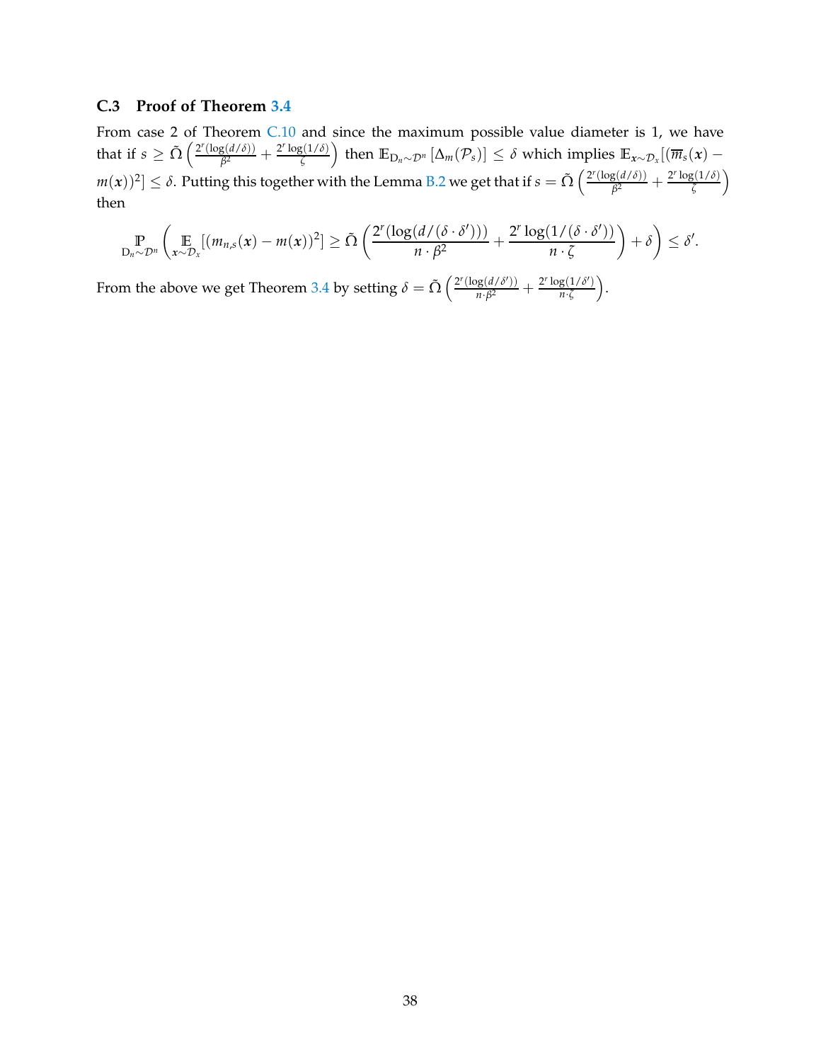### C.3 Proof of Theorem 3.4

From case 2 of Theorem C.10 and since the maximum possible value diameter is 1, we have that if $s \geq \tilde{\Omega}\left(\frac{2^r(\log(d/\delta))}{\beta^2} + \frac{2^r \log(1/\delta)}{\zeta}\right)$ then $\mathbb{E}_{\mathrm{D}_n \sim \mathcal{D}^n}\left[\Delta_m(\mathcal{P}_s)\right] \leq \delta$ which implies $\mathbb{E}_{\boldsymbol{x} \sim \mathcal{D}_x}[(\overline{m}_s(\boldsymbol{x}) - m(\boldsymbol{x}))^2] \leq \delta$. Putting this together with the Lemma B.2 we get that if $s = \tilde{\Omega}\left(\frac{2^r(\log(d/\delta))}{\beta^2} + \frac{2^r \log(1/\delta)}{\zeta}\right)$ then

$$\mathbb{P}_{\mathrm{D}_n \sim \mathcal{D}^n}\left(\mathbb{E}_{\boldsymbol{x} \sim \mathcal{D}_x}[(m_{n,s}(\boldsymbol{x}) - m(\boldsymbol{x}))^2] \geq \tilde{\Omega}\left(\frac{2^r(\log(d/(\delta \cdot \delta')))}{n \cdot \beta^2} + \frac{2^r \log(1/(\delta \cdot \delta'))}{n \cdot \zeta}\right) + \delta\right) \leq \delta'.$$

From the above we get Theorem 3.4 by setting $\delta = \tilde{\Omega}\left(\frac{2^r(\log(d/\delta'))}{n \cdot \beta^2} + \frac{2^r \log(1/\delta')}{n \cdot \zeta}\right)$.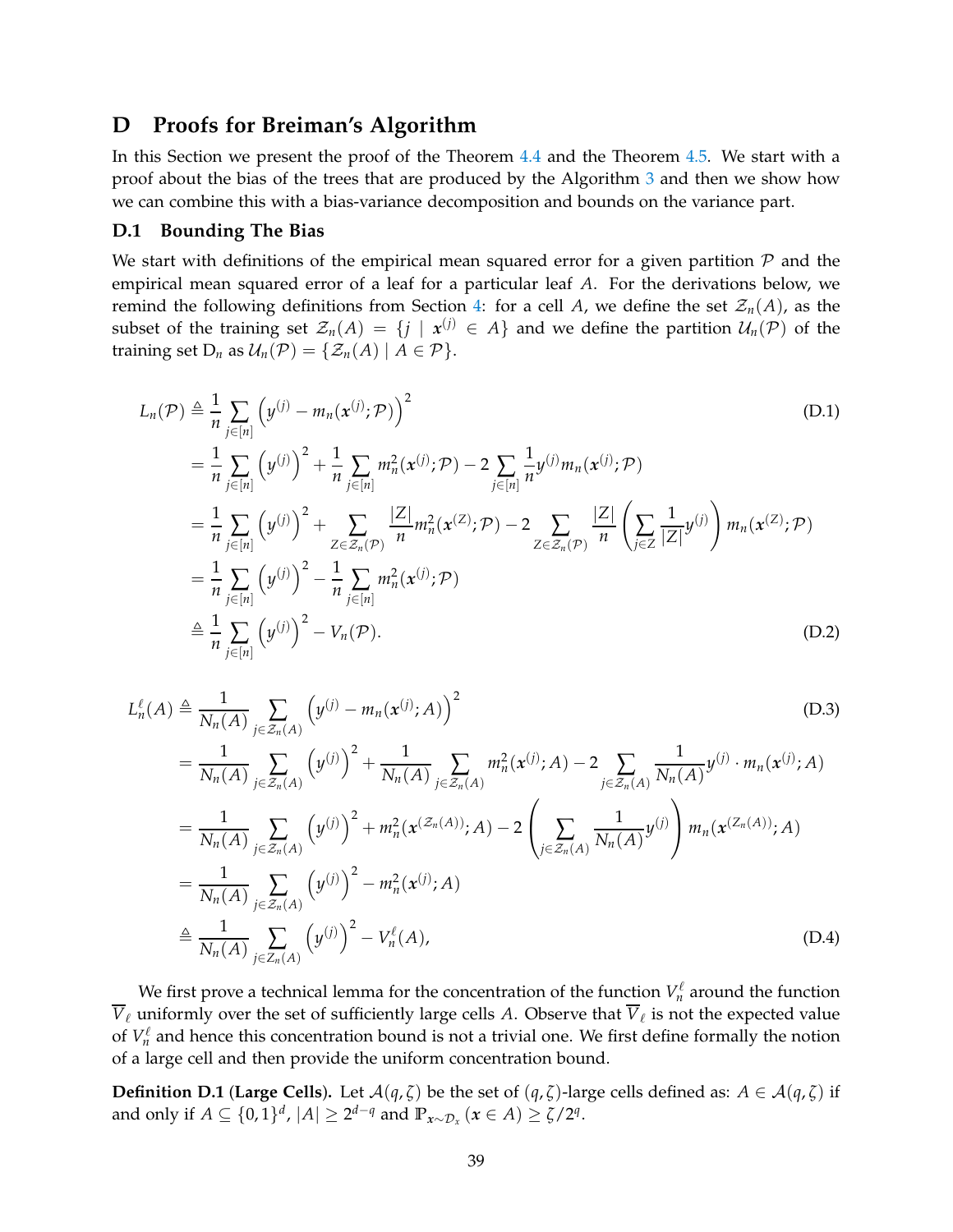# D Proofs for Breiman's Algorithm

In this Section we present the proof of the Theorem 4.4 and the Theorem 4.5. We start with a proof about the bias of the trees that are produced by the Algorithm 3 and then we show how we can combine this with a bias-variance decomposition and bounds on the variance part.

## D.1 Bounding The Bias

We start with definitions of the empirical mean squared error for a given partition $\mathcal{P}$ and the empirical mean squared error of a leaf for a particular leaf $A$. For the derivations below, we remind the following definitions from Section 4: for a cell $A$, we define the set $\mathcal{Z}_n(A)$, as the subset of the training set $\mathcal{Z}_n(A) = \{j \mid \boldsymbol{x}^{(j)} \in A\}$ and we define the partition $\mathcal{U}_n(\mathcal{P})$ of the training set $\mathrm{D}_n$ as $\mathcal{U}_n(\mathcal{P}) = \{\mathcal{Z}_n(A) \mid A \in \mathcal{P}\}$.

$$
\begin{aligned}
L_n(\mathcal{P}) &\triangleq \frac{1}{n}\sum_{j\in[n]}\left(y^{(j)} - m_n(\boldsymbol{x}^{(j)};\mathcal{P})\right)^2 \qquad \text{(D.1)}\\
&= \frac{1}{n}\sum_{j\in[n]}\left(y^{(j)}\right)^2 + \frac{1}{n}\sum_{j\in[n]} m_n^2(\boldsymbol{x}^{(j)};\mathcal{P}) - 2\sum_{j\in[n]}\frac{1}{n}y^{(j)} m_n(\boldsymbol{x}^{(j)};\mathcal{P})\\
&= \frac{1}{n}\sum_{j\in[n]}\left(y^{(j)}\right)^2 + \sum_{Z\in\mathcal{Z}_n(\mathcal{P})}\frac{|Z|}{n} m_n^2(\boldsymbol{x}^{(Z)};\mathcal{P}) - 2\sum_{Z\in\mathcal{Z}_n(\mathcal{P})}\frac{|Z|}{n}\left(\sum_{j\in Z}\frac{1}{|Z|}y^{(j)}\right) m_n(\boldsymbol{x}^{(Z)};\mathcal{P})\\
&= \frac{1}{n}\sum_{j\in[n]}\left(y^{(j)}\right)^2 - \frac{1}{n}\sum_{j\in[n]} m_n^2(\boldsymbol{x}^{(j)};\mathcal{P})\\
&\triangleq \frac{1}{n}\sum_{j\in[n]}\left(y^{(j)}\right)^2 - V_n(\mathcal{P}). \qquad \text{(D.2)}
\end{aligned}
$$

$$
\begin{aligned}
L_n^{\ell}(A) &\triangleq \frac{1}{N_n(A)}\sum_{j\in\mathcal{Z}_n(A)}\left(y^{(j)} - m_n(\boldsymbol{x}^{(j)};A)\right)^2 \qquad \text{(D.3)}\\
&= \frac{1}{N_n(A)}\sum_{j\in\mathcal{Z}_n(A)}\left(y^{(j)}\right)^2 + \frac{1}{N_n(A)}\sum_{j\in\mathcal{Z}_n(A)} m_n^2(\boldsymbol{x}^{(j)};A) - 2\sum_{j\in\mathcal{Z}_n(A)}\frac{1}{N_n(A)}y^{(j)}\cdot m_n(\boldsymbol{x}^{(j)};A)\\
&= \frac{1}{N_n(A)}\sum_{j\in\mathcal{Z}_n(A)}\left(y^{(j)}\right)^2 + m_n^2(\boldsymbol{x}^{(\mathcal{Z}_n(A))};A) - 2\left(\sum_{j\in\mathcal{Z}_n(A)}\frac{1}{N_n(A)}y^{(j)}\right) m_n(\boldsymbol{x}^{(\mathcal{Z}_n(A))};A)\\
&= \frac{1}{N_n(A)}\sum_{j\in\mathcal{Z}_n(A)}\left(y^{(j)}\right)^2 - m_n^2(\boldsymbol{x}^{(j)};A)\\
&\triangleq \frac{1}{N_n(A)}\sum_{j\in\mathcal{Z}_n(A)}\left(y^{(j)}\right)^2 - V_n^{\ell}(A), \qquad \text{(D.4)}
\end{aligned}
$$

We first prove a technical lemma for the concentration of the function $V_n^{\ell}$ around the function $\overline{V}_{\ell}$ uniformly over the set of sufficiently large cells $A$. Observe that $\overline{V}_{\ell}$ is not the expected value of $V_n^{\ell}$ and hence this concentration bound is not a trivial one. We first define formally the notion of a large cell and then provide the uniform concentration bound.

**Definition D.1 (Large Cells).** Let $\mathcal{A}(q,\zeta)$ be the set of $(q,\zeta)$-large cells defined as: $A \in \mathcal{A}(q,\zeta)$ if and only if $A \subseteq \{0,1\}^d$, $|A| \geq 2^{d-q}$ and $\mathbb{P}_{\boldsymbol{x}\sim\mathcal{D}_x}(\boldsymbol{x}\in A) \geq \zeta/2^q$.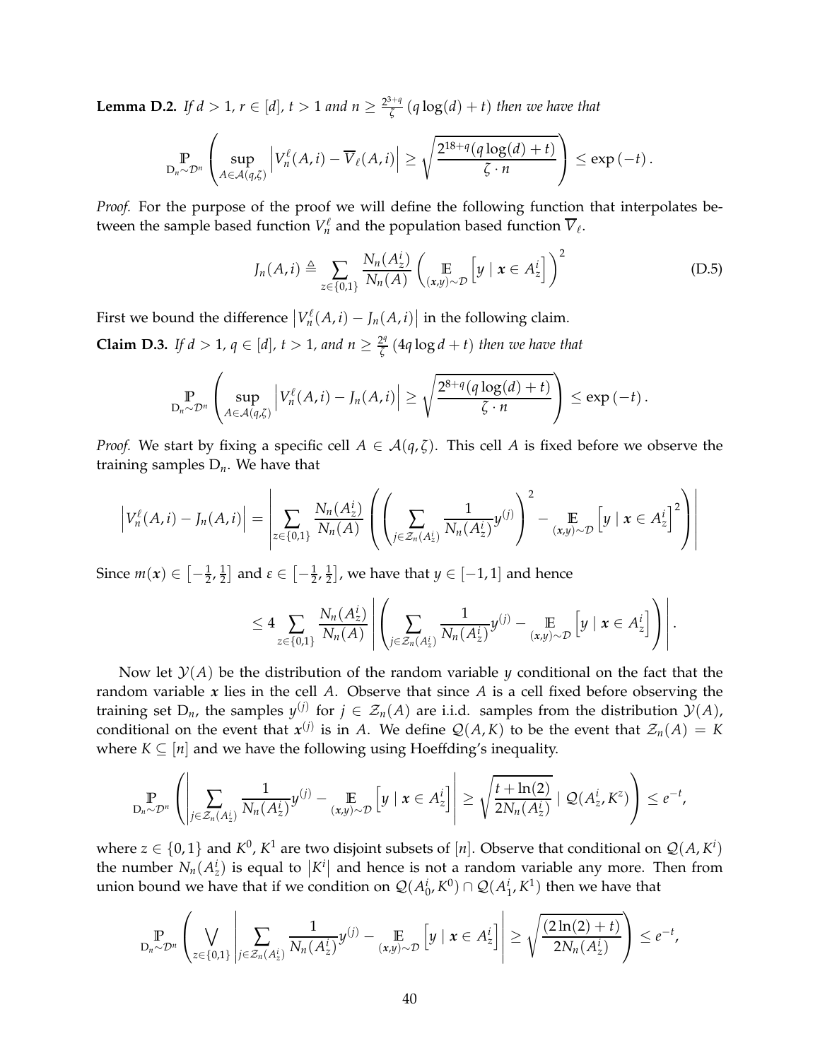**Lemma D.2.** *If $d > 1$, $r \in [d]$, $t > 1$ and $n \geq \frac{2^{3+q}}{\zeta}(q\log(d) + t)$ then we have that*

$$\mathbb{P}_{\mathrm{D}_n \sim \mathcal{D}^n}\left(\sup_{A \in \mathcal{A}(q,\zeta)} \left|V_n^{\ell}(A,i) - \overline{V}_{\ell}(A,i)\right| \geq \sqrt{\frac{2^{18+q}(q\log(d)+t)}{\zeta \cdot n}}\right) \leq \exp(-t).$$

*Proof.* For the purpose of the proof we will define the following function that interpolates between the sample based function $V_n^{\ell}$ and the population based function $\overline{V}_{\ell}$.

$$J_n(A,i) \triangleq \sum_{z \in \{0,1\}} \frac{N_n(A_z^i)}{N_n(A)} \left(\mathbb{E}_{(\boldsymbol{x},y)\sim\mathcal{D}}\left[y \mid \boldsymbol{x} \in A_z^i\right]\right)^2 \tag{D.5}$$

First we bound the difference $\left|V_n^{\ell}(A,i) - J_n(A,i)\right|$ in the following claim.

**Claim D.3.** *If $d > 1$, $q \in [d]$, $t > 1$, and $n \geq \frac{2^q}{\zeta}(4q\log d + t)$ then we have that*

$$\mathbb{P}_{\mathrm{D}_n \sim \mathcal{D}^n}\left(\sup_{A \in \mathcal{A}(q,\zeta)} \left|V_n^{\ell}(A,i) - J_n(A,i)\right| \geq \sqrt{\frac{2^{8+q}(q\log(d)+t)}{\zeta \cdot n}}\right) \leq \exp(-t).$$

*Proof.* We start by fixing a specific cell $A \in \mathcal{A}(q,\zeta)$. This cell $A$ is fixed before we observe the training samples $\mathrm{D}_n$. We have that

$$\left|V_n^{\ell}(A,i) - J_n(A,i)\right| = \left|\sum_{z\in\{0,1\}} \frac{N_n(A_z^i)}{N_n(A)}\left(\left(\sum_{j \in \mathcal{Z}_n(A_z^i)} \frac{1}{N_n(A_z^i)} y^{(j)}\right)^2 - \mathbb{E}_{(\boldsymbol{x},y)\sim\mathcal{D}}\left[y \mid \boldsymbol{x} \in A_z^i\right]^2\right)\right|$$

Since $m(\boldsymbol{x}) \in \left[-\frac{1}{2}, \frac{1}{2}\right]$ and $\varepsilon \in \left[-\frac{1}{2}, \frac{1}{2}\right]$, we have that $y \in [-1,1]$ and hence

$$\leq 4 \sum_{z\in\{0,1\}} \frac{N_n(A_z^i)}{N_n(A)}\left|\left(\sum_{j \in \mathcal{Z}_n(A_z^i)} \frac{1}{N_n(A_z^i)} y^{(j)} - \mathbb{E}_{(\boldsymbol{x},y)\sim\mathcal{D}}\left[y \mid \boldsymbol{x} \in A_z^i\right]\right)\right|.$$

Now let $\mathcal{Y}(A)$ be the distribution of the random variable $y$ conditional on the fact that the random variable $\boldsymbol{x}$ lies in the cell $A$. Observe that since $A$ is a cell fixed before observing the training set $\mathrm{D}_n$, the samples $y^{(j)}$ for $j \in \mathcal{Z}_n(A)$ are i.i.d. samples from the distribution $\mathcal{Y}(A)$, conditional on the event that $\boldsymbol{x}^{(j)}$ is in $A$. We define $\mathcal{Q}(A,K)$ to be the event that $\mathcal{Z}_n(A) = K$ where $K \subseteq [n]$ and we have the following using Hoeffding's inequality.

$$\mathbb{P}_{\mathrm{D}_n \sim \mathcal{D}^n}\left(\left|\sum_{j \in \mathcal{Z}_n(A_z^i)} \frac{1}{N_n(A_z^i)} y^{(j)} - \mathbb{E}_{(\boldsymbol{x},y)\sim\mathcal{D}}\left[y \mid \boldsymbol{x} \in A_z^i\right]\right| \geq \sqrt{\frac{t+\ln(2)}{2N_n(A_z^i)}} \mid \mathcal{Q}(A_z^i, K^z)\right) \leq e^{-t},$$

where $z \in \{0,1\}$ and $K^0$, $K^1$ are two disjoint subsets of $[n]$. Observe that conditional on $\mathcal{Q}(A, K^i)$ the number $N_n(A_z^i)$ is equal to $\left|K^i\right|$ and hence is not a random variable any more. Then from union bound we have that if we condition on $\mathcal{Q}(A_0^i, K^0) \cap \mathcal{Q}(A_1^i, K^1)$ then we have that

$$\mathbb{P}_{\mathrm{D}_n \sim \mathcal{D}^n}\left(\bigvee_{z\in\{0,1\}}\left|\sum_{j \in \mathcal{Z}_n(A_z^i)} \frac{1}{N_n(A_z^i)} y^{(j)} - \mathbb{E}_{(\boldsymbol{x},y)\sim\mathcal{D}}\left[y \mid \boldsymbol{x} \in A_z^i\right]\right| \geq \sqrt{\frac{(2\ln(2)+t)}{2N_n(A_z^i)}}\right) \leq e^{-t},$$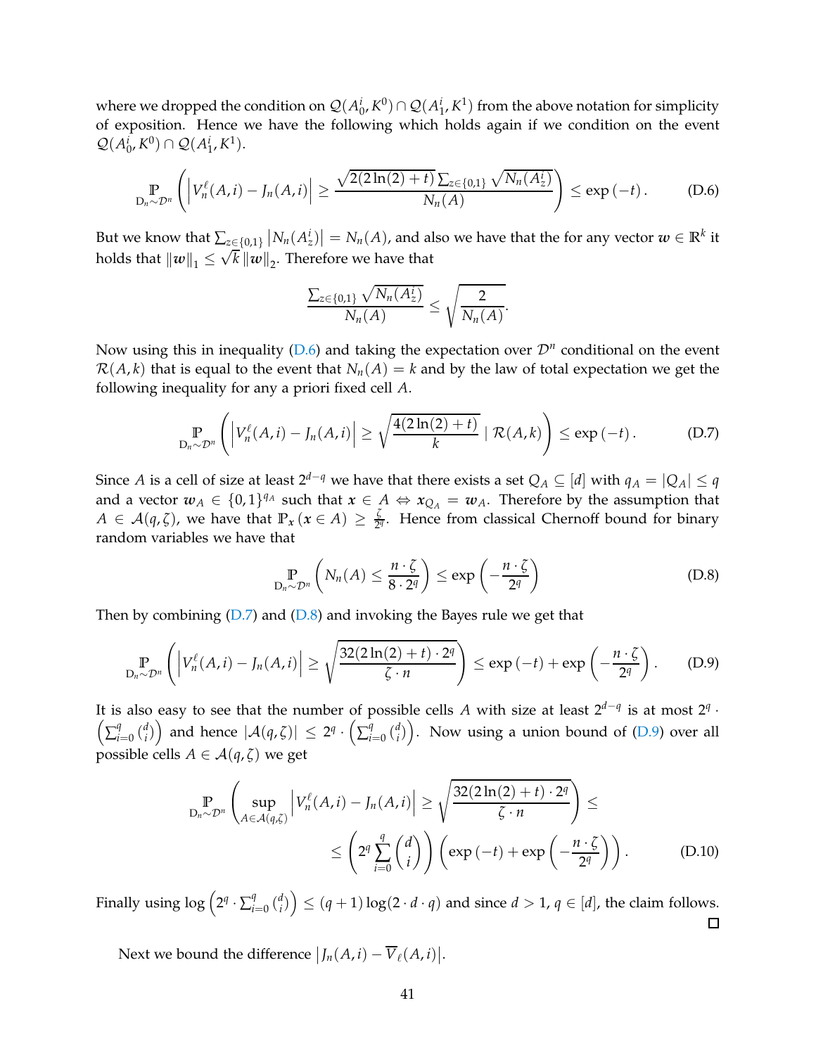where we dropped the condition on $\mathcal{Q}(A_0^i, K^0) \cap \mathcal{Q}(A_1^i, K^1)$ from the above notation for simplicity of exposition. Hence we have the following which holds again if we condition on the event $\mathcal{Q}(A_0^i, K^0) \cap \mathcal{Q}(A_1^i, K^1)$.

$$\underset{\mathrm{D}_n \sim \mathcal{D}^n}{\mathbb{P}} \left( \left| V_n^\ell(A, i) - J_n(A, i) \right| \geq \frac{\sqrt{2(2\ln(2) + t)} \sum_{z \in \{0,1\}} \sqrt{N_n(A_z^i)}}{N_n(A)} \right) \leq \exp\left(-t\right). \tag{D.6}$$

But we know that $\sum_{z \in \{0,1\}} \left| N_n(A_z^i) \right| = N_n(A)$, and also we have that the for any vector $\boldsymbol{w} \in \mathbb{R}^k$ it holds that $\|\boldsymbol{w}\|_1 \leq \sqrt{k} \|\boldsymbol{w}\|_2$. Therefore we have that

$$\frac{\sum_{z \in \{0,1\}} \sqrt{N_n(A_z^i)}}{N_n(A)} \leq \sqrt{\frac{2}{N_n(A)}}.$$

Now using this in inequality (D.6) and taking the expectation over $\mathcal{D}^n$ conditional on the event $\mathcal{R}(A, k)$ that is equal to the event that $N_n(A) = k$ and by the law of total expectation we get the following inequality for any a priori fixed cell $A$.

$$\underset{\mathrm{D}_n \sim \mathcal{D}^n}{\mathbb{P}} \left( \left| V_n^\ell(A, i) - J_n(A, i) \right| \geq \sqrt{\frac{4(2\ln(2) + t)}{k}} \mid \mathcal{R}(A, k) \right) \leq \exp\left(-t\right). \tag{D.7}$$

Since $A$ is a cell of size at least $2^{d-q}$ we have that there exists a set $Q_A \subseteq [d]$ with $q_A = |Q_A| \leq q$ and a vector $\boldsymbol{w}_A \in \{0,1\}^{q_A}$ such that $\boldsymbol{x} \in A \Leftrightarrow \boldsymbol{x}_{Q_A} = \boldsymbol{w}_A$. Therefore by the assumption that $A \in \mathcal{A}(q, \zeta)$, we have that $\mathbb{P}_{\boldsymbol{x}}(\boldsymbol{x} \in A) \geq \frac{\zeta}{2^q}$. Hence from classical Chernoff bound for binary random variables we have that

$$\underset{\mathrm{D}_n \sim \mathcal{D}^n}{\mathbb{P}} \left( N_n(A) \leq \frac{n \cdot \zeta}{8 \cdot 2^q} \right) \leq \exp\left(-\frac{n \cdot \zeta}{2^q}\right) \tag{D.8}$$

Then by combining (D.7) and (D.8) and invoking the Bayes rule we get that

$$\underset{\mathrm{D}_n \sim \mathcal{D}^n}{\mathbb{P}} \left( \left| V_n^\ell(A, i) - J_n(A, i) \right| \geq \sqrt{\frac{32(2\ln(2) + t) \cdot 2^q}{\zeta \cdot n}} \right) \leq \exp\left(-t\right) + \exp\left(-\frac{n \cdot \zeta}{2^q}\right). \tag{D.9}$$

It is also easy to see that the number of possible cells $A$ with size at least $2^{d-q}$ is at most $2^q \cdot \left(\sum_{i=0}^q \binom{d}{i}\right)$ and hence $|\mathcal{A}(q, \zeta)| \leq 2^q \cdot \left(\sum_{i=0}^q \binom{d}{i}\right)$. Now using a union bound of (D.9) over all possible cells $A \in \mathcal{A}(q, \zeta)$ we get

$$\begin{aligned}
\underset{\mathrm{D}_n \sim \mathcal{D}^n}{\mathbb{P}} \left( \sup_{A \in \mathcal{A}(q,\zeta)} \left| V_n^\ell(A, i) - J_n(A, i) \right| \geq \sqrt{\frac{32(2\ln(2) + t) \cdot 2^q}{\zeta \cdot n}} \right) \leq \\
\leq \left( 2^q \sum_{i=0}^q \binom{d}{i} \right) \left( \exp\left(-t\right) + \exp\left(-\frac{n \cdot \zeta}{2^q}\right) \right).
\end{aligned} \tag{D.10}$$

Finally using $\log\left(2^q \cdot \sum_{i=0}^q \binom{d}{i}\right) \leq (q+1)\log(2 \cdot d \cdot q)$ and since $d > 1$, $q \in [d]$, the claim follows. □

Next we bound the difference $\left| J_n(A, i) - \overline{V}_\ell(A, i) \right|$.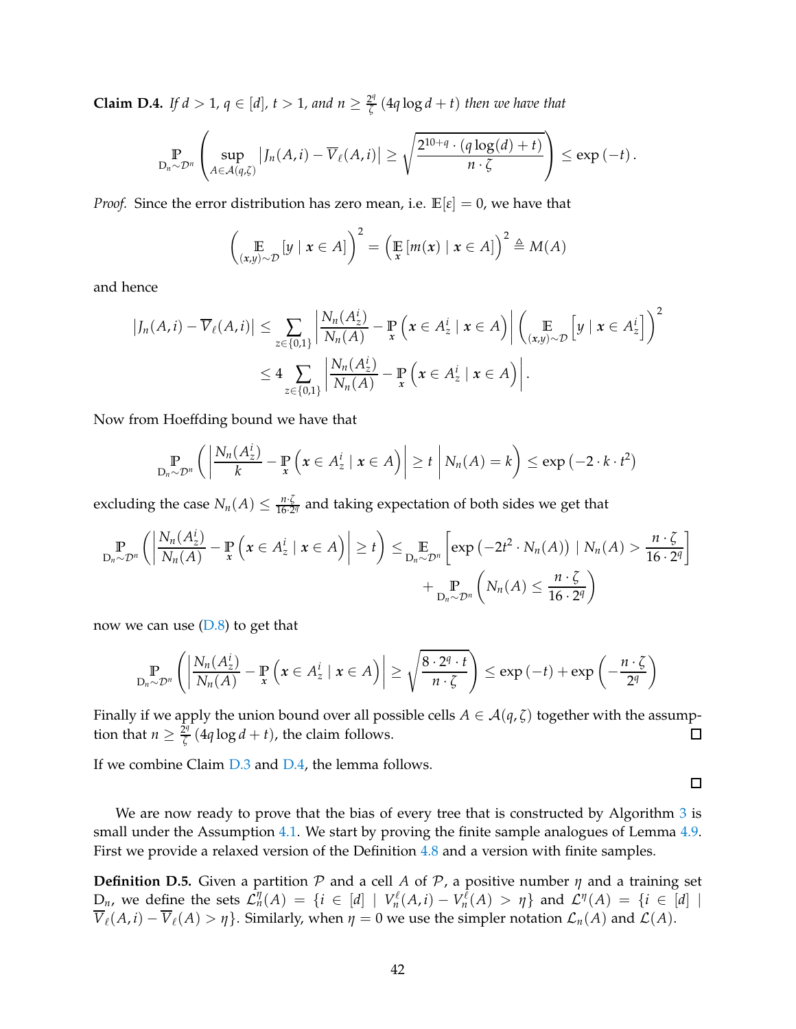**Claim D.4.** *If $d > 1$, $q \in [d]$, $t > 1$, and $n \ge \frac{2^q}{\zeta}(4q \log d + t)$ then we have that*

$$\underset{\mathrm{D}_n \sim \mathcal{D}^n}{\mathbb{P}}\left( \sup_{A \in \mathcal{A}(q,\zeta)} \left| J_n(A,i) - \overline{V}_\ell(A,i) \right| \ge \sqrt{\frac{2^{10+q} \cdot (q \log(d) + t)}{n \cdot \zeta}} \right) \le \exp(-t).$$

*Proof.* Since the error distribution has zero mean, i.e. $\mathbb{E}[\varepsilon] = 0$, we have that

$$\left( \underset{(\boldsymbol{x},y)\sim\mathcal{D}}{\mathbb{E}}[y \mid \boldsymbol{x} \in A] \right)^2 = \left( \underset{\boldsymbol{x}}{\mathbb{E}}[m(\boldsymbol{x}) \mid \boldsymbol{x} \in A] \right)^2 \triangleq M(A)$$

and hence

$$\begin{aligned}
\left| J_n(A,i) - \overline{V}_\ell(A,i) \right| &\le \sum_{z \in \{0,1\}} \left| \frac{N_n(A_z^i)}{N_n(A)} - \underset{\boldsymbol{x}}{\mathbb{P}}\left( \boldsymbol{x} \in A_z^i \mid \boldsymbol{x} \in A \right) \right| \left( \underset{(\boldsymbol{x},y)\sim\mathcal{D}}{\mathbb{E}}\left[ y \mid \boldsymbol{x} \in A_z^i \right] \right)^2 \\
&\le 4 \sum_{z \in \{0,1\}} \left| \frac{N_n(A_z^i)}{N_n(A)} - \underset{\boldsymbol{x}}{\mathbb{P}}\left( \boldsymbol{x} \in A_z^i \mid \boldsymbol{x} \in A \right) \right|.
\end{aligned}$$

Now from Hoeffding bound we have that

$$\underset{\mathrm{D}_n \sim \mathcal{D}^n}{\mathbb{P}}\left( \left| \frac{N_n(A_z^i)}{k} - \underset{\boldsymbol{x}}{\mathbb{P}}\left( \boldsymbol{x} \in A_z^i \mid \boldsymbol{x} \in A \right) \right| \ge t \;\middle|\; N_n(A) = k \right) \le \exp\left(-2 \cdot k \cdot t^2\right)$$

excluding the case $N_n(A) \le \frac{n \cdot \zeta}{16 \cdot 2^q}$ and taking expectation of both sides we get that

$$\begin{aligned}
\underset{\mathrm{D}_n \sim \mathcal{D}^n}{\mathbb{P}}\left( \left| \frac{N_n(A_z^i)}{N_n(A)} - \underset{\boldsymbol{x}}{\mathbb{P}}\left( \boldsymbol{x} \in A_z^i \mid \boldsymbol{x} \in A \right) \right| \ge t \right) &\le \underset{\mathrm{D}_n \sim \mathcal{D}^n}{\mathbb{E}}\left[ \exp\left(-2t^2 \cdot N_n(A)\right) \mid N_n(A) > \frac{n \cdot \zeta}{16 \cdot 2^q} \right] \\
&\quad + \underset{\mathrm{D}_n \sim \mathcal{D}^n}{\mathbb{P}}\left( N_n(A) \le \frac{n \cdot \zeta}{16 \cdot 2^q} \right)
\end{aligned}$$

now we can use (D.8) to get that

$$\underset{\mathrm{D}_n \sim \mathcal{D}^n}{\mathbb{P}}\left( \left| \frac{N_n(A_z^i)}{N_n(A)} - \underset{\boldsymbol{x}}{\mathbb{P}}\left( \boldsymbol{x} \in A_z^i \mid \boldsymbol{x} \in A \right) \right| \ge \sqrt{\frac{8 \cdot 2^q \cdot t}{n \cdot \zeta}} \right) \le \exp(-t) + \exp\left( -\frac{n \cdot \zeta}{2^q} \right)$$

Finally if we apply the union bound over all possible cells $A \in \mathcal{A}(q,\zeta)$ together with the assumption that $n \ge \frac{2^q}{\zeta}(4q \log d + t)$, the claim follows. □

If we combine Claim D.3 and D.4, the lemma follows.

□

We are now ready to prove that the bias of every tree that is constructed by Algorithm 3 is small under the Assumption 4.1. We start by proving the finite sample analogues of Lemma 4.9. First we provide a relaxed version of the Definition 4.8 and a version with finite samples.

**Definition D.5.** Given a partition $\mathcal{P}$ and a cell $A$ of $\mathcal{P}$, a positive number $\eta$ and a training set $\mathrm{D}_n$, we define the sets $\mathcal{L}_n^\eta(A) = \{i \in [d] \mid V_n^\ell(A,i) - V_n^\ell(A) > \eta\}$ and $\mathcal{L}^\eta(A) = \{i \in [d] \mid \overline{V}_\ell(A,i) - \overline{V}_\ell(A) > \eta\}$. Similarly, when $\eta = 0$ we use the simpler notation $\mathcal{L}_n(A)$ and $\mathcal{L}(A)$.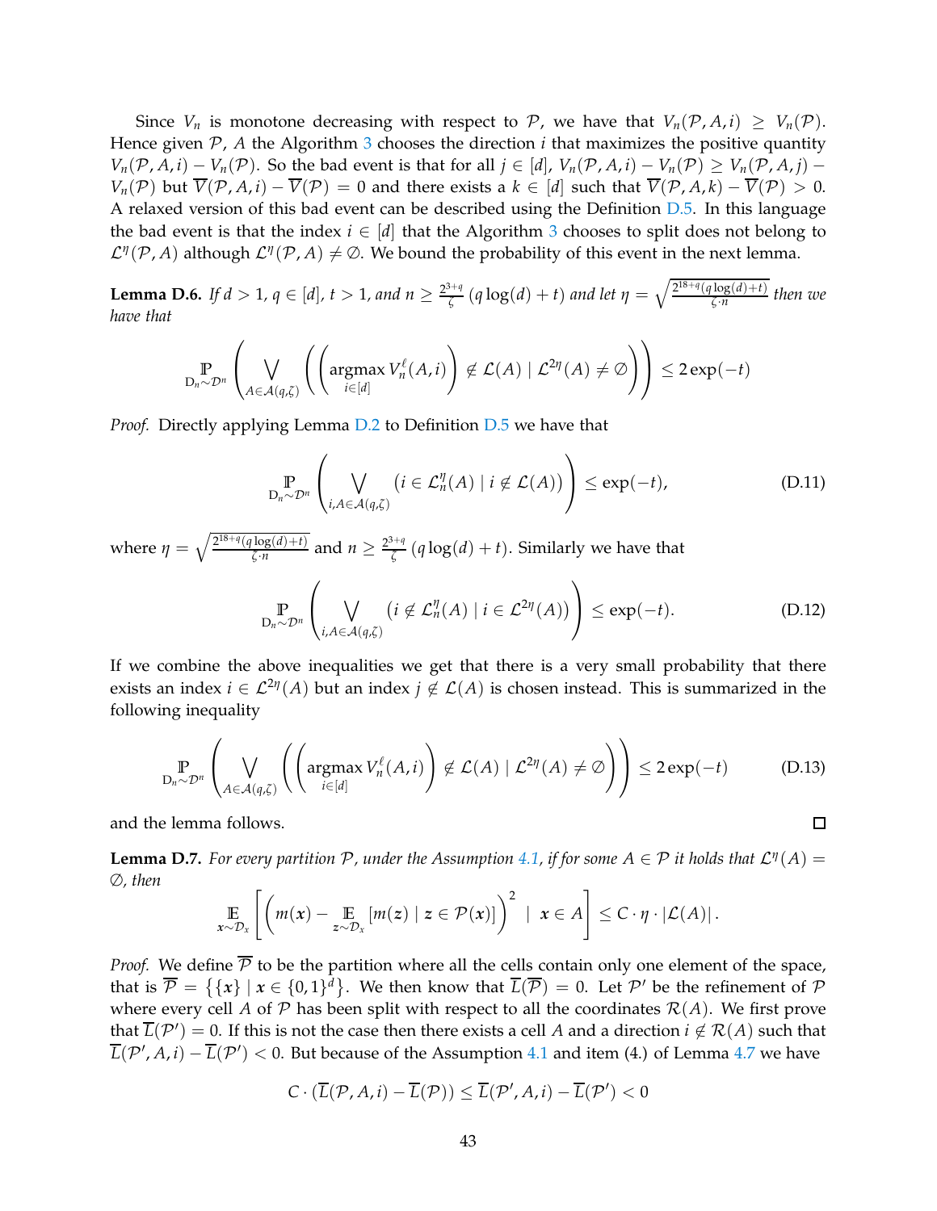Since $V_n$ is monotone decreasing with respect to $\mathcal{P}$, we have that $V_n(\mathcal{P}, A, i) \geq V_n(\mathcal{P})$. Hence given $\mathcal{P}$, $A$ the Algorithm 3 chooses the direction $i$ that maximizes the positive quantity $V_n(\mathcal{P}, A, i) - V_n(\mathcal{P})$. So the bad event is that for all $j \in [d]$, $V_n(\mathcal{P}, A, i) - V_n(\mathcal{P}) \geq V_n(\mathcal{P}, A, j) - V_n(\mathcal{P})$ but $\overline{V}(\mathcal{P}, A, i) - \overline{V}(\mathcal{P}) = 0$ and there exists a $k \in [d]$ such that $\overline{V}(\mathcal{P}, A, k) - \overline{V}(\mathcal{P}) > 0$. A relaxed version of this bad event can be described using the Definition D.5. In this language the bad event is that the index $i \in [d]$ that the Algorithm 3 chooses to split does not belong to $\mathcal{L}^{\eta}(\mathcal{P}, A)$ although $\mathcal{L}^{\eta}(\mathcal{P}, A) \neq \emptyset$. We bound the probability of this event in the next lemma.

**Lemma D.6.** *If $d > 1$, $q \in [d]$, $t > 1$, and $n \geq \frac{2^{3+q}}{\zeta}(q \log(d) + t)$ and let $\eta = \sqrt{\frac{2^{18+q}(q\log(d)+t)}{\zeta \cdot n}}$ then we have that*

$$\underset{\mathrm{D}_n \sim \mathcal{D}^n}{\mathbb{P}}\left(\bigvee_{A \in \mathcal{A}(q,\zeta)}\left(\left(\underset{i \in [d]}{\operatorname{argmax}}\, V_n^{\ell}(A, i)\right) \notin \mathcal{L}(A) \mid \mathcal{L}^{2\eta}(A) \neq \emptyset\right)\right) \leq 2\exp(-t)$$

*Proof.* Directly applying Lemma D.2 to Definition D.5 we have that

$$\underset{\mathrm{D}_n \sim \mathcal{D}^n}{\mathbb{P}}\left(\bigvee_{i, A \in \mathcal{A}(q,\zeta)}\left(i \in \mathcal{L}_n^{\eta}(A) \mid i \notin \mathcal{L}(A)\right)\right) \leq \exp(-t), \tag{D.11}$$

where $\eta = \sqrt{\frac{2^{18+q}(q\log(d)+t)}{\zeta \cdot n}}$ and $n \geq \frac{2^{3+q}}{\zeta}(q\log(d) + t)$. Similarly we have that

$$\underset{\mathrm{D}_n \sim \mathcal{D}^n}{\mathbb{P}}\left(\bigvee_{i, A \in \mathcal{A}(q,\zeta)}\left(i \notin \mathcal{L}_n^{\eta}(A) \mid i \in \mathcal{L}^{2\eta}(A)\right)\right) \leq \exp(-t). \tag{D.12}$$

If we combine the above inequalities we get that there is a very small probability that there exists an index $i \in \mathcal{L}^{2\eta}(A)$ but an index $j \notin \mathcal{L}(A)$ is chosen instead. This is summarized in the following inequality

$$\underset{\mathrm{D}_n \sim \mathcal{D}^n}{\mathbb{P}}\left(\bigvee_{A \in \mathcal{A}(q,\zeta)}\left(\left(\underset{i \in [d]}{\operatorname{argmax}}\, V_n^{\ell}(A, i)\right) \notin \mathcal{L}(A) \mid \mathcal{L}^{2\eta}(A) \neq \emptyset\right)\right) \leq 2\exp(-t) \tag{D.13}$$

and the lemma follows. ∎

**Lemma D.7.** *For every partition $\mathcal{P}$, under the Assumption 4.1, if for some $A \in \mathcal{P}$ it holds that $\mathcal{L}^{\eta}(A) = \emptyset$, then*

$$\underset{\boldsymbol{x} \sim \mathcal{D}_x}{\mathbb{E}}\left[\left(m(\boldsymbol{x}) - \underset{\boldsymbol{z} \sim \mathcal{D}_x}{\mathbb{E}}\left[m(\boldsymbol{z}) \mid \boldsymbol{z} \in \mathcal{P}(\boldsymbol{x})\right]\right)^2 \;\middle|\; \boldsymbol{x} \in A\right] \leq C \cdot \eta \cdot |\mathcal{L}(A)|.$$

*Proof.* We define $\overline{\mathcal{P}}$ to be the partition where all the cells contain only one element of the space, that is $\overline{\mathcal{P}} = \left\{\{\boldsymbol{x}\} \mid \boldsymbol{x} \in \{0,1\}^d\right\}$. We then know that $\overline{L}(\overline{\mathcal{P}}) = 0$. Let $\mathcal{P}'$ be the refinement of $\mathcal{P}$ where every cell $A$ of $\mathcal{P}$ has been split with respect to all the coordinates $\mathcal{R}(A)$. We first prove that $\overline{L}(\mathcal{P}') = 0$. If this is not the case then there exists a cell $A$ and a direction $i \notin \mathcal{R}(A)$ such that $\overline{L}(\mathcal{P}', A, i) - \overline{L}(\mathcal{P}') < 0$. But because of the Assumption 4.1 and item (4.) of Lemma 4.7 we have

$$C \cdot (\overline{L}(\mathcal{P}, A, i) - \overline{L}(\mathcal{P})) \leq \overline{L}(\mathcal{P}', A, i) - \overline{L}(\mathcal{P}') < 0$$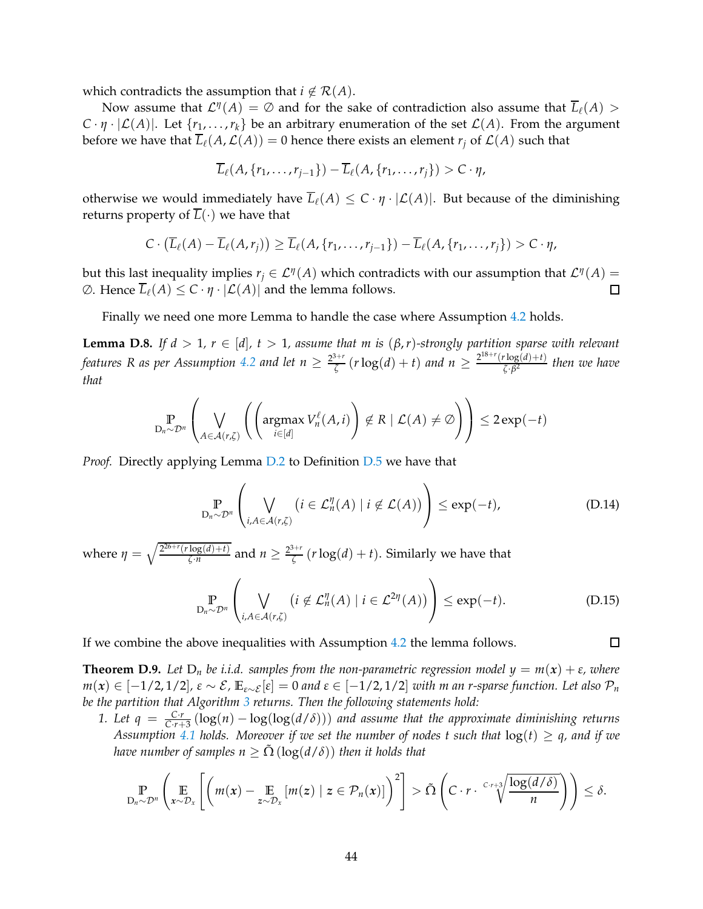which contradicts the assumption that $i \notin \mathcal{R}(A)$.

Now assume that $\mathcal{L}^{\eta}(A) = \emptyset$ and for the sake of contradiction also assume that $\overline{L}_{\ell}(A) > C \cdot \eta \cdot |\mathcal{L}(A)|$. Let $\{r_1, \dots, r_k\}$ be an arbitrary enumeration of the set $\mathcal{L}(A)$. From the argument before we have that $\overline{L}_{\ell}(A, \mathcal{L}(A)) = 0$ hence there exists an element $r_j$ of $\mathcal{L}(A)$ such that

$$\overline{L}_{\ell}(A, \{r_1, \dots, r_{j-1}\}) - \overline{L}_{\ell}(A, \{r_1, \dots, r_j\}) > C \cdot \eta,$$

otherwise we would immediately have $\overline{L}_{\ell}(A) \le C \cdot \eta \cdot |\mathcal{L}(A)|$. But because of the diminishing returns property of $\overline{L}(\cdot)$ we have that

$$C \cdot \left(\overline{L}_{\ell}(A) - \overline{L}_{\ell}(A, r_j)\right) \ge \overline{L}_{\ell}(A, \{r_1, \dots, r_{j-1}\}) - \overline{L}_{\ell}(A, \{r_1, \dots, r_j\}) > C \cdot \eta,$$

but this last inequality implies $r_j \in \mathcal{L}^{\eta}(A)$ which contradicts with our assumption that $\mathcal{L}^{\eta}(A) = \emptyset$. Hence $\overline{L}_{\ell}(A) \le C \cdot \eta \cdot |\mathcal{L}(A)|$ and the lemma follows. $\square$

Finally we need one more Lemma to handle the case where Assumption 4.2 holds.

**Lemma D.8.** *If $d > 1$, $r \in [d]$, $t > 1$, assume that $m$ is $(\beta, r)$-strongly partition sparse with relevant features $R$ as per Assumption 4.2 and let $n \ge \frac{2^{3+r}}{\zeta}(r \log(d) + t)$ and $n \ge \frac{2^{18+r}(r \log(d)+t)}{\zeta \cdot \beta^2}$ then we have that*

$$\underset{\mathrm{D}_n \sim \mathcal{D}^n}{\mathbb{P}}\left(\bigvee_{A \in \mathcal{A}(r,\zeta)} \left(\left(\underset{i \in [d]}{\operatorname{argmax}}\, V_n^{\ell}(A, i)\right) \notin R \mid \mathcal{L}(A) \neq \emptyset\right)\right) \le 2\exp(-t)$$

*Proof.* Directly applying Lemma D.2 to Definition D.5 we have that

$$\underset{\mathrm{D}_n \sim \mathcal{D}^n}{\mathbb{P}}\left(\bigvee_{i, A \in \mathcal{A}(r,\zeta)} \left(i \in \mathcal{L}_n^{\eta}(A) \mid i \notin \mathcal{L}(A)\right)\right) \le \exp(-t), \tag{D.14}$$

where $\eta = \sqrt{\frac{2^{26+r}(r \log(d)+t)}{\zeta \cdot n}}$ and $n \ge \frac{2^{3+r}}{\zeta}(r \log(d) + t)$. Similarly we have that

$$\underset{\mathrm{D}_n \sim \mathcal{D}^n}{\mathbb{P}}\left(\bigvee_{i, A \in \mathcal{A}(r,\zeta)} \left(i \notin \mathcal{L}_n^{\eta}(A) \mid i \in \mathcal{L}^{2\eta}(A)\right)\right) \le \exp(-t). \tag{D.15}$$

If we combine the above inequalities with Assumption 4.2 the lemma follows. $\square$

**Theorem D.9.** *Let $\mathrm{D}_n$ be i.i.d. samples from the non-parametric regression model $y = m(\boldsymbol{x}) + \varepsilon$, where $m(\boldsymbol{x}) \in [-1/2, 1/2]$, $\varepsilon \sim \mathcal{E}$, $\mathbb{E}_{\varepsilon \sim \mathcal{E}}[\varepsilon] = 0$ and $\varepsilon \in [-1/2, 1/2]$ with $m$ an $r$-sparse function. Let also $\mathcal{P}_n$ be the partition that Algorithm 3 returns. Then the following statements hold:*

1. *Let $q = \frac{C \cdot r}{C \cdot r + 3}(\log(n) - \log(\log(d/\delta)))$ and assume that the approximate diminishing returns Assumption 4.1 holds. Moreover if we set the number of nodes $t$ such that $\log(t) \ge q$, and if we have number of samples $n \ge \tilde{\Omega}(\log(d/\delta))$ then it holds that*

$$\underset{\mathrm{D}_n \sim \mathcal{D}^n}{\mathbb{P}}\left(\underset{\boldsymbol{x} \sim \mathcal{D}_x}{\mathbb{E}}\left[\left(m(\boldsymbol{x}) - \underset{\boldsymbol{z} \sim \mathcal{D}_x}{\mathbb{E}}[m(\boldsymbol{z}) \mid \boldsymbol{z} \in \mathcal{P}_n(\boldsymbol{x})]\right)^2\right] > \tilde{\Omega}\left(C \cdot r \cdot \sqrt[C \cdot r+3]{\frac{\log(d/\delta)}{n}}\right)\right) \le \delta.$$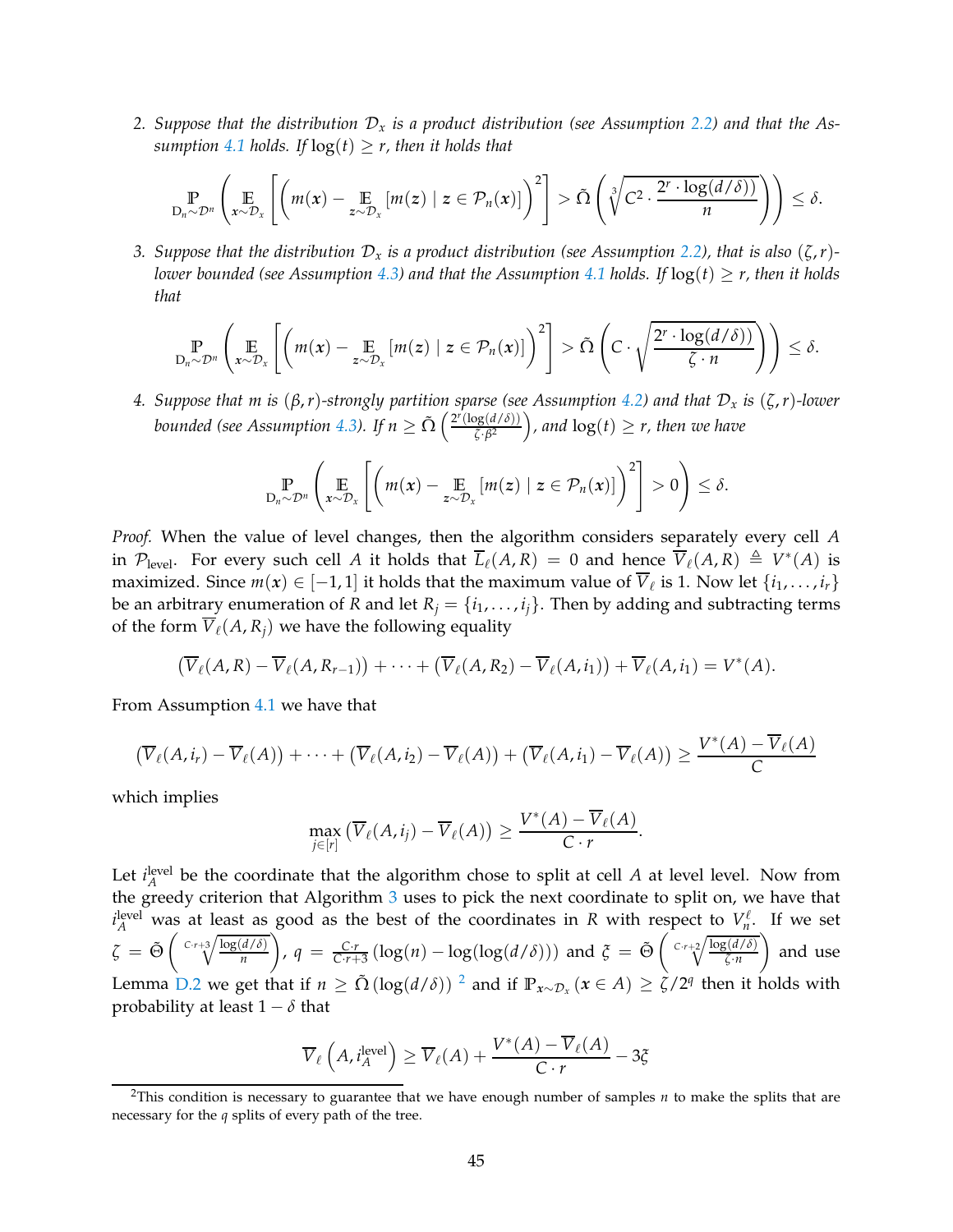2. *Suppose that the distribution $\mathcal{D}_x$ is a product distribution (see Assumption 2.2) and that the Assumption 4.1 holds. If $\log(t) \geq r$, then it holds that*

$$\mathop{\mathbb{P}}_{\mathrm{D}_n \sim \mathcal{D}^n}\left( \mathop{\mathbb{E}}_{\boldsymbol{x}\sim\mathcal{D}_x}\left[ \left( m(\boldsymbol{x}) - \mathop{\mathbb{E}}_{\boldsymbol{z}\sim\mathcal{D}_x}[m(\boldsymbol{z}) \mid \boldsymbol{z} \in \mathcal{P}_n(\boldsymbol{x})] \right)^2 \right] > \tilde{\Omega}\left( \sqrt[3]{C^2 \cdot \frac{2^r \cdot \log(d/\delta))}{n}} \right) \right) \leq \delta.$$

3. *Suppose that the distribution $\mathcal{D}_x$ is a product distribution (see Assumption 2.2), that is also $(\zeta, r)$-lower bounded (see Assumption 4.3) and that the Assumption 4.1 holds. If $\log(t) \geq r$, then it holds that*

$$\mathop{\mathbb{P}}_{\mathrm{D}_n \sim \mathcal{D}^n}\left( \mathop{\mathbb{E}}_{\boldsymbol{x}\sim\mathcal{D}_x}\left[ \left( m(\boldsymbol{x}) - \mathop{\mathbb{E}}_{\boldsymbol{z}\sim\mathcal{D}_x}[m(\boldsymbol{z}) \mid \boldsymbol{z} \in \mathcal{P}_n(\boldsymbol{x})] \right)^2 \right] > \tilde{\Omega}\left( C \cdot \sqrt{\frac{2^r \cdot \log(d/\delta))}{\zeta \cdot n}} \right) \right) \leq \delta.$$

4. *Suppose that $m$ is $(\beta, r)$-strongly partition sparse (see Assumption 4.2) and that $\mathcal{D}_x$ is $(\zeta, r)$-lower bounded (see Assumption 4.3). If $n \geq \tilde{\Omega}\left(\frac{2^r(\log(d/\delta))}{\zeta \cdot \beta^2}\right)$, and $\log(t) \geq r$, then we have*

$$\mathop{\mathbb{P}}_{\mathrm{D}_n \sim \mathcal{D}^n}\left( \mathop{\mathbb{E}}_{\boldsymbol{x}\sim\mathcal{D}_x}\left[ \left( m(\boldsymbol{x}) - \mathop{\mathbb{E}}_{\boldsymbol{z}\sim\mathcal{D}_x}[m(\boldsymbol{z}) \mid \boldsymbol{z} \in \mathcal{P}_n(\boldsymbol{x})] \right)^2 \right] > 0 \right) \leq \delta.$$

*Proof.* When the value of level changes, then the algorithm considers separately every cell $A$ in $\mathcal{P}_{\text{level}}$. For every such cell $A$ it holds that $\overline{L}_\ell(A, R) = 0$ and hence $\overline{V}_\ell(A, R) \triangleq V^*(A)$ is maximized. Since $m(\boldsymbol{x}) \in [-1, 1]$ it holds that the maximum value of $\overline{V}_\ell$ is 1. Now let $\{i_1, \dots, i_r\}$ be an arbitrary enumeration of $R$ and let $R_j = \{i_1, \dots, i_j\}$. Then by adding and subtracting terms of the form $\overline{V}_\ell(A, R_j)$ we have the following equality

$$\left(\overline{V}_\ell(A, R) - \overline{V}_\ell(A, R_{r-1})\right) + \dots + \left(\overline{V}_\ell(A, R_2) - \overline{V}_\ell(A, i_1)\right) + \overline{V}_\ell(A, i_1) = V^*(A).$$

From Assumption 4.1 we have that

$$\left(\overline{V}_\ell(A, i_r) - \overline{V}_\ell(A)\right) + \dots + \left(\overline{V}_\ell(A, i_2) - \overline{V}_\ell(A)\right) + \left(\overline{V}_\ell(A, i_1) - \overline{V}_\ell(A)\right) \geq \frac{V^*(A) - \overline{V}_\ell(A)}{C}$$

which implies

$$\max_{j \in [r]} \left(\overline{V}_\ell(A, i_j) - \overline{V}_\ell(A)\right) \geq \frac{V^*(A) - \overline{V}_\ell(A)}{C \cdot r}.$$

Let $i_A^{\text{level}}$ be the coordinate that the algorithm chose to split at cell $A$ at level level. Now from the greedy criterion that Algorithm 3 uses to pick the next coordinate to split on, we have that $i_A^{\text{level}}$ was at least as good as the best of the coordinates in $R$ with respect to $V_n^\ell$. If we set $\zeta = \tilde{\Theta}\left(\sqrt[C\cdot r+3]{\frac{\log(d/\delta)}{n}}\right)$, $q = \frac{C \cdot r}{C \cdot r + 3}(\log(n) - \log(\log(d/\delta)))$ and $\xi = \tilde{\Theta}\left(\sqrt[C\cdot r+2]{\frac{\log(d/\delta)}{\zeta \cdot n}}\right)$ and use Lemma D.2 we get that if $n \geq \tilde{\Omega}(\log(d/\delta))$ [2] and if $\mathbb{P}_{\boldsymbol{x}\sim\mathcal{D}_x}(\boldsymbol{x} \in A) \geq \zeta/2^q$ then it holds with probability at least $1 - \delta$ that

$$\overline{V}_\ell\left(A, i_A^{\text{level}}\right) \geq \overline{V}_\ell(A) + \frac{V^*(A) - \overline{V}_\ell(A)}{C \cdot r} - 3\xi$$

[2] This condition is necessary to guarantee that we have enough number of samples $n$ to make the splits that are necessary for the $q$ splits of every path of the tree.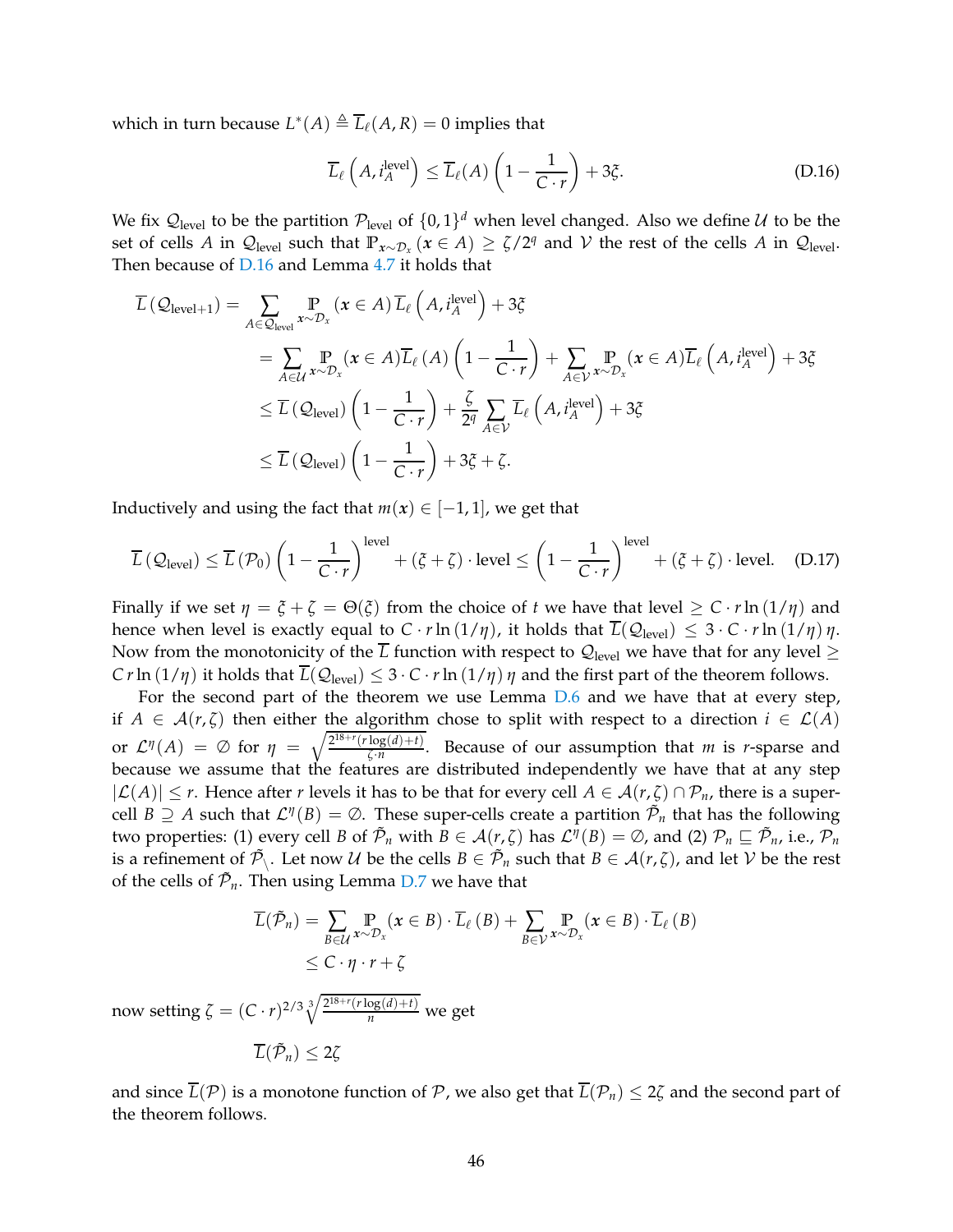which in turn because $L^*(A) \triangleq \overline{L}_\ell(A, R) = 0$ implies that

$$\overline{L}_\ell\left(A, i_A^{\text{level}}\right) \leq \overline{L}_\ell(A)\left(1 - \frac{1}{C \cdot r}\right) + 3\xi. \tag{D.16}$$

We fix $\mathcal{Q}_{\text{level}}$ to be the partition $\mathcal{P}_{\text{level}}$ of $\{0,1\}^d$ when level changed. Also we define $\mathcal{U}$ to be the set of cells $A$ in $\mathcal{Q}_{\text{level}}$ such that $\mathbb{P}_{\boldsymbol{x}\sim\mathcal{D}_x}(\boldsymbol{x} \in A) \geq \zeta/2^q$ and $\mathcal{V}$ the rest of the cells $A$ in $\mathcal{Q}_{\text{level}}$. Then because of D.16 and Lemma 4.7 it holds that

$$\begin{aligned}
\overline{L}\left(\mathcal{Q}_{\text{level}+1}\right) &= \sum_{A \in \mathcal{Q}_{\text{level}}} \mathbb{P}_{\boldsymbol{x}\sim\mathcal{D}_x}(\boldsymbol{x} \in A)\, \overline{L}_\ell\left(A, i_A^{\text{level}}\right) + 3\xi \\
&= \sum_{A \in \mathcal{U}} \mathbb{P}_{\boldsymbol{x}\sim\mathcal{D}_x}(\boldsymbol{x} \in A) \overline{L}_\ell(A)\left(1 - \frac{1}{C \cdot r}\right) + \sum_{A \in \mathcal{V}} \mathbb{P}_{\boldsymbol{x}\sim\mathcal{D}_x}(\boldsymbol{x} \in A) \overline{L}_\ell\left(A, i_A^{\text{level}}\right) + 3\xi \\
&\leq \overline{L}\left(\mathcal{Q}_{\text{level}}\right)\left(1 - \frac{1}{C \cdot r}\right) + \frac{\zeta}{2^q} \sum_{A \in \mathcal{V}} \overline{L}_\ell\left(A, i_A^{\text{level}}\right) + 3\xi \\
&\leq \overline{L}\left(\mathcal{Q}_{\text{level}}\right)\left(1 - \frac{1}{C \cdot r}\right) + 3\xi + \zeta.
\end{aligned}$$

Inductively and using the fact that $m(\boldsymbol{x}) \in [-1, 1]$, we get that

$$\overline{L}\left(\mathcal{Q}_{\text{level}}\right) \leq \overline{L}\left(\mathcal{P}_0\right)\left(1 - \frac{1}{C \cdot r}\right)^{\text{level}} + (\xi + \zeta) \cdot \text{level} \leq \left(1 - \frac{1}{C \cdot r}\right)^{\text{level}} + (\xi + \zeta) \cdot \text{level}. \tag{D.17}$$

Finally if we set $\eta = \xi + \zeta = \Theta(\xi)$ from the choice of $t$ we have that level $\geq C \cdot r \ln(1/\eta)$ and hence when level is exactly equal to $C \cdot r \ln(1/\eta)$, it holds that $\overline{L}(\mathcal{Q}_{\text{level}}) \leq 3 \cdot C \cdot r \ln(1/\eta)\, \eta$. Now from the monotonicity of the $\overline{L}$ function with respect to $\mathcal{Q}_{\text{level}}$ we have that for any level $\geq C\, r \ln(1/\eta)$ it holds that $\overline{L}(\mathcal{Q}_{\text{level}}) \leq 3 \cdot C \cdot r \ln(1/\eta)\, \eta$ and the first part of the theorem follows.

For the second part of the theorem we use Lemma D.6 and we have that at every step, if $A \in \mathcal{A}(r, \zeta)$ then either the algorithm chose to split with respect to a direction $i \in \mathcal{L}(A)$ or $\mathcal{L}^\eta(A) = \emptyset$ for $\eta = \sqrt{\frac{2^{18+r}(r\log(d)+t)}{\zeta \cdot n}}$. Because of our assumption that $m$ is $r$-sparse and because we assume that the features are distributed independently we have that at any step $|\mathcal{L}(A)| \leq r$. Hence after $r$ levels it has to be that for every cell $A \in \mathcal{A}(r, \zeta) \cap \mathcal{P}_n$, there is a super-cell $B \supseteq A$ such that $\mathcal{L}^\eta(B) = \emptyset$. These super-cells create a partition $\tilde{\mathcal{P}}_n$ that has the following two properties: (1) every cell $B$ of $\tilde{\mathcal{P}}_n$ with $B \in \mathcal{A}(r, \zeta)$ has $\mathcal{L}^\eta(B) = \emptyset$, and (2) $\mathcal{P}_n \sqsubseteq \tilde{\mathcal{P}}_n$, i.e., $\mathcal{P}_n$ is a refinement of $\tilde{\mathcal{P}}_\setminus$. Let now $\mathcal{U}$ be the cells $B \in \tilde{\mathcal{P}}_n$ such that $B \in \mathcal{A}(r, \zeta)$, and let $\mathcal{V}$ be the rest of the cells of $\tilde{\mathcal{P}}_n$. Then using Lemma D.7 we have that

$$\begin{aligned}
\overline{L}(\tilde{\mathcal{P}}_n) &= \sum_{B \in \mathcal{U}} \mathbb{P}_{\boldsymbol{x}\sim\mathcal{D}_x}(\boldsymbol{x} \in B) \cdot \overline{L}_\ell(B) + \sum_{B \in \mathcal{V}} \mathbb{P}_{\boldsymbol{x}\sim\mathcal{D}_x}(\boldsymbol{x} \in B) \cdot \overline{L}_\ell(B) \\
&\leq C \cdot \eta \cdot r + \zeta
\end{aligned}$$

now setting $\zeta = (C \cdot r)^{2/3} \sqrt[3]{\frac{2^{18+r}(r\log(d)+t)}{n}}$ we get

$$\overline{L}(\tilde{\mathcal{P}}_n) \leq 2\zeta$$

and since $\overline{L}(\mathcal{P})$ is a monotone function of $\mathcal{P}$, we also get that $\overline{L}(\mathcal{P}_n) \leq 2\zeta$ and the second part of the theorem follows.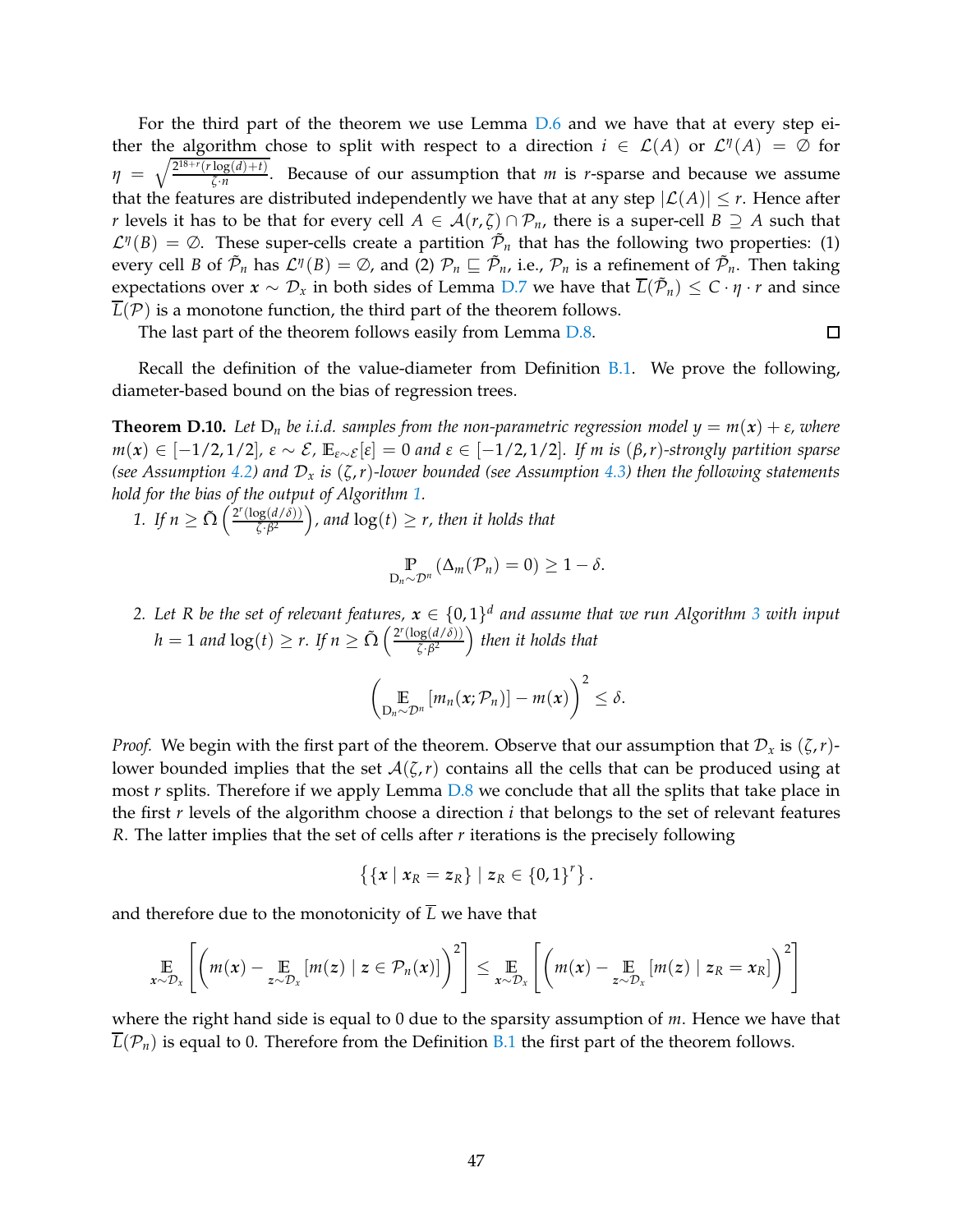For the third part of the theorem we use Lemma D.6 and we have that at every step either the algorithm chose to split with respect to a direction $i \in \mathcal{L}(A)$ or $\mathcal{L}^\eta(A) = \emptyset$ for $\eta = \sqrt{\frac{2^{18+r}(r\log(d)+t)}{\zeta \cdot n}}$. Because of our assumption that $m$ is $r$-sparse and because we assume that the features are distributed independently we have that at any step $|\mathcal{L}(A)| \leq r$. Hence after $r$ levels it has to be that for every cell $A \in \mathcal{A}(r,\zeta) \cap \mathcal{P}_n$, there is a super-cell $B \supseteq A$ such that $\mathcal{L}^\eta(B) = \emptyset$. These super-cells create a partition $\tilde{\mathcal{P}}_n$ that has the following two properties: (1) every cell $B$ of $\tilde{\mathcal{P}}_n$ has $\mathcal{L}^\eta(B) = \emptyset$, and (2) $\mathcal{P}_n \sqsubseteq \tilde{\mathcal{P}}_n$, i.e., $\mathcal{P}_n$ is a refinement of $\tilde{\mathcal{P}}_n$. Then taking expectations over $\boldsymbol{x} \sim \mathcal{D}_x$ in both sides of Lemma D.7 we have that $\overline{L}(\tilde{\mathcal{P}}_n) \leq C \cdot \eta \cdot r$ and since $\overline{L}(\mathcal{P})$ is a monotone function, the third part of the theorem follows.

The last part of the theorem follows easily from Lemma D.8. $\square$

Recall the definition of the value-diameter from Definition B.1. We prove the following, diameter-based bound on the bias of regression trees.

**Theorem D.10.** *Let $\mathrm{D}_n$ be i.i.d. samples from the non-parametric regression model $y = m(\boldsymbol{x}) + \varepsilon$, where $m(\boldsymbol{x}) \in [-1/2, 1/2]$, $\varepsilon \sim \mathcal{E}$, $\mathbb{E}_{\varepsilon \sim \mathcal{E}}[\varepsilon] = 0$ and $\varepsilon \in [-1/2, 1/2]$. If $m$ is $(\beta, r)$-strongly partition sparse (see Assumption 4.2) and $\mathcal{D}_x$ is $(\zeta, r)$-lower bounded (see Assumption 4.3) then the following statements hold for the bias of the output of Algorithm 1.*

1. *If $n \geq \tilde{\Omega}\left(\frac{2^r(\log(d/\delta))}{\zeta \cdot \beta^2}\right)$, and $\log(t) \geq r$, then it holds that*

$$\mathop{\mathbb{P}}_{\mathrm{D}_n \sim \mathcal{D}^n}\left(\Delta_m(\mathcal{P}_n) = 0\right) \geq 1 - \delta.$$

2. *Let $R$ be the set of relevant features, $\boldsymbol{x} \in \{0,1\}^d$ and assume that we run Algorithm 3 with input $h = 1$ and $\log(t) \geq r$. If $n \geq \tilde{\Omega}\left(\frac{2^r(\log(d/\delta))}{\zeta \cdot \beta^2}\right)$ then it holds that*

$$\left(\mathop{\mathbb{E}}_{\mathrm{D}_n \sim \mathcal{D}^n}[m_n(\boldsymbol{x}; \mathcal{P}_n)] - m(\boldsymbol{x})\right)^2 \leq \delta.$$

*Proof.* We begin with the first part of the theorem. Observe that our assumption that $\mathcal{D}_x$ is $(\zeta, r)$-lower bounded implies that the set $\mathcal{A}(\zeta, r)$ contains all the cells that can be produced using at most $r$ splits. Therefore if we apply Lemma D.8 we conclude that all the splits that take place in the first $r$ levels of the algorithm choose a direction $i$ that belongs to the set of relevant features $R$. The latter implies that the set of cells after $r$ iterations is the precisely following

$$\left\{\{\boldsymbol{x} \mid \boldsymbol{x}_R = \boldsymbol{z}_R\} \mid \boldsymbol{z}_R \in \{0,1\}^r\right\}.$$

and therefore due to the monotonicity of $\overline{L}$ we have that

$$\mathop{\mathbb{E}}_{\boldsymbol{x} \sim \mathcal{D}_x}\left[\left(m(\boldsymbol{x}) - \mathop{\mathbb{E}}_{\boldsymbol{z} \sim \mathcal{D}_x}[m(\boldsymbol{z}) \mid \boldsymbol{z} \in \mathcal{P}_n(\boldsymbol{x})]\right)^2\right] \leq \mathop{\mathbb{E}}_{\boldsymbol{x} \sim \mathcal{D}_x}\left[\left(m(\boldsymbol{x}) - \mathop{\mathbb{E}}_{\boldsymbol{z} \sim \mathcal{D}_x}[m(\boldsymbol{z}) \mid \boldsymbol{z}_R = \boldsymbol{x}_R]\right)^2\right]$$

where the right hand side is equal to 0 due to the sparsity assumption of $m$. Hence we have that $\overline{L}(\mathcal{P}_n)$ is equal to 0. Therefore from the Definition B.1 the first part of the theorem follows.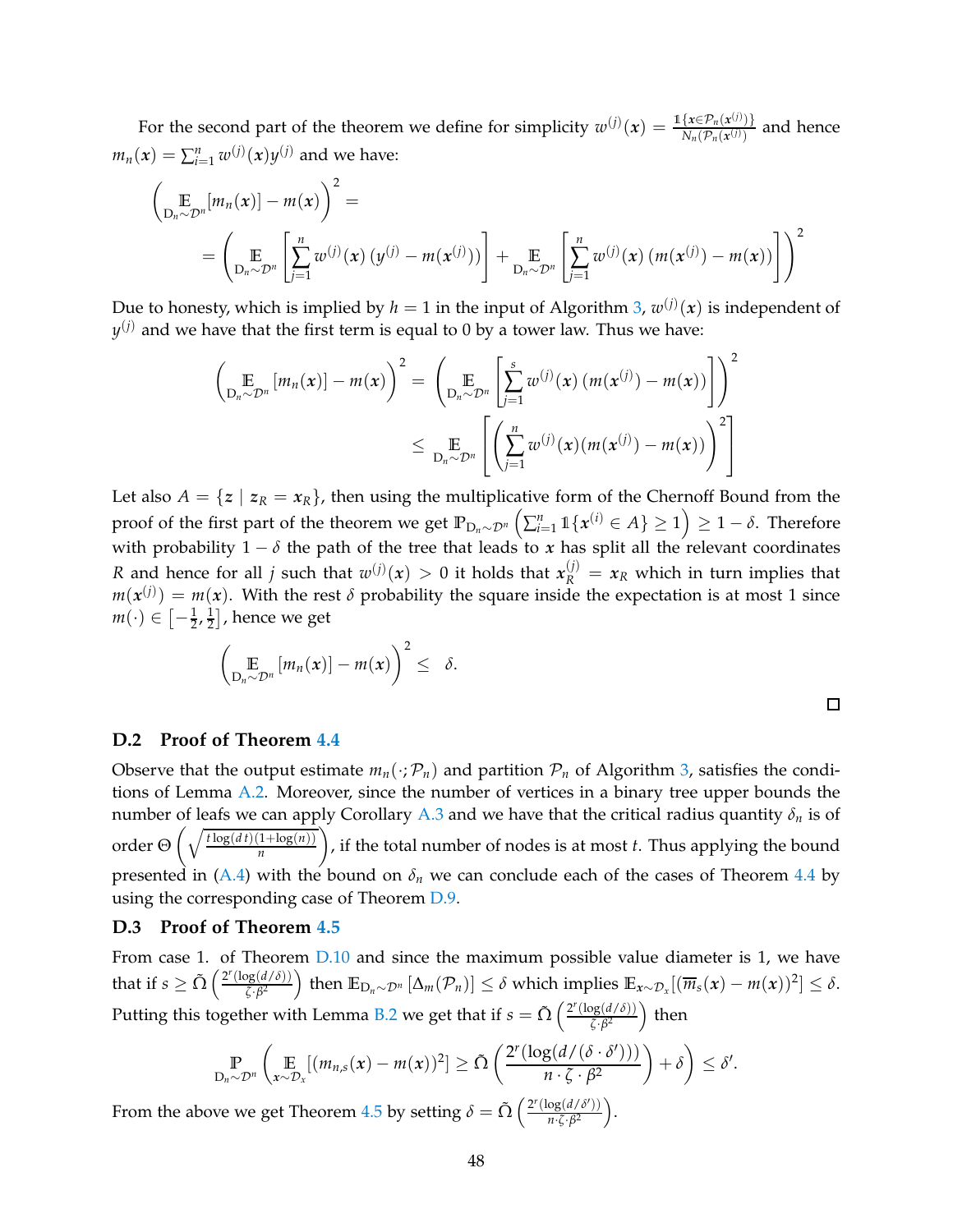For the second part of the theorem we define for simplicity $w^{(j)}(\boldsymbol{x}) = \frac{\mathbb{1}\{\boldsymbol{x} \in \mathcal{P}_n(\boldsymbol{x}^{(j)})\}}{N_n(\mathcal{P}_n(\boldsymbol{x}^{(j)}))}$ and hence $m_n(\boldsymbol{x}) = \sum_{i=1}^n w^{(j)}(\boldsymbol{x}) y^{(j)}$ and we have:

$$
\left( \mathop{\mathbb{E}}_{D_n \sim \mathcal{D}^n}[m_n(\boldsymbol{x})] - m(\boldsymbol{x}) \right)^2 =
$$

$$
= \left( \mathop{\mathbb{E}}_{D_n \sim \mathcal{D}^n}\left[ \sum_{j=1}^n w^{(j)}(\boldsymbol{x}) \left( y^{(j)} - m(\boldsymbol{x}^{(j)}) \right) \right] + \mathop{\mathbb{E}}_{D_n \sim \mathcal{D}^n}\left[ \sum_{j=1}^n w^{(j)}(\boldsymbol{x}) \left( m(\boldsymbol{x}^{(j)}) - m(\boldsymbol{x}) \right) \right] \right)^2
$$

Due to honesty, which is implied by $h = 1$ in the input of Algorithm 3, $w^{(j)}(\boldsymbol{x})$ is independent of $y^{(j)}$ and we have that the first term is equal to 0 by a tower law. Thus we have:

$$
\begin{aligned}
\left( \mathop{\mathbb{E}}_{D_n \sim \mathcal{D}^n}[m_n(\boldsymbol{x})] - m(\boldsymbol{x}) \right)^2 &= \left( \mathop{\mathbb{E}}_{D_n \sim \mathcal{D}^n}\left[ \sum_{j=1}^s w^{(j)}(\boldsymbol{x}) \left( m(\boldsymbol{x}^{(j)}) - m(\boldsymbol{x}) \right) \right] \right)^2 \\
&\leq \mathop{\mathbb{E}}_{D_n \sim \mathcal{D}^n}\left[ \left( \sum_{j=1}^n w^{(j)}(\boldsymbol{x}) (m(\boldsymbol{x}^{(j)}) - m(\boldsymbol{x})) \right)^2 \right]
\end{aligned}
$$

Let also $A = \{ \boldsymbol{z} \mid \boldsymbol{z}_R = \boldsymbol{x}_R \}$, then using the multiplicative form of the Chernoff Bound from the proof of the first part of the theorem we get $\mathbb{P}_{D_n \sim \mathcal{D}^n}\left( \sum_{i=1}^n \mathbb{1}\{\boldsymbol{x}^{(i)} \in A\} \geq 1 \right) \geq 1 - \delta$. Therefore with probability $1 - \delta$ the path of the tree that leads to $\boldsymbol{x}$ has split all the relevant coordinates $R$ and hence for all $j$ such that $w^{(j)}(\boldsymbol{x}) > 0$ it holds that $\boldsymbol{x}_R^{(j)} = \boldsymbol{x}_R$ which in turn implies that $m(\boldsymbol{x}^{(j)}) = m(\boldsymbol{x})$. With the rest $\delta$ probability the square inside the expectation is at most 1 since $m(\cdot) \in \left[-\frac{1}{2}, \frac{1}{2}\right]$, hence we get

$$
\left( \mathop{\mathbb{E}}_{D_n \sim \mathcal{D}^n}[m_n(\boldsymbol{x})] - m(\boldsymbol{x}) \right)^2 \leq \delta.
$$

□

## D.2 Proof of Theorem 4.4

Observe that the output estimate $m_n(\cdot; \mathcal{P}_n)$ and partition $\mathcal{P}_n$ of Algorithm 3, satisfies the conditions of Lemma A.2. Moreover, since the number of vertices in a binary tree upper bounds the number of leafs we can apply Corollary A.3 and we have that the critical radius quantity $\delta_n$ is of order $\Theta\left( \sqrt{\frac{t \log(d\, t)(1 + \log(n))}{n}} \right)$, if the total number of nodes is at most $t$. Thus applying the bound presented in (A.4) with the bound on $\delta_n$ we can conclude each of the cases of Theorem 4.4 by using the corresponding case of Theorem D.9.

## D.3 Proof of Theorem 4.5

From case 1. of Theorem D.10 and since the maximum possible value diameter is 1, we have that if $s \geq \tilde{\Omega}\left( \frac{2^r (\log(d/\delta))}{\zeta \cdot \beta^2} \right)$ then $\mathbb{E}_{D_n \sim \mathcal{D}^n}[\Delta_m(\mathcal{P}_n)] \leq \delta$ which implies $\mathbb{E}_{\boldsymbol{x} \sim \mathcal{D}_x}[(\overline{m}_s(\boldsymbol{x}) - m(\boldsymbol{x}))^2] \leq \delta$. Putting this together with Lemma B.2 we get that if $s = \tilde{\Omega}\left( \frac{2^r (\log(d/\delta))}{\zeta \cdot \beta^2} \right)$ then

$$
\mathop{\mathbb{P}}_{D_n \sim \mathcal{D}^n}\left( \mathop{\mathbb{E}}_{\boldsymbol{x} \sim \mathcal{D}_x}[(m_{n,s}(\boldsymbol{x}) - m(\boldsymbol{x}))^2] \geq \tilde{\Omega}\left( \frac{2^r (\log(d/(\delta \cdot \delta')))}{n \cdot \zeta \cdot \beta^2} \right) + \delta \right) \leq \delta'.
$$

From the above we get Theorem 4.5 by setting $\delta = \tilde{\Omega}\left( \frac{2^r (\log(d/\delta'))}{n \cdot \zeta \cdot \beta^2} \right)$.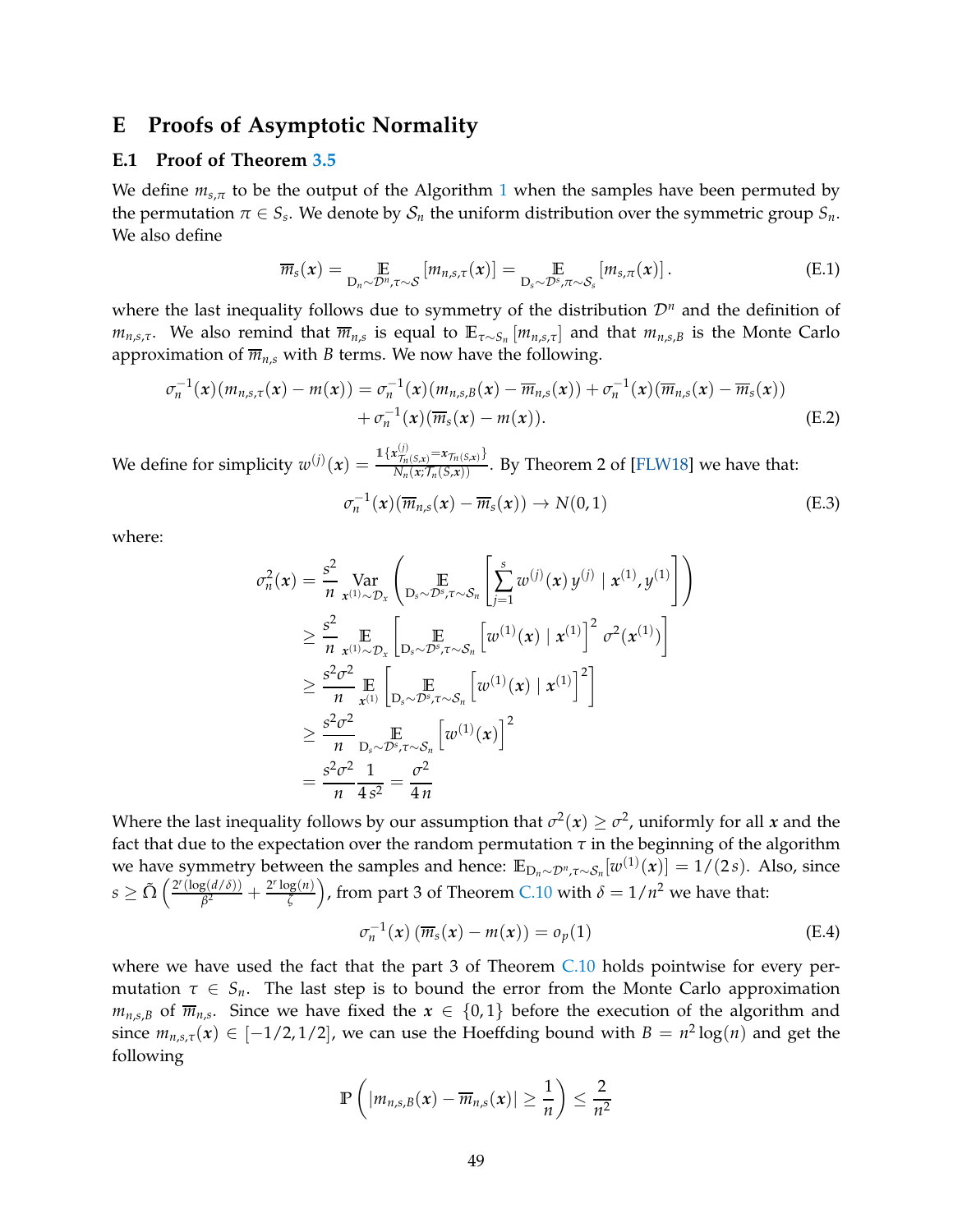# E Proofs of Asymptotic Normality

## E.1 Proof of Theorem 3.5

We define $m_{s,\pi}$ to be the output of the Algorithm 1 when the samples have been permuted by the permutation $\pi \in S_s$. We denote by $\mathcal{S}_n$ the uniform distribution over the symmetric group $S_n$. We also define

$$\overline{m}_s(\boldsymbol{x}) = \mathop{\mathbb{E}}_{\mathrm{D}_n \sim \mathcal{D}^n, \tau \sim \mathcal{S}} \left[ m_{n,s,\tau}(\boldsymbol{x}) \right] = \mathop{\mathbb{E}}_{\mathrm{D}_s \sim \mathcal{D}^s, \pi \sim \mathcal{S}_s} \left[ m_{s,\pi}(\boldsymbol{x}) \right]. \tag{E.1}$$

where the last inequality follows due to symmetry of the distribution $\mathcal{D}^n$ and the definition of $m_{n,s,\tau}$. We also remind that $\overline{m}_{n,s}$ is equal to $\mathbb{E}_{\tau \sim S_n}\left[m_{n,s,\tau}\right]$ and that $m_{n,s,B}$ is the Monte Carlo approximation of $\overline{m}_{n,s}$ with $B$ terms. We now have the following.

$$\begin{aligned}
\sigma_n^{-1}(\boldsymbol{x})(m_{n,s,\tau}(\boldsymbol{x}) - m(\boldsymbol{x})) = \sigma_n^{-1}(\boldsymbol{x})(m_{n,s,B}(\boldsymbol{x}) - \overline{m}_{n,s}(\boldsymbol{x})) + \sigma_n^{-1}(\boldsymbol{x})(\overline{m}_{n,s}(\boldsymbol{x}) - \overline{m}_s(\boldsymbol{x})) \\
+ \sigma_n^{-1}(\boldsymbol{x})(\overline{m}_s(\boldsymbol{x}) - m(\boldsymbol{x})).
\end{aligned} \tag{E.2}$$

We define for simplicity $w^{(j)}(\boldsymbol{x}) = \frac{\mathbb{1}\{\boldsymbol{x}^{(j)}_{\mathcal{T}_n(S,\boldsymbol{x})} = \boldsymbol{x}_{\mathcal{T}_n(S,\boldsymbol{x})}\}}{N_n(\boldsymbol{x}; \mathcal{T}_n(S,\boldsymbol{x}))}$. By Theorem 2 of [FLW18] we have that:

$$\sigma_n^{-1}(\boldsymbol{x})(\overline{m}_{n,s}(\boldsymbol{x}) - \overline{m}_s(\boldsymbol{x})) \to N(0,1) \tag{E.3}$$

where:

$$\begin{aligned}
\sigma_n^2(\boldsymbol{x}) &= \frac{s^2}{n} \mathop{\mathrm{Var}}_{\boldsymbol{x}^{(1)} \sim \mathcal{D}_x} \left( \mathop{\mathbb{E}}_{\mathrm{D}_s \sim \mathcal{D}^s, \tau \sim \mathcal{S}_n} \left[ \sum_{j=1}^{s} w^{(j)}(\boldsymbol{x})\, y^{(j)} \mid \boldsymbol{x}^{(1)}, y^{(1)} \right] \right) \\
&\geq \frac{s^2}{n} \mathop{\mathbb{E}}_{\boldsymbol{x}^{(1)} \sim \mathcal{D}_x} \left[ \mathop{\mathbb{E}}_{\mathrm{D}_s \sim \mathcal{D}^s, \tau \sim \mathcal{S}_n} \left[ w^{(1)}(\boldsymbol{x}) \mid \boldsymbol{x}^{(1)} \right]^2 \sigma^2(\boldsymbol{x}^{(1)}) \right] \\
&\geq \frac{s^2 \sigma^2}{n} \mathop{\mathbb{E}}_{\boldsymbol{x}^{(1)}} \left[ \mathop{\mathbb{E}}_{\mathrm{D}_s \sim \mathcal{D}^s, \tau \sim \mathcal{S}_n} \left[ w^{(1)}(\boldsymbol{x}) \mid \boldsymbol{x}^{(1)} \right]^2 \right] \\
&\geq \frac{s^2 \sigma^2}{n} \mathop{\mathbb{E}}_{\mathrm{D}_s \sim \mathcal{D}^s, \tau \sim \mathcal{S}_n} \left[ w^{(1)}(\boldsymbol{x}) \right]^2 \\
&= \frac{s^2 \sigma^2}{n} \frac{1}{4 s^2} = \frac{\sigma^2}{4n}
\end{aligned}$$

Where the last inequality follows by our assumption that $\sigma^2(\boldsymbol{x}) \geq \sigma^2$, uniformly for all $\boldsymbol{x}$ and the fact that due to the expectation over the random permutation $\tau$ in the beginning of the algorithm we have symmetry between the samples and hence: $\mathbb{E}_{\mathrm{D}_n \sim \mathcal{D}^n, \tau \sim \mathcal{S}_n}[w^{(1)}(\boldsymbol{x})] = 1/(2s)$. Also, since $s \geq \tilde{\Omega}\left( \frac{2^r (\log(d/\delta))}{\beta^2} + \frac{2^r \log(n)}{\zeta} \right)$, from part 3 of Theorem C.10 with $\delta = 1/n^2$ we have that:

$$\sigma_n^{-1}(\boldsymbol{x}) \left( \overline{m}_s(\boldsymbol{x}) - m(\boldsymbol{x}) \right) = o_p(1) \tag{E.4}$$

where we have used the fact that the part 3 of Theorem C.10 holds pointwise for every permutation $\tau \in S_n$. The last step is to bound the error from the Monte Carlo approximation $m_{n,s,B}$ of $\overline{m}_{n,s}$. Since we have fixed the $\boldsymbol{x} \in \{0,1\}$ before the execution of the algorithm and since $m_{n,s,\tau}(\boldsymbol{x}) \in [-1/2, 1/2]$, we can use the Hoeffding bound with $B = n^2 \log(n)$ and get the following

$$\mathbb{P}\left( \left| m_{n,s,B}(\boldsymbol{x}) - \overline{m}_{n,s}(\boldsymbol{x}) \right| \geq \frac{1}{n} \right) \leq \frac{2}{n^2}$$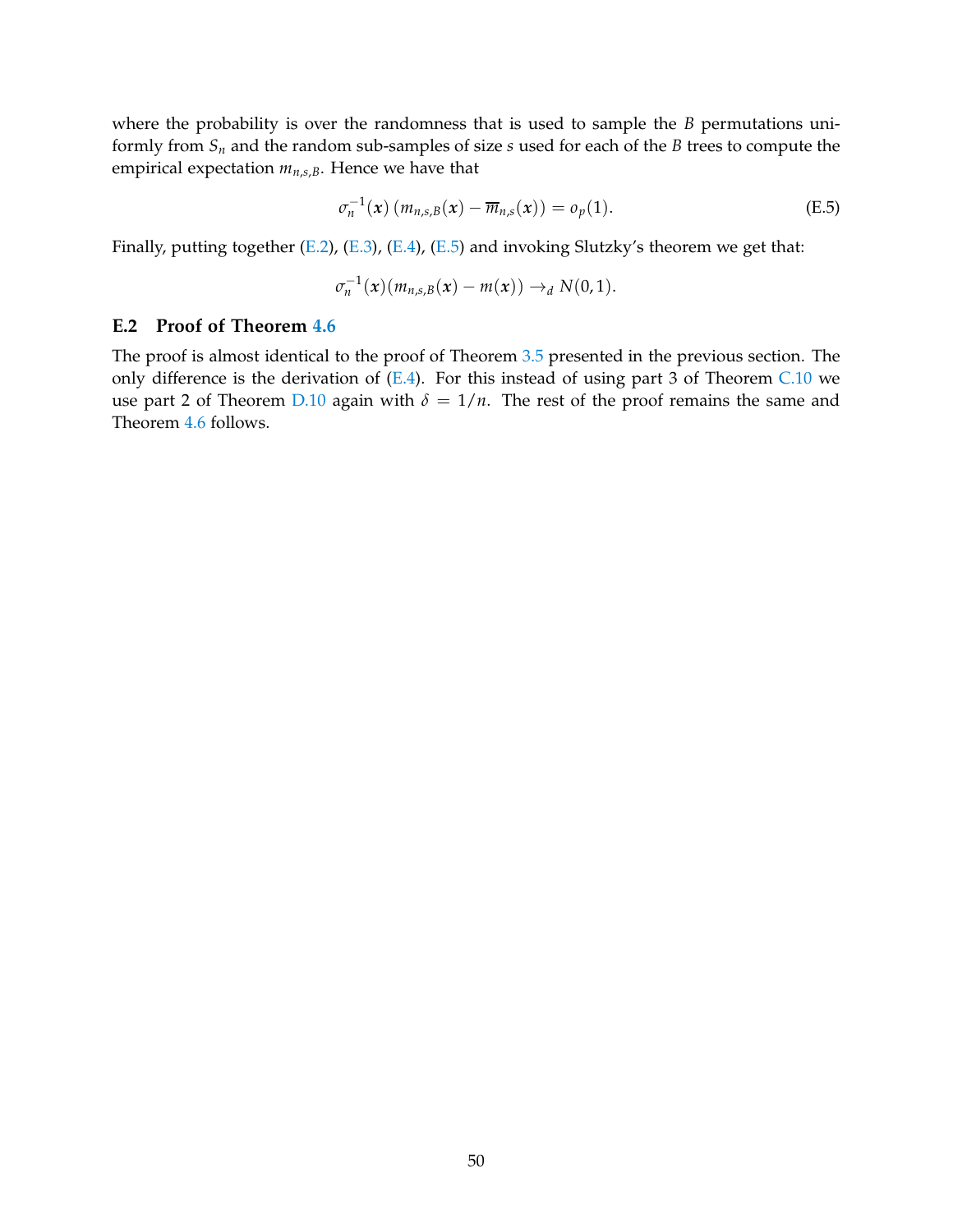where the probability is over the randomness that is used to sample the $B$ permutations uniformly from $S_n$ and the random sub-samples of size $s$ used for each of the $B$ trees to compute the empirical expectation $m_{n,s,B}$. Hence we have that

$$\sigma_n^{-1}(\boldsymbol{x})\left(m_{n,s,B}(\boldsymbol{x}) - \overline{m}_{n,s}(\boldsymbol{x})\right) = o_p(1). \tag{E.5}$$

Finally, putting together (E.2), (E.3), (E.4), (E.5) and invoking Slutzky's theorem we get that:

$$\sigma_n^{-1}(\boldsymbol{x})(m_{n,s,B}(\boldsymbol{x}) - m(\boldsymbol{x})) \to_d N(0,1).$$

### E.2 Proof of Theorem 4.6

The proof is almost identical to the proof of Theorem 3.5 presented in the previous section. The only difference is the derivation of (E.4). For this instead of using part 3 of Theorem C.10 we use part 2 of Theorem D.10 again with $\delta = 1/n$. The rest of the proof remains the same and Theorem 4.6 follows.